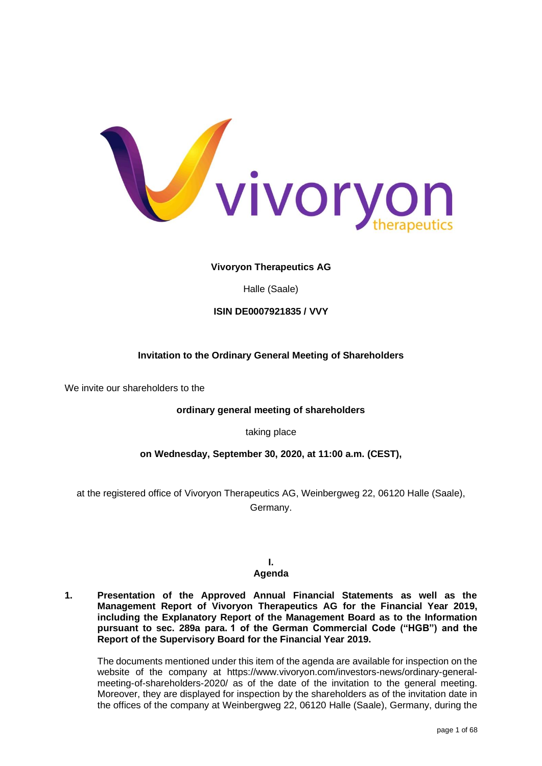**Vivoryon Therapeutics AG**

Halle (Saale)

**ISIN DE0007921835 / VVY**

# Invitation to the Ordinary General Meeting of Shareholders

We invite our shareholders to the

**ordinary general meeting of shareholders**

taking place

**on Wednesday, September 30, 2020, at 11:00 a.m. (CEST),**

at the registered office of Vivoryon Therapeutics AG, Weinbergweg 22, 06120 Halle (Saale), Germany.

## I. Agenda

**1. Presentation of the Approved Annual Financial Statements as well as the Management Report of Vivoryon Therapeutics AG for the Financial Year 2019, including the Explanatory Report of the Management Board as to the Information pursuant to sec. 289a para. 1 of the German Commercial Code ("HGB") and the Report of the Supervisory Board for the Financial Year 2019.**

The documents mentioned under this item of the agenda are available for inspection on the website of the company at https://www.vivoryon.com/investors-news/ordinary-general-meeting-of-shareholders-2020/ as of the date of the invitation to the general meeting. Moreover, they are displayed for inspection by the shareholders as of the invitation date in the offices of the company at Weinbergweg 22, 06120 Halle (Saale), Germany, during the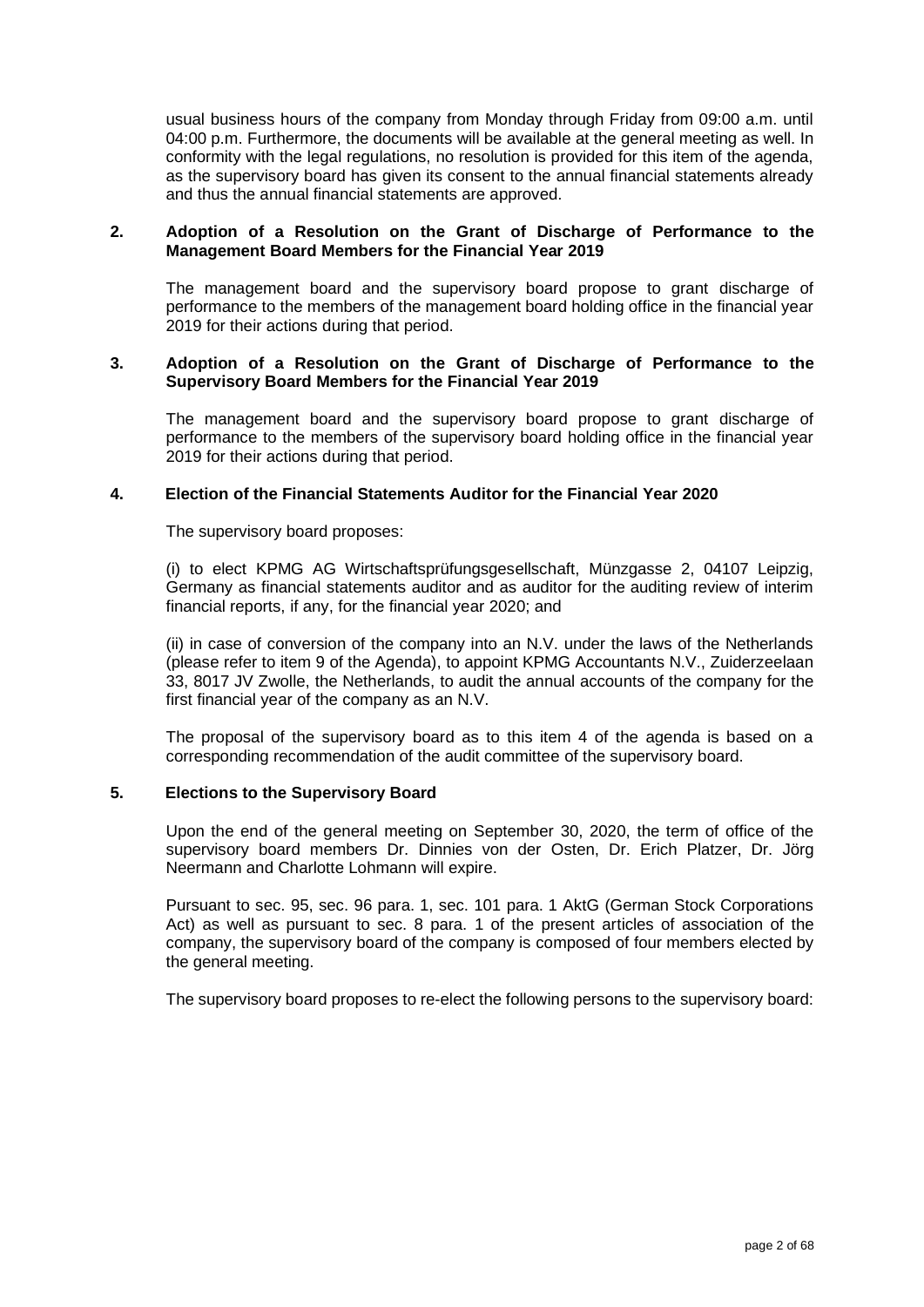usual business hours of the company from Monday through Friday from 09:00 a.m. until 04:00 p.m. Furthermore, the documents will be available at the general meeting as well. In conformity with the legal regulations, no resolution is provided for this item of the agenda, as the supervisory board has given its consent to the annual financial statements already and thus the annual financial statements are approved.

## 2. Adoption of a Resolution on the Grant of Discharge of Performance to the Management Board Members for the Financial Year 2019

The management board and the supervisory board propose to grant discharge of performance to the members of the management board holding office in the financial year 2019 for their actions during that period.

## 3. Adoption of a Resolution on the Grant of Discharge of Performance to the Supervisory Board Members for the Financial Year 2019

The management board and the supervisory board propose to grant discharge of performance to the members of the supervisory board holding office in the financial year 2019 for their actions during that period.

## 4. Election of the Financial Statements Auditor for the Financial Year 2020

The supervisory board proposes:

(i) to elect KPMG AG Wirtschaftsprüfungsgesellschaft, Münzgasse 2, 04107 Leipzig, Germany as financial statements auditor and as auditor for the auditing review of interim financial reports, if any, for the financial year 2020; and

(ii) in case of conversion of the company into an N.V. under the laws of the Netherlands (please refer to item 9 of the Agenda), to appoint KPMG Accountants N.V., Zuiderzeelaan 33, 8017 JV Zwolle, the Netherlands, to audit the annual accounts of the company for the first financial year of the company as an N.V.

The proposal of the supervisory board as to this item 4 of the agenda is based on a corresponding recommendation of the audit committee of the supervisory board.

## 5. Elections to the Supervisory Board

Upon the end of the general meeting on September 30, 2020, the term of office of the supervisory board members Dr. Dinnies von der Osten, Dr. Erich Platzer, Dr. Jörg Neermann and Charlotte Lohmann will expire.

Pursuant to sec. 95, sec. 96 para. 1, sec. 101 para. 1 AktG (German Stock Corporations Act) as well as pursuant to sec. 8 para. 1 of the present articles of association of the company, the supervisory board of the company is composed of four members elected by the general meeting.

The supervisory board proposes to re-elect the following persons to the supervisory board: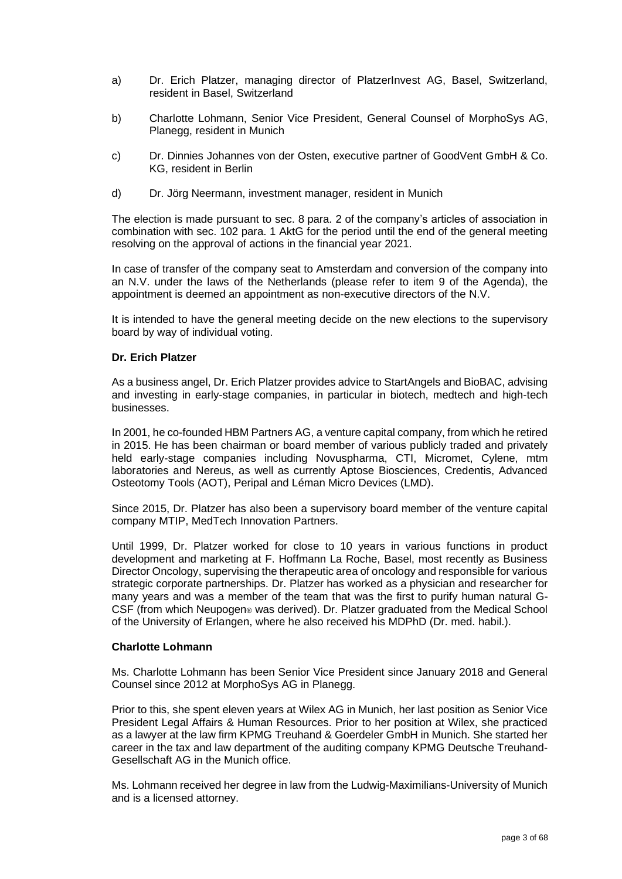a) Dr. Erich Platzer, managing director of PlatzerInvest AG, Basel, Switzerland, resident in Basel, Switzerland

b) Charlotte Lohmann, Senior Vice President, General Counsel of MorphoSys AG, Planegg, resident in Munich

c) Dr. Dinnies Johannes von der Osten, executive partner of GoodVent GmbH & Co. KG, resident in Berlin

d) Dr. Jörg Neermann, investment manager, resident in Munich

The election is made pursuant to sec. 8 para. 2 of the company's articles of association in combination with sec. 102 para. 1 AktG for the period until the end of the general meeting resolving on the approval of actions in the financial year 2021.

In case of transfer of the company seat to Amsterdam and conversion of the company into an N.V. under the laws of the Netherlands (please refer to item 9 of the Agenda), the appointment is deemed an appointment as non-executive directors of the N.V.

It is intended to have the general meeting decide on the new elections to the supervisory board by way of individual voting.

**Dr. Erich Platzer**

As a business angel, Dr. Erich Platzer provides advice to StartAngels and BioBAC, advising and investing in early-stage companies, in particular in biotech, medtech and high-tech businesses.

In 2001, he co-founded HBM Partners AG, a venture capital company, from which he retired in 2015. He has been chairman or board member of various publicly traded and privately held early-stage companies including Novuspharma, CTI, Micromet, Cylene, mtm laboratories and Nereus, as well as currently Aptose Biosciences, Credentis, Advanced Osteotomy Tools (AOT), Peripal and Léman Micro Devices (LMD).

Since 2015, Dr. Platzer has also been a supervisory board member of the venture capital company MTIP, MedTech Innovation Partners.

Until 1999, Dr. Platzer worked for close to 10 years in various functions in product development and marketing at F. Hoffmann La Roche, Basel, most recently as Business Director Oncology, supervising the therapeutic area of oncology and responsible for various strategic corporate partnerships. Dr. Platzer has worked as a physician and researcher for many years and was a member of the team that was the first to purify human natural G-CSF (from which Neupogen® was derived). Dr. Platzer graduated from the Medical School of the University of Erlangen, where he also received his MDPhD (Dr. med. habil.).

**Charlotte Lohmann**

Ms. Charlotte Lohmann has been Senior Vice President since January 2018 and General Counsel since 2012 at MorphoSys AG in Planegg.

Prior to this, she spent eleven years at Wilex AG in Munich, her last position as Senior Vice President Legal Affairs & Human Resources. Prior to her position at Wilex, she practiced as a lawyer at the law firm KPMG Treuhand & Goerdeler GmbH in Munich. She started her career in the tax and law department of the auditing company KPMG Deutsche Treuhand-Gesellschaft AG in the Munich office.

Ms. Lohmann received her degree in law from the Ludwig-Maximilians-University of Munich and is a licensed attorney.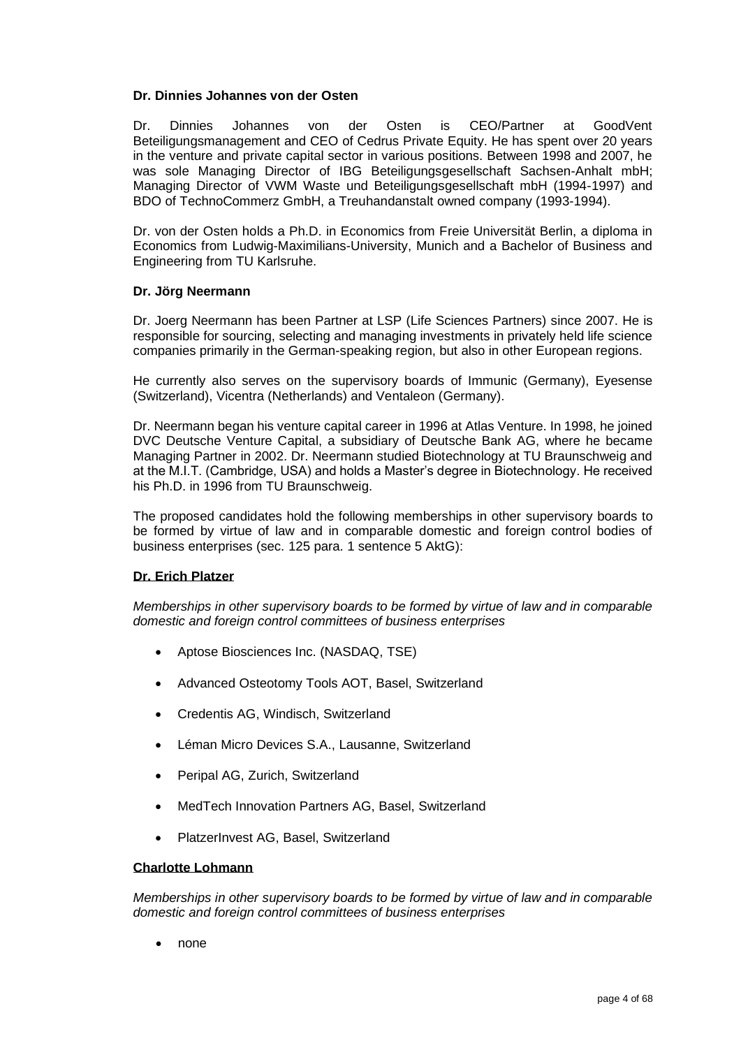**Dr. Dinnies Johannes von der Osten**

Dr. Dinnies Johannes von der Osten is CEO/Partner at GoodVent Beteiligungsmanagement and CEO of Cedrus Private Equity. He has spent over 20 years in the venture and private capital sector in various positions. Between 1998 and 2007, he was sole Managing Director of IBG Beteiligungsgesellschaft Sachsen-Anhalt mbH; Managing Director of VWM Waste und Beteiligungsgesellschaft mbH (1994-1997) and BDO of TechnoCommerz GmbH, a Treuhandanstalt owned company (1993-1994).

Dr. von der Osten holds a Ph.D. in Economics from Freie Universität Berlin, a diploma in Economics from Ludwig-Maximilians-University, Munich and a Bachelor of Business and Engineering from TU Karlsruhe.

**Dr. Jörg Neermann**

Dr. Joerg Neermann has been Partner at LSP (Life Sciences Partners) since 2007. He is responsible for sourcing, selecting and managing investments in privately held life science companies primarily in the German-speaking region, but also in other European regions.

He currently also serves on the supervisory boards of Immunic (Germany), Eyesense (Switzerland), Vicentra (Netherlands) and Ventaleon (Germany).

Dr. Neermann began his venture capital career in 1996 at Atlas Venture. In 1998, he joined DVC Deutsche Venture Capital, a subsidiary of Deutsche Bank AG, where he became Managing Partner in 2002. Dr. Neermann studied Biotechnology at TU Braunschweig and at the M.I.T. (Cambridge, USA) and holds a Master's degree in Biotechnology. He received his Ph.D. in 1996 from TU Braunschweig.

The proposed candidates hold the following memberships in other supervisory boards to be formed by virtue of law and in comparable domestic and foreign control bodies of business enterprises (sec. 125 para. 1 sentence 5 AktG):

**Dr. Erich Platzer**

*Memberships in other supervisory boards to be formed by virtue of law and in comparable domestic and foreign control committees of business enterprises*

- Aptose Biosciences Inc. (NASDAQ, TSE)
- Advanced Osteotomy Tools AOT, Basel, Switzerland
- Credentis AG, Windisch, Switzerland
- Léman Micro Devices S.A., Lausanne, Switzerland
- Peripal AG, Zurich, Switzerland
- MedTech Innovation Partners AG, Basel, Switzerland
- PlatzerInvest AG, Basel, Switzerland

**Charlotte Lohmann**

*Memberships in other supervisory boards to be formed by virtue of law and in comparable domestic and foreign control committees of business enterprises*

- none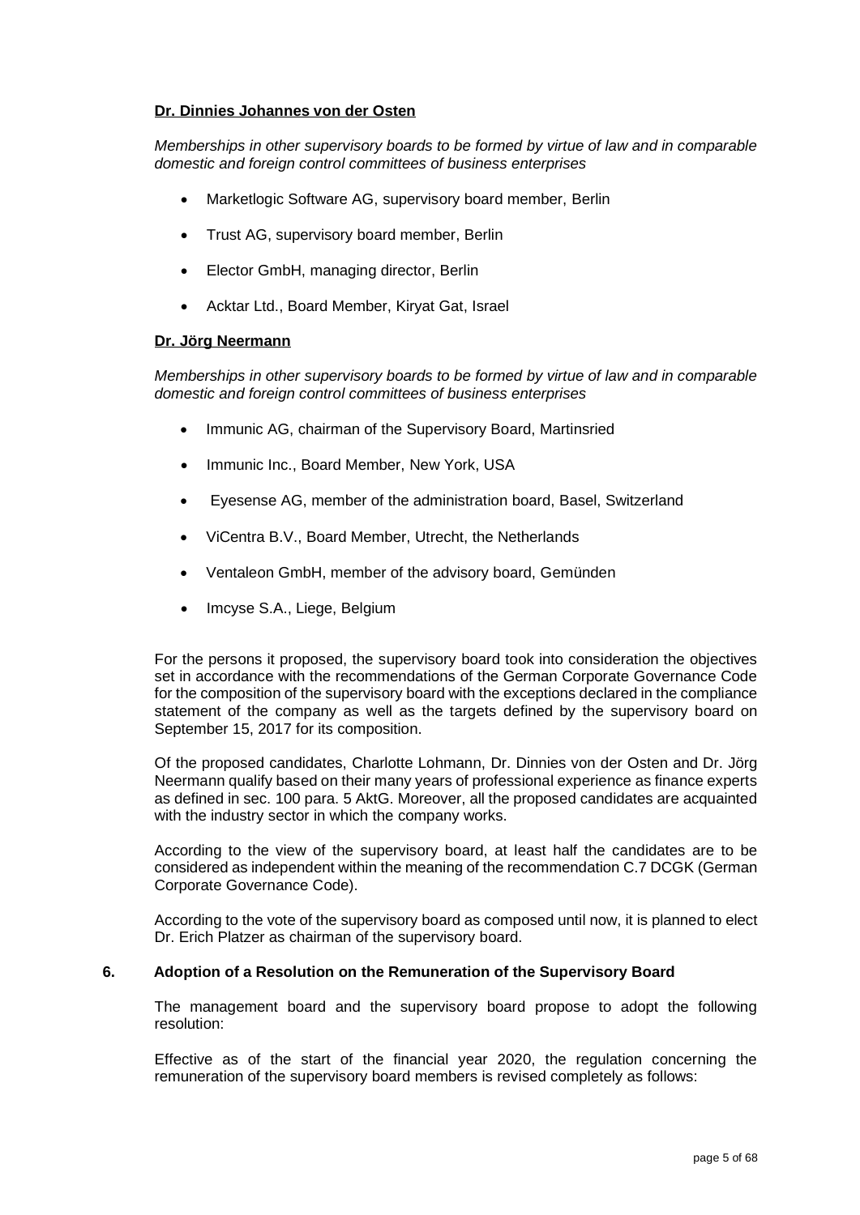**Dr. Dinnies Johannes von der Osten**

*Memberships in other supervisory boards to be formed by virtue of law and in comparable domestic and foreign control committees of business enterprises*

- Marketlogic Software AG, supervisory board member, Berlin
- Trust AG, supervisory board member, Berlin
- Elector GmbH, managing director, Berlin
- Acktar Ltd., Board Member, Kiryat Gat, Israel

**Dr. Jörg Neermann**

*Memberships in other supervisory boards to be formed by virtue of law and in comparable domestic and foreign control committees of business enterprises*

- Immunic AG, chairman of the Supervisory Board, Martinsried
- Immunic Inc., Board Member, New York, USA
- Eyesense AG, member of the administration board, Basel, Switzerland
- ViCentra B.V., Board Member, Utrecht, the Netherlands
- Ventaleon GmbH, member of the advisory board, Gemünden
- Imcyse S.A., Liege, Belgium

For the persons it proposed, the supervisory board took into consideration the objectives set in accordance with the recommendations of the German Corporate Governance Code for the composition of the supervisory board with the exceptions declared in the compliance statement of the company as well as the targets defined by the supervisory board on September 15, 2017 for its composition.

Of the proposed candidates, Charlotte Lohmann, Dr. Dinnies von der Osten and Dr. Jörg Neermann qualify based on their many years of professional experience as finance experts as defined in sec. 100 para. 5 AktG. Moreover, all the proposed candidates are acquainted with the industry sector in which the company works.

According to the view of the supervisory board, at least half the candidates are to be considered as independent within the meaning of the recommendation C.7 DCGK (German Corporate Governance Code).

According to the vote of the supervisory board as composed until now, it is planned to elect Dr. Erich Platzer as chairman of the supervisory board.

## 6. Adoption of a Resolution on the Remuneration of the Supervisory Board

The management board and the supervisory board propose to adopt the following resolution:

Effective as of the start of the financial year 2020, the regulation concerning the remuneration of the supervisory board members is revised completely as follows: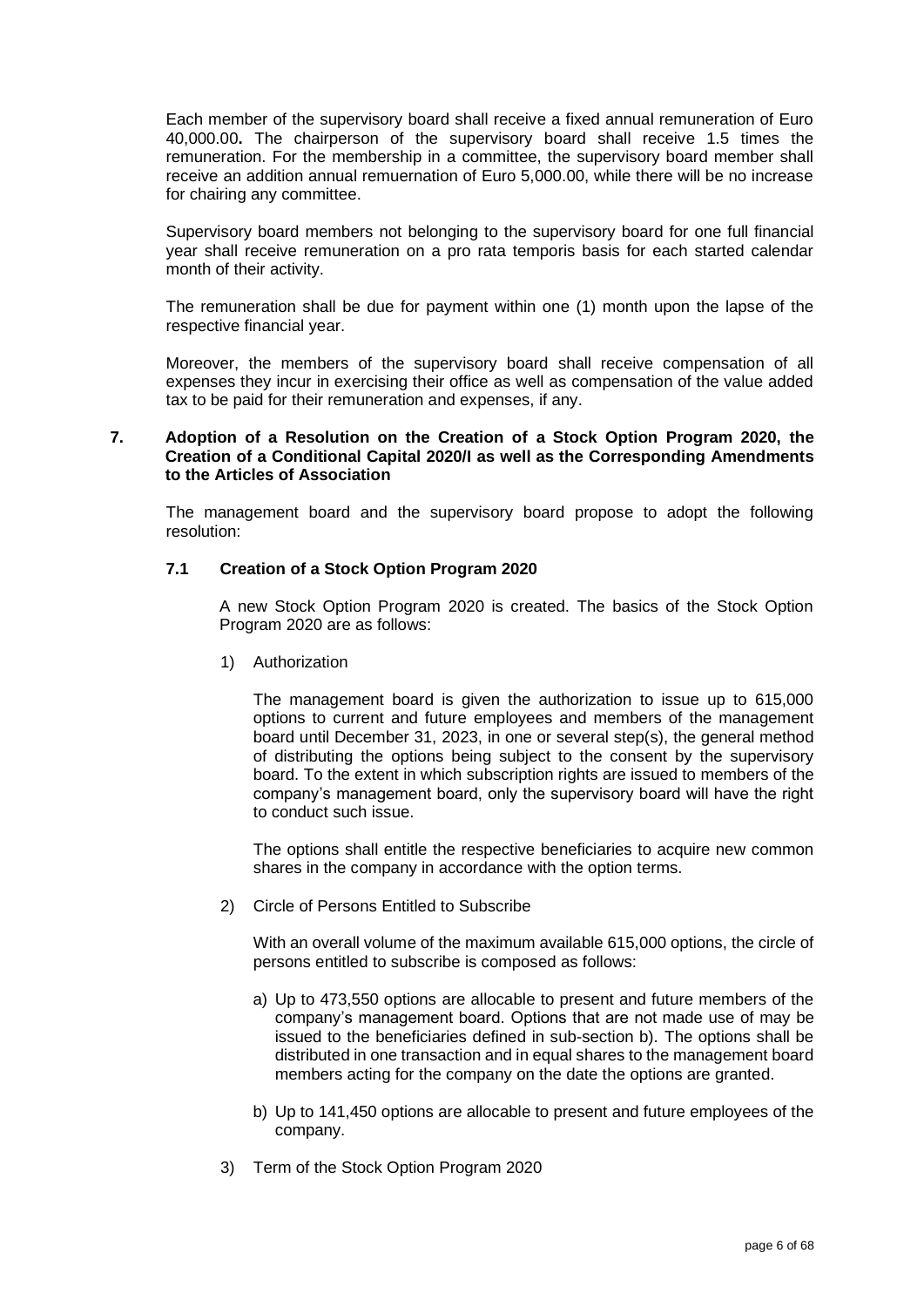Each member of the supervisory board shall receive a fixed annual remuneration of Euro 40,000.00**.** The chairperson of the supervisory board shall receive 1.5 times the remuneration. For the membership in a committee, the supervisory board member shall receive an addition annual remuernation of Euro 5,000.00, while there will be no increase for chairing any committee.

Supervisory board members not belonging to the supervisory board for one full financial year shall receive remuneration on a pro rata temporis basis for each started calendar month of their activity.

The remuneration shall be due for payment within one (1) month upon the lapse of the respective financial year.

Moreover, the members of the supervisory board shall receive compensation of all expenses they incur in exercising their office as well as compensation of the value added tax to be paid for their remuneration and expenses, if any.

## 7. Adoption of a Resolution on the Creation of a Stock Option Program 2020, the Creation of a Conditional Capital 2020/I as well as the Corresponding Amendments to the Articles of Association

The management board and the supervisory board propose to adopt the following resolution:

### 7.1 Creation of a Stock Option Program 2020

A new Stock Option Program 2020 is created. The basics of the Stock Option Program 2020 are as follows:

1) Authorization

   The management board is given the authorization to issue up to 615,000 options to current and future employees and members of the management board until December 31, 2023, in one or several step(s), the general method of distributing the options being subject to the consent by the supervisory board. To the extent in which subscription rights are issued to members of the company's management board, only the supervisory board will have the right to conduct such issue.

   The options shall entitle the respective beneficiaries to acquire new common shares in the company in accordance with the option terms.

2) Circle of Persons Entitled to Subscribe

   With an overall volume of the maximum available 615,000 options, the circle of persons entitled to subscribe is composed as follows:

   a) Up to 473,550 options are allocable to present and future members of the company's management board. Options that are not made use of may be issued to the beneficiaries defined in sub-section b). The options shall be distributed in one transaction and in equal shares to the management board members acting for the company on the date the options are granted.

   b) Up to 141,450 options are allocable to present and future employees of the company.

3) Term of the Stock Option Program 2020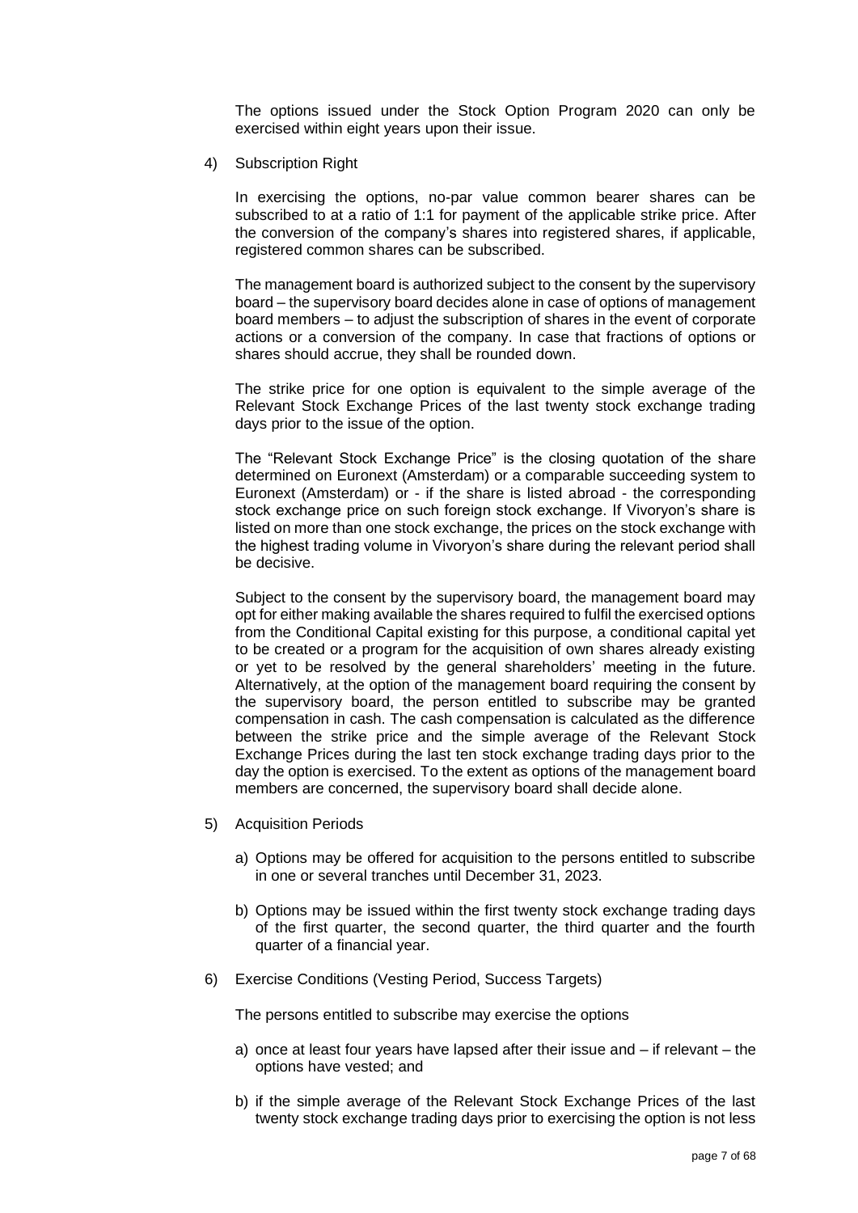The options issued under the Stock Option Program 2020 can only be exercised within eight years upon their issue.

4) Subscription Right

In exercising the options, no-par value common bearer shares can be subscribed to at a ratio of 1:1 for payment of the applicable strike price. After the conversion of the company's shares into registered shares, if applicable, registered common shares can be subscribed.

The management board is authorized subject to the consent by the supervisory board – the supervisory board decides alone in case of options of management board members – to adjust the subscription of shares in the event of corporate actions or a conversion of the company. In case that fractions of options or shares should accrue, they shall be rounded down.

The strike price for one option is equivalent to the simple average of the Relevant Stock Exchange Prices of the last twenty stock exchange trading days prior to the issue of the option.

The "Relevant Stock Exchange Price" is the closing quotation of the share determined on Euronext (Amsterdam) or a comparable succeeding system to Euronext (Amsterdam) or - if the share is listed abroad - the corresponding stock exchange price on such foreign stock exchange. If Vivoryon's share is listed on more than one stock exchange, the prices on the stock exchange with the highest trading volume in Vivoryon's share during the relevant period shall be decisive.

Subject to the consent by the supervisory board, the management board may opt for either making available the shares required to fulfil the exercised options from the Conditional Capital existing for this purpose, a conditional capital yet to be created or a program for the acquisition of own shares already existing or yet to be resolved by the general shareholders' meeting in the future. Alternatively, at the option of the management board requiring the consent by the supervisory board, the person entitled to subscribe may be granted compensation in cash. The cash compensation is calculated as the difference between the strike price and the simple average of the Relevant Stock Exchange Prices during the last ten stock exchange trading days prior to the day the option is exercised. To the extent as options of the management board members are concerned, the supervisory board shall decide alone.

5) Acquisition Periods

a) Options may be offered for acquisition to the persons entitled to subscribe in one or several tranches until December 31, 2023.

b) Options may be issued within the first twenty stock exchange trading days of the first quarter, the second quarter, the third quarter and the fourth quarter of a financial year.

6) Exercise Conditions (Vesting Period, Success Targets)

The persons entitled to subscribe may exercise the options

a) once at least four years have lapsed after their issue and – if relevant – the options have vested; and

b) if the simple average of the Relevant Stock Exchange Prices of the last twenty stock exchange trading days prior to exercising the option is not less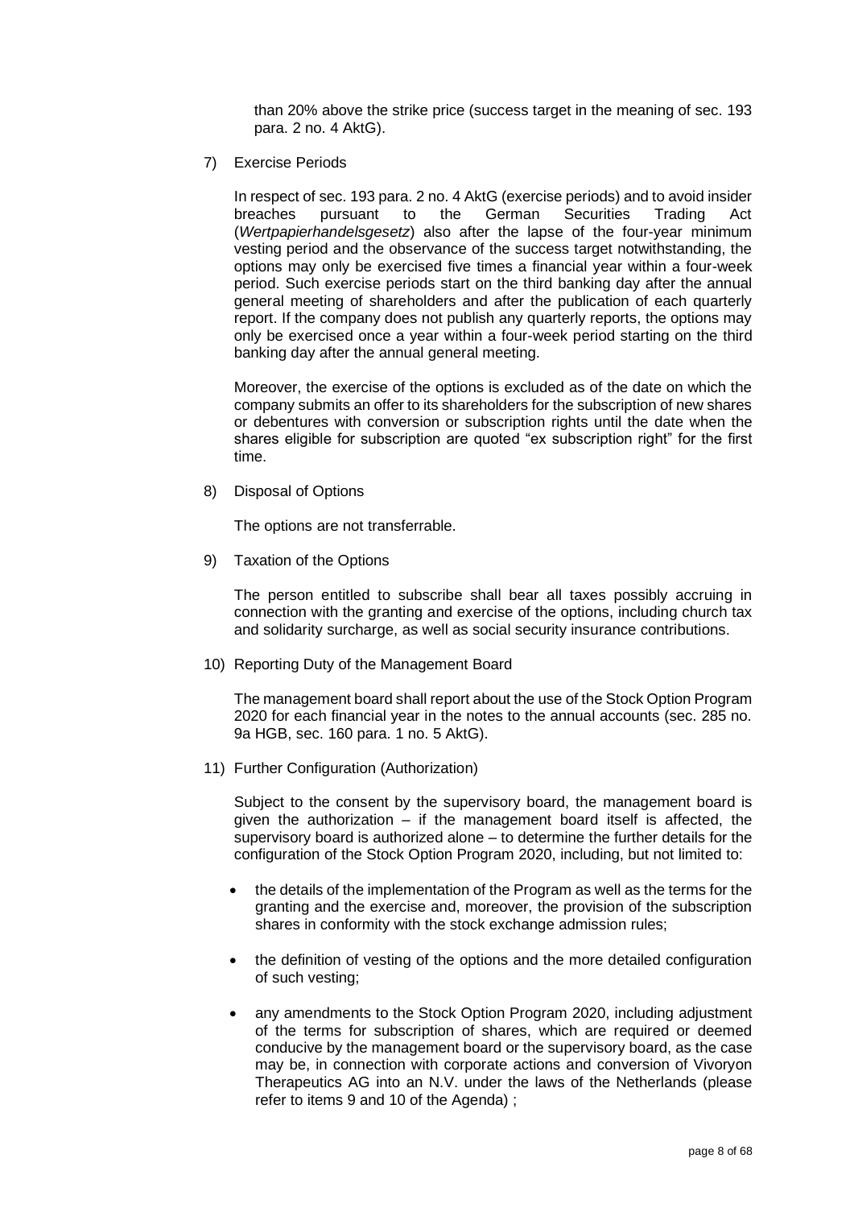than 20% above the strike price (success target in the meaning of sec. 193 para. 2 no. 4 AktG).

7) Exercise Periods

In respect of sec. 193 para. 2 no. 4 AktG (exercise periods) and to avoid insider breaches pursuant to the German Securities Trading Act (*Wertpapierhandelsgesetz*) also after the lapse of the four-year minimum vesting period and the observance of the success target notwithstanding, the options may only be exercised five times a financial year within a four-week period. Such exercise periods start on the third banking day after the annual general meeting of shareholders and after the publication of each quarterly report. If the company does not publish any quarterly reports, the options may only be exercised once a year within a four-week period starting on the third banking day after the annual general meeting.

Moreover, the exercise of the options is excluded as of the date on which the company submits an offer to its shareholders for the subscription of new shares or debentures with conversion or subscription rights until the date when the shares eligible for subscription are quoted "ex subscription right" for the first time.

8) Disposal of Options

The options are not transferrable.

9) Taxation of the Options

The person entitled to subscribe shall bear all taxes possibly accruing in connection with the granting and exercise of the options, including church tax and solidarity surcharge, as well as social security insurance contributions.

10) Reporting Duty of the Management Board

The management board shall report about the use of the Stock Option Program 2020 for each financial year in the notes to the annual accounts (sec. 285 no. 9a HGB, sec. 160 para. 1 no. 5 AktG).

11) Further Configuration (Authorization)

Subject to the consent by the supervisory board, the management board is given the authorization – if the management board itself is affected, the supervisory board is authorized alone – to determine the further details for the configuration of the Stock Option Program 2020, including, but not limited to:

- the details of the implementation of the Program as well as the terms for the granting and the exercise and, moreover, the provision of the subscription shares in conformity with the stock exchange admission rules;
- the definition of vesting of the options and the more detailed configuration of such vesting;
- any amendments to the Stock Option Program 2020, including adjustment of the terms for subscription of shares, which are required or deemed conducive by the management board or the supervisory board, as the case may be, in connection with corporate actions and conversion of Vivoryon Therapeutics AG into an N.V. under the laws of the Netherlands (please refer to items 9 and 10 of the Agenda) ;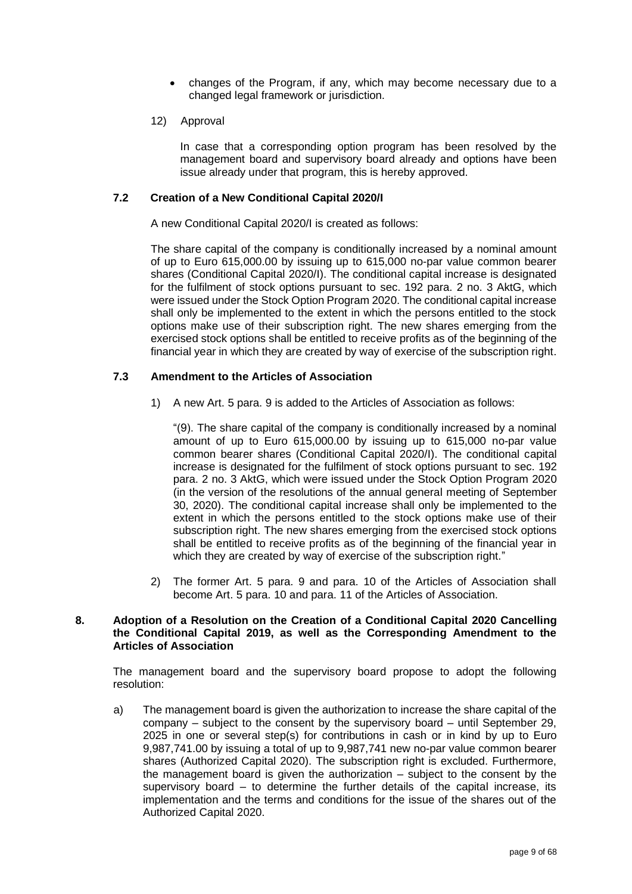- changes of the Program, if any, which may become necessary due to a changed legal framework or jurisdiction.

12) Approval

In case that a corresponding option program has been resolved by the management board and supervisory board already and options have been issue already under that program, this is hereby approved.

### 7.2 Creation of a New Conditional Capital 2020/I

A new Conditional Capital 2020/I is created as follows:

The share capital of the company is conditionally increased by a nominal amount of up to Euro 615,000.00 by issuing up to 615,000 no-par value common bearer shares (Conditional Capital 2020/I). The conditional capital increase is designated for the fulfilment of stock options pursuant to sec. 192 para. 2 no. 3 AktG, which were issued under the Stock Option Program 2020. The conditional capital increase shall only be implemented to the extent in which the persons entitled to the stock options make use of their subscription right. The new shares emerging from the exercised stock options shall be entitled to receive profits as of the beginning of the financial year in which they are created by way of exercise of the subscription right.

### 7.3 Amendment to the Articles of Association

1) A new Art. 5 para. 9 is added to the Articles of Association as follows:

"(9). The share capital of the company is conditionally increased by a nominal amount of up to Euro 615,000.00 by issuing up to 615,000 no-par value common bearer shares (Conditional Capital 2020/I). The conditional capital increase is designated for the fulfilment of stock options pursuant to sec. 192 para. 2 no. 3 AktG, which were issued under the Stock Option Program 2020 (in the version of the resolutions of the annual general meeting of September 30, 2020). The conditional capital increase shall only be implemented to the extent in which the persons entitled to the stock options make use of their subscription right. The new shares emerging from the exercised stock options shall be entitled to receive profits as of the beginning of the financial year in which they are created by way of exercise of the subscription right."

2) The former Art. 5 para. 9 and para. 10 of the Articles of Association shall become Art. 5 para. 10 and para. 11 of the Articles of Association.

## 8. Adoption of a Resolution on the Creation of a Conditional Capital 2020 Cancelling the Conditional Capital 2019, as well as the Corresponding Amendment to the Articles of Association

The management board and the supervisory board propose to adopt the following resolution:

a) The management board is given the authorization to increase the share capital of the company – subject to the consent by the supervisory board – until September 29, 2025 in one or several step(s) for contributions in cash or in kind by up to Euro 9,987,741.00 by issuing a total of up to 9,987,741 new no-par value common bearer shares (Authorized Capital 2020). The subscription right is excluded. Furthermore, the management board is given the authorization – subject to the consent by the supervisory board – to determine the further details of the capital increase, its implementation and the terms and conditions for the issue of the shares out of the Authorized Capital 2020.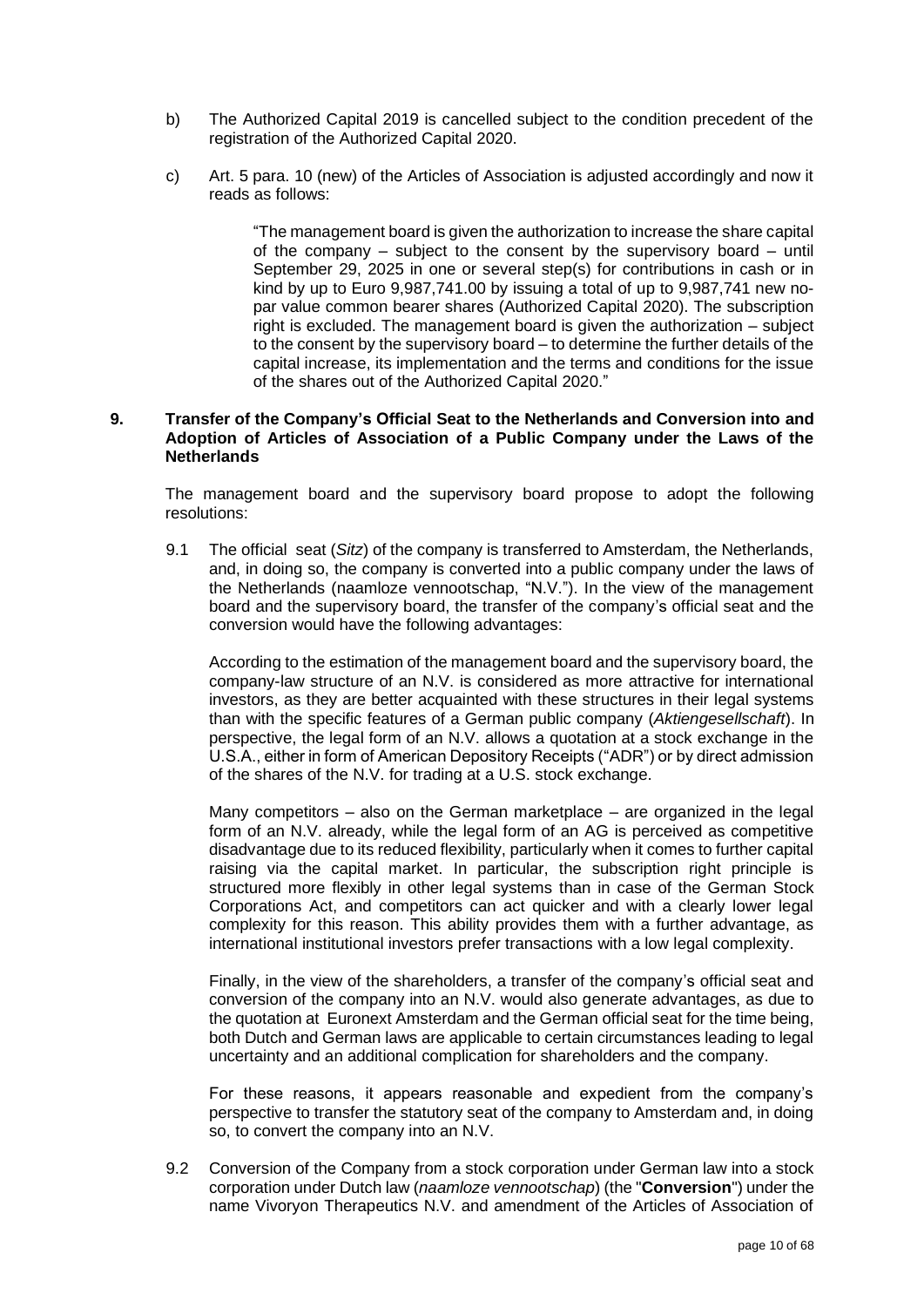b) The Authorized Capital 2019 is cancelled subject to the condition precedent of the registration of the Authorized Capital 2020.

c) Art. 5 para. 10 (new) of the Articles of Association is adjusted accordingly and now it reads as follows:

> "The management board is given the authorization to increase the share capital of the company – subject to the consent by the supervisory board – until September 29, 2025 in one or several step(s) for contributions in cash or in kind by up to Euro 9,987,741.00 by issuing a total of up to 9,987,741 new no-par value common bearer shares (Authorized Capital 2020). The subscription right is excluded. The management board is given the authorization – subject to the consent by the supervisory board – to determine the further details of the capital increase, its implementation and the terms and conditions for the issue of the shares out of the Authorized Capital 2020."

## 9. Transfer of the Company's Official Seat to the Netherlands and Conversion into and Adoption of Articles of Association of a Public Company under the Laws of the Netherlands

The management board and the supervisory board propose to adopt the following resolutions:

9.1 The official seat (*Sitz*) of the company is transferred to Amsterdam, the Netherlands, and, in doing so, the company is converted into a public company under the laws of the Netherlands (naamloze vennootschap, "N.V."). In the view of the management board and the supervisory board, the transfer of the company's official seat and the conversion would have the following advantages:

According to the estimation of the management board and the supervisory board, the company-law structure of an N.V. is considered as more attractive for international investors, as they are better acquainted with these structures in their legal systems than with the specific features of a German public company (*Aktiengesellschaft*). In perspective, the legal form of an N.V. allows a quotation at a stock exchange in the U.S.A., either in form of American Depository Receipts ("ADR") or by direct admission of the shares of the N.V. for trading at a U.S. stock exchange.

Many competitors – also on the German marketplace – are organized in the legal form of an N.V. already, while the legal form of an AG is perceived as competitive disadvantage due to its reduced flexibility, particularly when it comes to further capital raising via the capital market. In particular, the subscription right principle is structured more flexibly in other legal systems than in case of the German Stock Corporations Act, and competitors can act quicker and with a clearly lower legal complexity for this reason. This ability provides them with a further advantage, as international institutional investors prefer transactions with a low legal complexity.

Finally, in the view of the shareholders, a transfer of the company's official seat and conversion of the company into an N.V. would also generate advantages, as due to the quotation at Euronext Amsterdam and the German official seat for the time being, both Dutch and German laws are applicable to certain circumstances leading to legal uncertainty and an additional complication for shareholders and the company.

For these reasons, it appears reasonable and expedient from the company's perspective to transfer the statutory seat of the company to Amsterdam and, in doing so, to convert the company into an N.V.

9.2 Conversion of the Company from a stock corporation under German law into a stock corporation under Dutch law (*naamloze vennootschap*) (the "**Conversion**") under the name Vivoryon Therapeutics N.V. and amendment of the Articles of Association of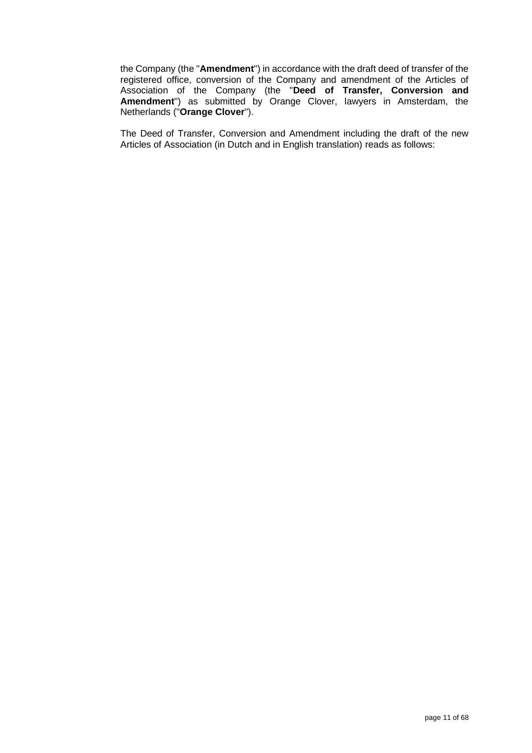the Company (the "**Amendment**") in accordance with the draft deed of transfer of the registered office, conversion of the Company and amendment of the Articles of Association of the Company (the "**Deed of Transfer, Conversion and Amendment**") as submitted by Orange Clover, lawyers in Amsterdam, the Netherlands ("**Orange Clover**").

The Deed of Transfer, Conversion and Amendment including the draft of the new Articles of Association (in Dutch and in English translation) reads as follows: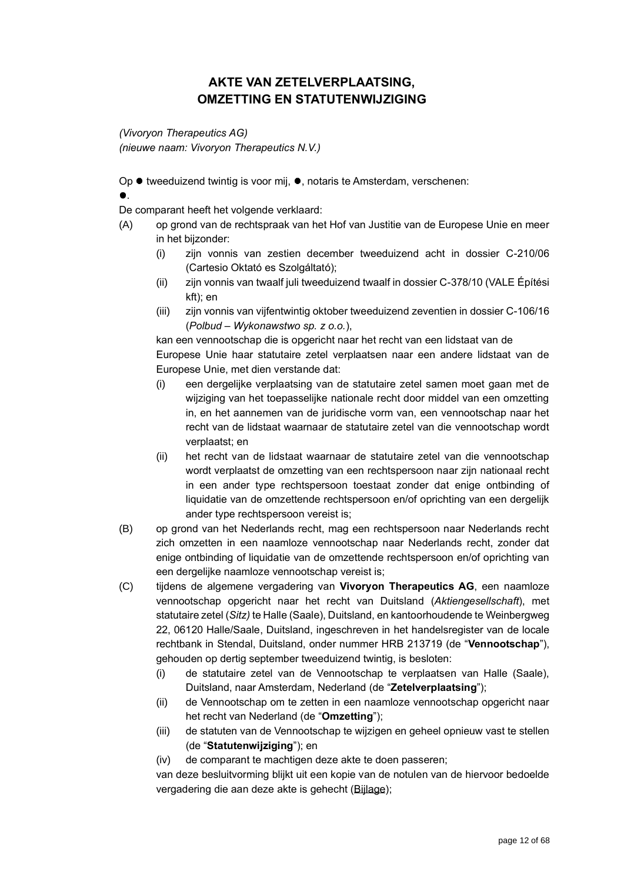# AKTE VAN ZETELVERPLAATSING, OMZETTING EN STATUTENWIJZIGING

*(Vivoryon Therapeutics AG)*
*(nieuwe naam: Vivoryon Therapeutics N.V.)*

Op ● tweeduizend twintig is voor mij, ●, notaris te Amsterdam, verschenen:
●.
De comparant heeft het volgende verklaard:

(A) op grond van de rechtspraak van het Hof van Justitie van de Europese Unie en meer in het bijzonder:
   (i) zijn vonnis van zestien december tweeduizend acht in dossier C-210/06 (Cartesio Oktató es Szolgáltató);
   (ii) zijn vonnis van twaalf juli tweeduizend twaalf in dossier C-378/10 (VALE Építési kft); en
   (iii) zijn vonnis van vijfentwintig oktober tweeduizend zeventien in dossier C-106/16 (*Polbud – Wykonawstwo sp. z o.o.*),

   kan een vennootschap die is opgericht naar het recht van een lidstaat van de Europese Unie haar statutaire zetel verplaatsen naar een andere lidstaat van de Europese Unie, met dien verstande dat:
   (i) een dergelijke verplaatsing van de statutaire zetel samen moet gaan met de wijziging van het toepasselijke nationale recht door middel van een omzetting in, en het aannemen van de juridische vorm van, een vennootschap naar het recht van de lidstaat waarnaar de statutaire zetel van die vennootschap wordt verplaatst; en
   (ii) het recht van de lidstaat waarnaar de statutaire zetel van die vennootschap wordt verplaatst de omzetting van een rechtspersoon naar zijn nationaal recht in een ander type rechtspersoon toestaat zonder dat enige ontbinding of liquidatie van de omzettende rechtspersoon en/of oprichting van een dergelijk ander type rechtspersoon vereist is;

(B) op grond van het Nederlands recht, mag een rechtspersoon naar Nederlands recht zich omzetten in een naamloze vennootschap naar Nederlands recht, zonder dat enige ontbinding of liquidatie van de omzettende rechtspersoon en/of oprichting van een dergelijke naamloze vennootschap vereist is;

(C) tijdens de algemene vergadering van **Vivoryon Therapeutics AG**, een naamloze vennootschap opgericht naar het recht van Duitsland (*Aktiengesellschaft*), met statutaire zetel (*Sitz)* te Halle (Saale), Duitsland, en kantoorhoudende te Weinbergweg 22, 06120 Halle/Saale, Duitsland, ingeschreven in het handelsregister van de locale rechtbank in Stendal, Duitsland, onder nummer HRB 213719 (de "**Vennootschap**"), gehouden op dertig september tweeduizend twintig, is besloten:
   (i) de statutaire zetel van de Vennootschap te verplaatsen van Halle (Saale), Duitsland, naar Amsterdam, Nederland (de "**Zetelverplaatsing**");
   (ii) de Vennootschap om te zetten in een naamloze vennootschap opgericht naar het recht van Nederland (de "**Omzetting**");
   (iii) de statuten van de Vennootschap te wijzigen en geheel opnieuw vast te stellen (de "**Statutenwijziging**"); en
   (iv) de comparant te machtigen deze akte te doen passeren;

   van deze besluitvorming blijkt uit een kopie van de notulen van de hiervoor bedoelde vergadering die aan deze akte is gehecht (Bijlage);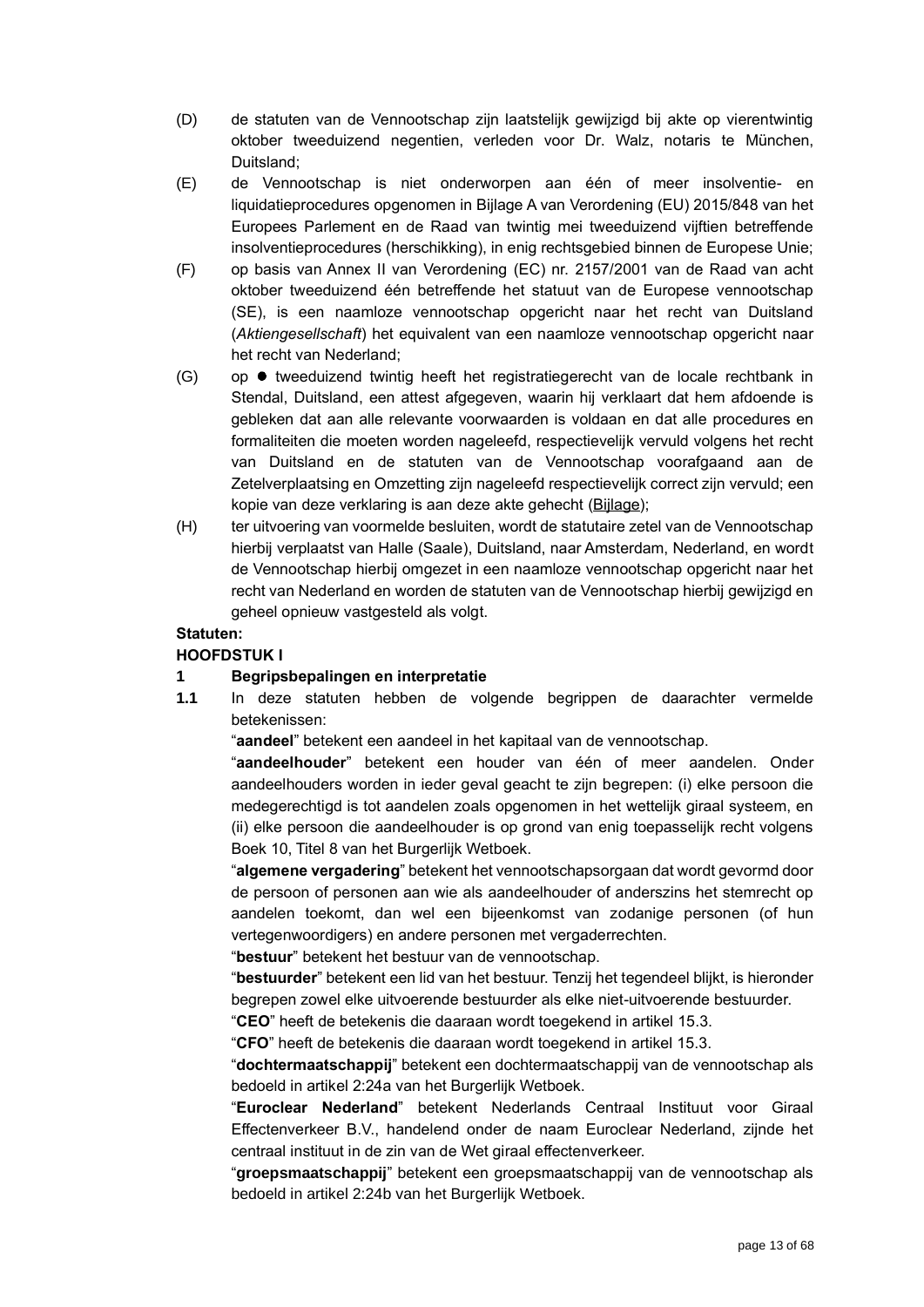(D) de statuten van de Vennootschap zijn laatstelijk gewijzigd bij akte op vierentwintig oktober tweeduizend negentien, verleden voor Dr. Walz, notaris te München, Duitsland;

(E) de Vennootschap is niet onderworpen aan één of meer insolventie- en liquidatieprocedures opgenomen in Bijlage A van Verordening (EU) 2015/848 van het Europees Parlement en de Raad van twintig mei tweeduizend vijftien betreffende insolventieprocedures (herschikking), in enig rechtsgebied binnen de Europese Unie;

(F) op basis van Annex II van Verordening (EC) nr. 2157/2001 van de Raad van acht oktober tweeduizend één betreffende het statuut van de Europese vennootschap (SE), is een naamloze vennootschap opgericht naar het recht van Duitsland (*Aktiengesellschaft*) het equivalent van een naamloze vennootschap opgericht naar het recht van Nederland;

(G) op ● tweeduizend twintig heeft het registratiegerecht van de locale rechtbank in Stendal, Duitsland, een attest afgegeven, waarin hij verklaart dat hem afdoende is gebleken dat aan alle relevante voorwaarden is voldaan en dat alle procedures en formaliteiten die moeten worden nageleefd, respectievelijk vervuld volgens het recht van Duitsland en de statuten van de Vennootschap voorafgaand aan de Zetelverplaatsing en Omzetting zijn nageleefd respectievelijk correct zijn vervuld; een kopie van deze verklaring is aan deze akte gehecht (Bijlage);

(H) ter uitvoering van voormelde besluiten, wordt de statutaire zetel van de Vennootschap hierbij verplaatst van Halle (Saale), Duitsland, naar Amsterdam, Nederland, en wordt de Vennootschap hierbij omgezet in een naamloze vennootschap opgericht naar het recht van Nederland en worden de statuten van de Vennootschap hierbij gewijzigd en geheel opnieuw vastgesteld als volgt.

**Statuten:**

**HOOFDSTUK I**

**1 Begripsbepalingen en interpretatie**

**1.1** In deze statuten hebben de volgende begrippen de daarachter vermelde betekenissen:

"**aandeel**" betekent een aandeel in het kapitaal van de vennootschap.

"**aandeelhouder**" betekent een houder van één of meer aandelen. Onder aandeelhouders worden in ieder geval geacht te zijn begrepen: (i) elke persoon die medegerechtigd is tot aandelen zoals opgenomen in het wettelijk giraal systeem, en (ii) elke persoon die aandeelhouder is op grond van enig toepasselijk recht volgens Boek 10, Titel 8 van het Burgerlijk Wetboek.

"**algemene vergadering**" betekent het vennootschapsorgaan dat wordt gevormd door de persoon of personen aan wie als aandeelhouder of anderszins het stemrecht op aandelen toekomt, dan wel een bijeenkomst van zodanige personen (of hun vertegenwoordigers) en andere personen met vergaderrechten.

"**bestuur**" betekent het bestuur van de vennootschap.

"**bestuurder**" betekent een lid van het bestuur. Tenzij het tegendeel blijkt, is hieronder begrepen zowel elke uitvoerende bestuurder als elke niet-uitvoerende bestuurder.

"**CEO**" heeft de betekenis die daaraan wordt toegekend in artikel 15.3.

"**CFO**" heeft de betekenis die daaraan wordt toegekend in artikel 15.3.

"**dochtermaatschappij**" betekent een dochtermaatschappij van de vennootschap als bedoeld in artikel 2:24a van het Burgerlijk Wetboek.

"**Euroclear Nederland**" betekent Nederlands Centraal Instituut voor Giraal Effectenverkeer B.V., handelend onder de naam Euroclear Nederland, zijnde het centraal instituut in de zin van de Wet giraal effectenverkeer.

"**groepsmaatschappij**" betekent een groepsmaatschappij van de vennootschap als bedoeld in artikel 2:24b van het Burgerlijk Wetboek.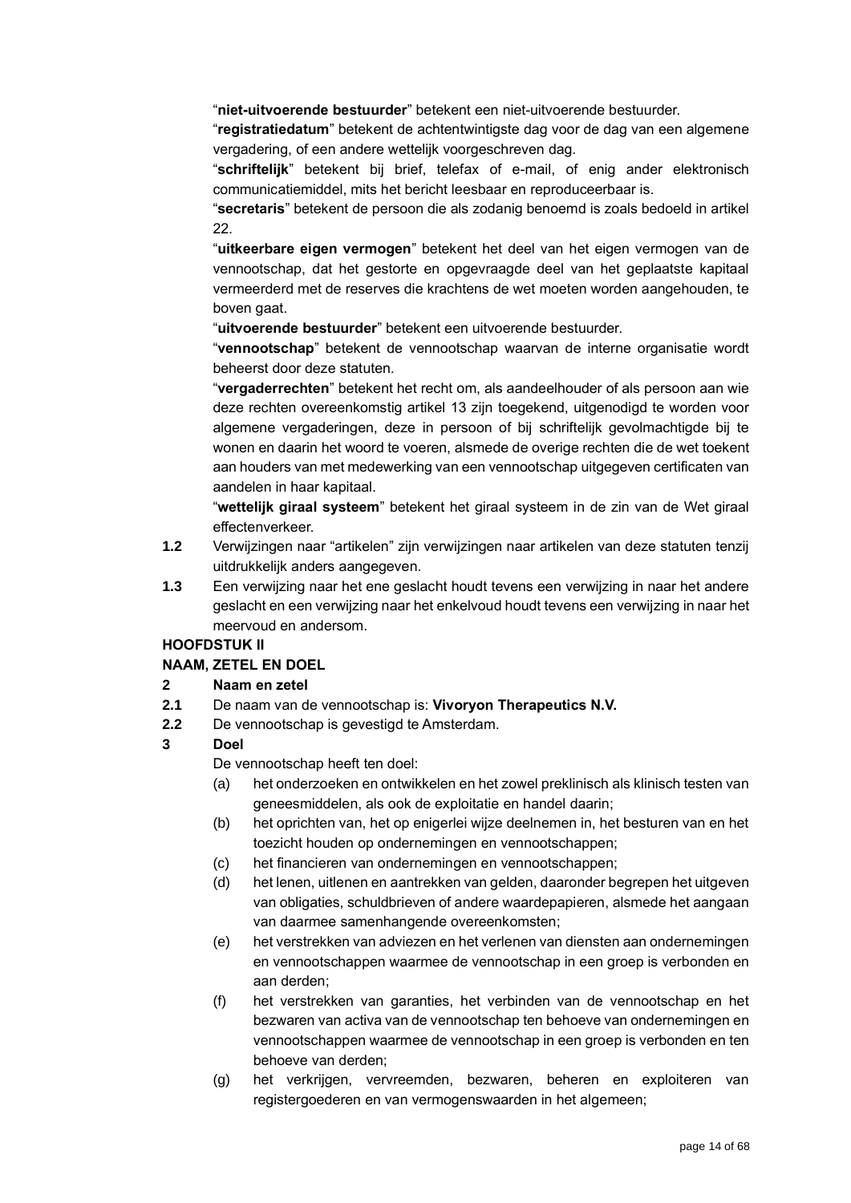"**niet-uitvoerende bestuurder**" betekent een niet-uitvoerende bestuurder.

"**registratiedatum**" betekent de achtentwintigste dag voor de dag van een algemene vergadering, of een andere wettelijk voorgeschreven dag.

"**schriftelijk**" betekent bij brief, telefax of e-mail, of enig ander elektronisch communicatiemiddel, mits het bericht leesbaar en reproduceerbaar is.

"**secretaris**" betekent de persoon die als zodanig benoemd is zoals bedoeld in artikel 22.

"**uitkeerbare eigen vermogen**" betekent het deel van het eigen vermogen van de vennootschap, dat het gestorte en opgevraagde deel van het geplaatste kapitaal vermeerderd met de reserves die krachtens de wet moeten worden aangehouden, te boven gaat.

"**uitvoerende bestuurder**" betekent een uitvoerende bestuurder.

"**vennootschap**" betekent de vennootschap waarvan de interne organisatie wordt beheerst door deze statuten.

"**vergaderrechten**" betekent het recht om, als aandeelhouder of als persoon aan wie deze rechten overeenkomstig artikel 13 zijn toegekend, uitgenodigd te worden voor algemene vergaderingen, deze in persoon of bij schriftelijk gevolmachtigde bij te wonen en daarin het woord te voeren, alsmede de overige rechten die de wet toekent aan houders van met medewerking van een vennootschap uitgegeven certificaten van aandelen in haar kapitaal.

"**wettelijk giraal systeem**" betekent het giraal systeem in de zin van de Wet giraal effectenverkeer.

**1.2** Verwijzingen naar "artikelen" zijn verwijzingen naar artikelen van deze statuten tenzij uitdrukkelijk anders aangegeven.

**1.3** Een verwijzing naar het ene geslacht houdt tevens een verwijzing in naar het andere geslacht en een verwijzing naar het enkelvoud houdt tevens een verwijzing in naar het meervoud en andersom.

**HOOFDSTUK II**

**NAAM, ZETEL EN DOEL**

**2 Naam en zetel**

**2.1** De naam van de vennootschap is: **Vivoryon Therapeutics N.V.**

**2.2** De vennootschap is gevestigd te Amsterdam.

**3 Doel**

De vennootschap heeft ten doel:

(a) het onderzoeken en ontwikkelen en het zowel preklinisch als klinisch testen van geneesmiddelen, als ook de exploitatie en handel daarin;

(b) het oprichten van, het op enigerlei wijze deelnemen in, het besturen van en het toezicht houden op ondernemingen en vennootschappen;

(c) het financieren van ondernemingen en vennootschappen;

(d) het lenen, uitlenen en aantrekken van gelden, daaronder begrepen het uitgeven van obligaties, schuldbrieven of andere waardepapieren, alsmede het aangaan van daarmee samenhangende overeenkomsten;

(e) het verstrekken van adviezen en het verlenen van diensten aan ondernemingen en vennootschappen waarmee de vennootschap in een groep is verbonden en aan derden;

(f) het verstrekken van garanties, het verbinden van de vennootschap en het bezwaren van activa van de vennootschap ten behoeve van ondernemingen en vennootschappen waarmee de vennootschap in een groep is verbonden en ten behoeve van derden;

(g) het verkrijgen, vervreemden, bezwaren, beheren en exploiteren van registergoederen en van vermogenswaarden in het algemeen;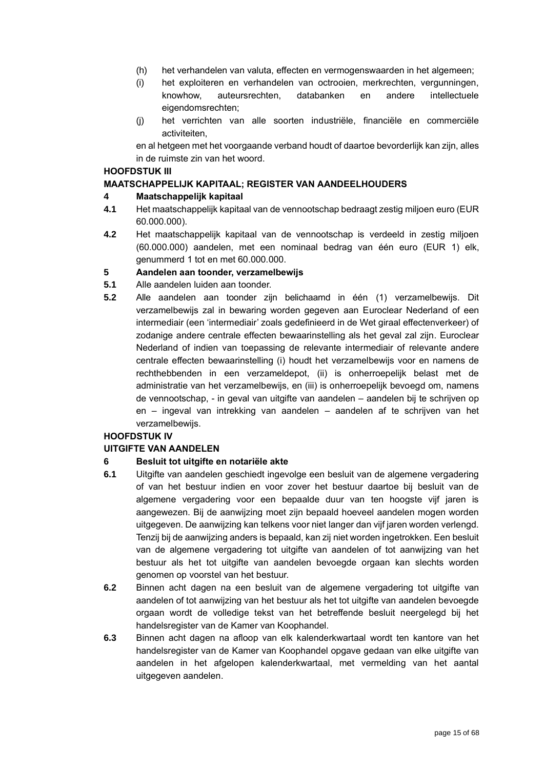(h) het verhandelen van valuta, effecten en vermogenswaarden in het algemeen;

(i) het exploiteren en verhandelen van octrooien, merkrechten, vergunningen, knowhow, auteursrechten, databanken en andere intellectuele eigendomsrechten;

(j) het verrichten van alle soorten industriële, financiële en commerciële activiteiten,

en al hetgeen met het voorgaande verband houdt of daartoe bevorderlijk kan zijn, alles in de ruimste zin van het woord.

**HOOFDSTUK III**

**MAATSCHAPPELIJK KAPITAAL; REGISTER VAN AANDEELHOUDERS**

**4 Maatschappelijk kapitaal**

**4.1** Het maatschappelijk kapitaal van de vennootschap bedraagt zestig miljoen euro (EUR 60.000.000).

**4.2** Het maatschappelijk kapitaal van de vennootschap is verdeeld in zestig miljoen (60.000.000) aandelen, met een nominaal bedrag van één euro (EUR 1) elk, genummerd 1 tot en met 60.000.000.

**5 Aandelen aan toonder, verzamelbewijs**

**5.1** Alle aandelen luiden aan toonder.

**5.2** Alle aandelen aan toonder zijn belichaamd in één (1) verzamelbewijs. Dit verzamelbewijs zal in bewaring worden gegeven aan Euroclear Nederland of een intermediair (een 'intermediair' zoals gedefinieerd in de Wet giraal effectenverkeer) of zodanige andere centrale effecten bewaarinstelling als het geval zal zijn. Euroclear Nederland of indien van toepassing de relevante intermediair of relevante andere centrale effecten bewaarinstelling (i) houdt het verzamelbewijs voor en namens de rechthebbenden in een verzameldepot, (ii) is onherroepelijk belast met de administratie van het verzamelbewijs, en (iii) is onherroepelijk bevoegd om, namens de vennootschap, - in geval van uitgifte van aandelen – aandelen bij te schrijven op en – ingeval van intrekking van aandelen – aandelen af te schrijven van het verzamelbewijs.

**HOOFDSTUK IV**

**UITGIFTE VAN AANDELEN**

**6 Besluit tot uitgifte en notariële akte**

**6.1** Uitgifte van aandelen geschiedt ingevolge een besluit van de algemene vergadering of van het bestuur indien en voor zover het bestuur daartoe bij besluit van de algemene vergadering voor een bepaalde duur van ten hoogste vijf jaren is aangewezen. Bij de aanwijzing moet zijn bepaald hoeveel aandelen mogen worden uitgegeven. De aanwijzing kan telkens voor niet langer dan vijf jaren worden verlengd. Tenzij bij de aanwijzing anders is bepaald, kan zij niet worden ingetrokken. Een besluit van de algemene vergadering tot uitgifte van aandelen of tot aanwijzing van het bestuur als het tot uitgifte van aandelen bevoegde orgaan kan slechts worden genomen op voorstel van het bestuur.

**6.2** Binnen acht dagen na een besluit van de algemene vergadering tot uitgifte van aandelen of tot aanwijzing van het bestuur als het tot uitgifte van aandelen bevoegde orgaan wordt de volledige tekst van het betreffende besluit neergelegd bij het handelsregister van de Kamer van Koophandel.

**6.3** Binnen acht dagen na afloop van elk kalenderkwartaal wordt ten kantore van het handelsregister van de Kamer van Koophandel opgave gedaan van elke uitgifte van aandelen in het afgelopen kalenderkwartaal, met vermelding van het aantal uitgegeven aandelen.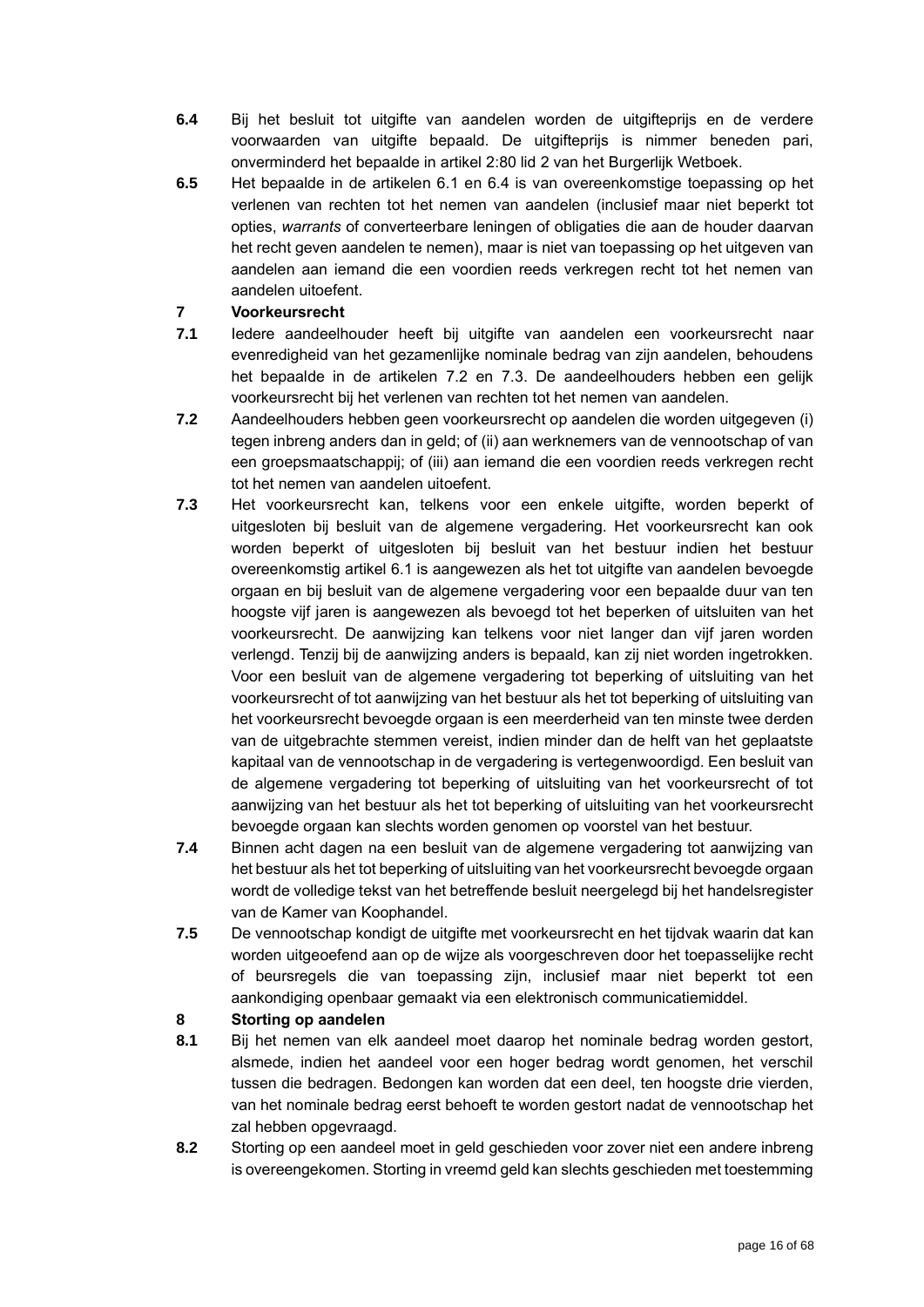**6.4** Bij het besluit tot uitgifte van aandelen worden de uitgifteprijs en de verdere voorwaarden van uitgifte bepaald. De uitgifteprijs is nimmer beneden pari, onverminderd het bepaalde in artikel 2:80 lid 2 van het Burgerlijk Wetboek.

**6.5** Het bepaalde in de artikelen 6.1 en 6.4 is van overeenkomstige toepassing op het verlenen van rechten tot het nemen van aandelen (inclusief maar niet beperkt tot opties, *warrants* of converteerbare leningen of obligaties die aan de houder daarvan het recht geven aandelen te nemen), maar is niet van toepassing op het uitgeven van aandelen aan iemand die een voordien reeds verkregen recht tot het nemen van aandelen uitoefent.

## 7 Voorkeursrecht

**7.1** Iedere aandeelhouder heeft bij uitgifte van aandelen een voorkeursrecht naar evenredigheid van het gezamenlijke nominale bedrag van zijn aandelen, behoudens het bepaalde in de artikelen 7.2 en 7.3. De aandeelhouders hebben een gelijk voorkeursrecht bij het verlenen van rechten tot het nemen van aandelen.

**7.2** Aandeelhouders hebben geen voorkeursrecht op aandelen die worden uitgegeven (i) tegen inbreng anders dan in geld; of (ii) aan werknemers van de vennootschap of van een groepsmaatschappij; of (iii) aan iemand die een voordien reeds verkregen recht tot het nemen van aandelen uitoefent.

**7.3** Het voorkeursrecht kan, telkens voor een enkele uitgifte, worden beperkt of uitgesloten bij besluit van de algemene vergadering. Het voorkeursrecht kan ook worden beperkt of uitgesloten bij besluit van het bestuur indien het bestuur overeenkomstig artikel 6.1 is aangewezen als het tot uitgifte van aandelen bevoegde orgaan en bij besluit van de algemene vergadering voor een bepaalde duur van ten hoogste vijf jaren is aangewezen als bevoegd tot het beperken of uitsluiten van het voorkeursrecht. De aanwijzing kan telkens voor niet langer dan vijf jaren worden verlengd. Tenzij bij de aanwijzing anders is bepaald, kan zij niet worden ingetrokken. Voor een besluit van de algemene vergadering tot beperking of uitsluiting van het voorkeursrecht of tot aanwijzing van het bestuur als het tot beperking of uitsluiting van het voorkeursrecht bevoegde orgaan is een meerderheid van ten minste twee derden van de uitgebrachte stemmen vereist, indien minder dan de helft van het geplaatste kapitaal van de vennootschap in de vergadering is vertegenwoordigd. Een besluit van de algemene vergadering tot beperking of uitsluiting van het voorkeursrecht of tot aanwijzing van het bestuur als het tot beperking of uitsluiting van het voorkeursrecht bevoegde orgaan kan slechts worden genomen op voorstel van het bestuur.

**7.4** Binnen acht dagen na een besluit van de algemene vergadering tot aanwijzing van het bestuur als het tot beperking of uitsluiting van het voorkeursrecht bevoegde orgaan wordt de volledige tekst van het betreffende besluit neergelegd bij het handelsregister van de Kamer van Koophandel.

**7.5** De vennootschap kondigt de uitgifte met voorkeursrecht en het tijdvak waarin dat kan worden uitgeoefend aan op de wijze als voorgeschreven door het toepasselijke recht of beursregels die van toepassing zijn, inclusief maar niet beperkt tot een aankondiging openbaar gemaakt via een elektronisch communicatiemiddel.

## 8 Storting op aandelen

**8.1** Bij het nemen van elk aandeel moet daarop het nominale bedrag worden gestort, alsmede, indien het aandeel voor een hoger bedrag wordt genomen, het verschil tussen die bedragen. Bedongen kan worden dat een deel, ten hoogste drie vierden, van het nominale bedrag eerst behoeft te worden gestort nadat de vennootschap het zal hebben opgevraagd.

**8.2** Storting op een aandeel moet in geld geschieden voor zover niet een andere inbreng is overeengekomen. Storting in vreemd geld kan slechts geschieden met toestemming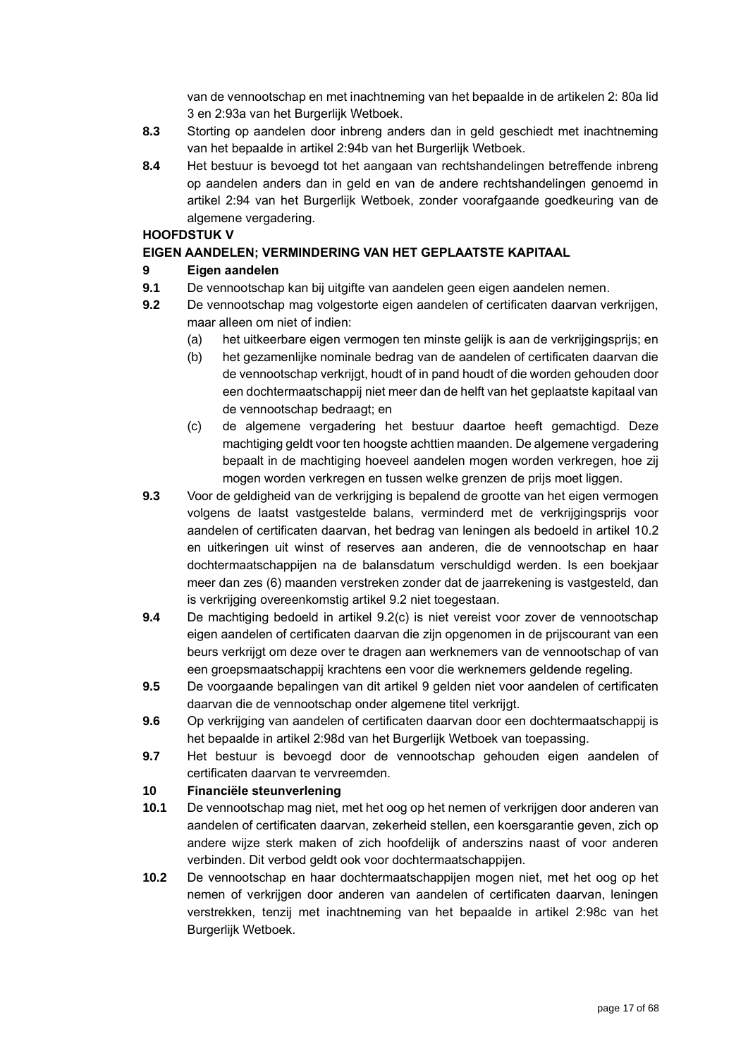van de vennootschap en met inachtneming van het bepaalde in de artikelen 2: 80a lid 3 en 2:93a van het Burgerlijk Wetboek.

**8.3** Storting op aandelen door inbreng anders dan in geld geschiedt met inachtneming van het bepaalde in artikel 2:94b van het Burgerlijk Wetboek.

**8.4** Het bestuur is bevoegd tot het aangaan van rechtshandelingen betreffende inbreng op aandelen anders dan in geld en van de andere rechtshandelingen genoemd in artikel 2:94 van het Burgerlijk Wetboek, zonder voorafgaande goedkeuring van de algemene vergadering.

**HOOFDSTUK V**

**EIGEN AANDELEN; VERMINDERING VAN HET GEPLAATSTE KAPITAAL**

**9 Eigen aandelen**

**9.1** De vennootschap kan bij uitgifte van aandelen geen eigen aandelen nemen.

**9.2** De vennootschap mag volgestorte eigen aandelen of certificaten daarvan verkrijgen, maar alleen om niet of indien:

(a) het uitkeerbare eigen vermogen ten minste gelijk is aan de verkrijgingsprijs; en

(b) het gezamenlijke nominale bedrag van de aandelen of certificaten daarvan die de vennootschap verkrijgt, houdt of in pand houdt of die worden gehouden door een dochtermaatschappij niet meer dan de helft van het geplaatste kapitaal van de vennootschap bedraagt; en

(c) de algemene vergadering het bestuur daartoe heeft gemachtigd. Deze machtiging geldt voor ten hoogste achttien maanden. De algemene vergadering bepaalt in de machtiging hoeveel aandelen mogen worden verkregen, hoe zij mogen worden verkregen en tussen welke grenzen de prijs moet liggen.

**9.3** Voor de geldigheid van de verkrijging is bepalend de grootte van het eigen vermogen volgens de laatst vastgestelde balans, verminderd met de verkrijgingsprijs voor aandelen of certificaten daarvan, het bedrag van leningen als bedoeld in artikel 10.2 en uitkeringen uit winst of reserves aan anderen, die de vennootschap en haar dochtermaatschappijen na de balansdatum verschuldigd werden. Is een boekjaar meer dan zes (6) maanden verstreken zonder dat de jaarrekening is vastgesteld, dan is verkrijging overeenkomstig artikel 9.2 niet toegestaan.

**9.4** De machtiging bedoeld in artikel 9.2(c) is niet vereist voor zover de vennootschap eigen aandelen of certificaten daarvan die zijn opgenomen in de prijscourant van een beurs verkrijgt om deze over te dragen aan werknemers van de vennootschap of van een groepsmaatschappij krachtens een voor die werknemers geldende regeling.

**9.5** De voorgaande bepalingen van dit artikel 9 gelden niet voor aandelen of certificaten daarvan die de vennootschap onder algemene titel verkrijgt.

**9.6** Op verkrijging van aandelen of certificaten daarvan door een dochtermaatschappij is het bepaalde in artikel 2:98d van het Burgerlijk Wetboek van toepassing.

**9.7** Het bestuur is bevoegd door de vennootschap gehouden eigen aandelen of certificaten daarvan te vervreemden.

**10 Financiële steunverlening**

**10.1** De vennootschap mag niet, met het oog op het nemen of verkrijgen door anderen van aandelen of certificaten daarvan, zekerheid stellen, een koersgarantie geven, zich op andere wijze sterk maken of zich hoofdelijk of anderszins naast of voor anderen verbinden. Dit verbod geldt ook voor dochtermaatschappijen.

**10.2** De vennootschap en haar dochtermaatschappijen mogen niet, met het oog op het nemen of verkrijgen door anderen van aandelen of certificaten daarvan, leningen verstrekken, tenzij met inachtneming van het bepaalde in artikel 2:98c van het Burgerlijk Wetboek.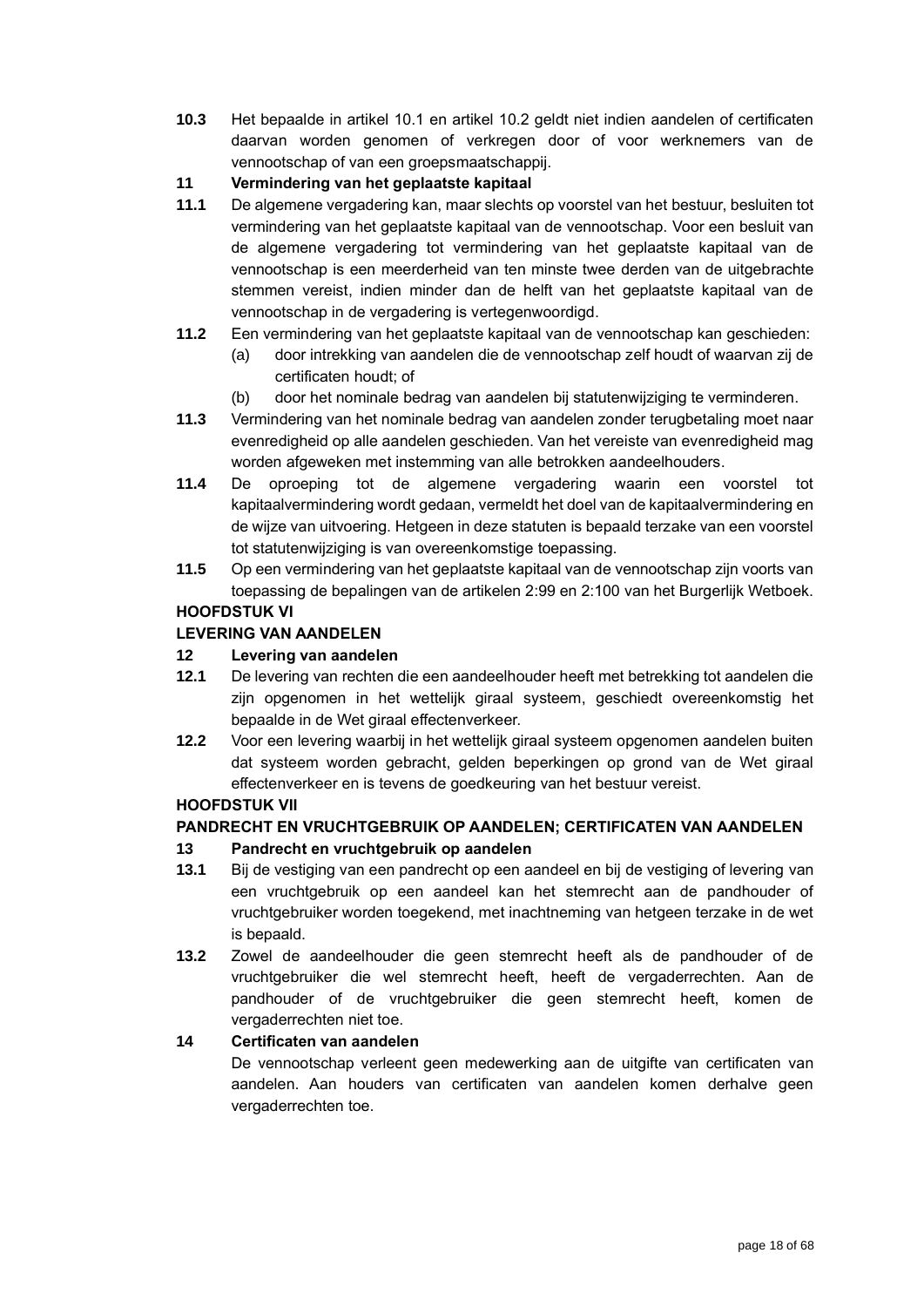**10.3** Het bepaalde in artikel 10.1 en artikel 10.2 geldt niet indien aandelen of certificaten daarvan worden genomen of verkregen door of voor werknemers van de vennootschap of van een groepsmaatschappij.

**11 Vermindering van het geplaatste kapitaal**

**11.1** De algemene vergadering kan, maar slechts op voorstel van het bestuur, besluiten tot vermindering van het geplaatste kapitaal van de vennootschap. Voor een besluit van de algemene vergadering tot vermindering van het geplaatste kapitaal van de vennootschap is een meerderheid van ten minste twee derden van de uitgebrachte stemmen vereist, indien minder dan de helft van het geplaatste kapitaal van de vennootschap in de vergadering is vertegenwoordigd.

**11.2** Een vermindering van het geplaatste kapitaal van de vennootschap kan geschieden:

(a) door intrekking van aandelen die de vennootschap zelf houdt of waarvan zij de certificaten houdt; of

(b) door het nominale bedrag van aandelen bij statutenwijziging te verminderen.

**11.3** Vermindering van het nominale bedrag van aandelen zonder terugbetaling moet naar evenredigheid op alle aandelen geschieden. Van het vereiste van evenredigheid mag worden afgeweken met instemming van alle betrokken aandeelhouders.

**11.4** De oproeping tot de algemene vergadering waarin een voorstel tot kapitaalvermindering wordt gedaan, vermeldt het doel van de kapitaalvermindering en de wijze van uitvoering. Hetgeen in deze statuten is bepaald terzake van een voorstel tot statutenwijziging is van overeenkomstige toepassing.

**11.5** Op een vermindering van het geplaatste kapitaal van de vennootschap zijn voorts van toepassing de bepalingen van de artikelen 2:99 en 2:100 van het Burgerlijk Wetboek.

## HOOFDSTUK VI

## LEVERING VAN AANDELEN

**12 Levering van aandelen**

**12.1** De levering van rechten die een aandeelhouder heeft met betrekking tot aandelen die zijn opgenomen in het wettelijk giraal systeem, geschiedt overeenkomstig het bepaalde in de Wet giraal effectenverkeer.

**12.2** Voor een levering waarbij in het wettelijk giraal systeem opgenomen aandelen buiten dat systeem worden gebracht, gelden beperkingen op grond van de Wet giraal effectenverkeer en is tevens de goedkeuring van het bestuur vereist.

## HOOFDSTUK VII

## PANDRECHT EN VRUCHTGEBRUIK OP AANDELEN; CERTIFICATEN VAN AANDELEN

**13 Pandrecht en vruchtgebruik op aandelen**

**13.1** Bij de vestiging van een pandrecht op een aandeel en bij de vestiging of levering van een vruchtgebruik op een aandeel kan het stemrecht aan de pandhouder of vruchtgebruiker worden toegekend, met inachtneming van hetgeen terzake in de wet is bepaald.

**13.2** Zowel de aandeelhouder die geen stemrecht heeft als de pandhouder of de vruchtgebruiker die wel stemrecht heeft, heeft de vergaderrechten. Aan de pandhouder of de vruchtgebruiker die geen stemrecht heeft, komen de vergaderrechten niet toe.

**14 Certificaten van aandelen**

De vennootschap verleent geen medewerking aan de uitgifte van certificaten van aandelen. Aan houders van certificaten van aandelen komen derhalve geen vergaderrechten toe.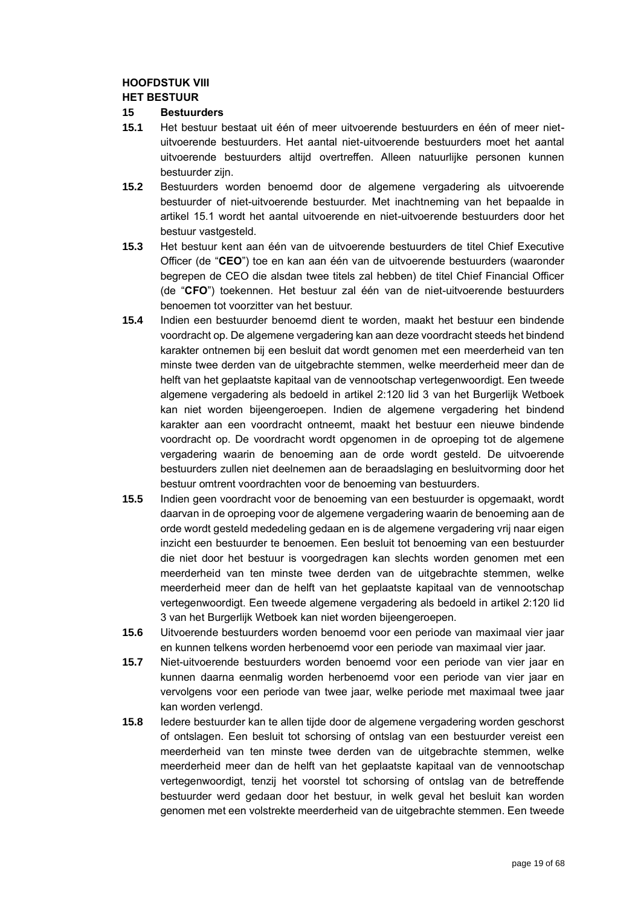## HOOFDSTUK VIII
## HET BESTUUR

### 15 Bestuurders

**15.1** Het bestuur bestaat uit één of meer uitvoerende bestuurders en één of meer niet-uitvoerende bestuurders. Het aantal niet-uitvoerende bestuurders moet het aantal uitvoerende bestuurders altijd overtreffen. Alleen natuurlijke personen kunnen bestuurder zijn.

**15.2** Bestuurders worden benoemd door de algemene vergadering als uitvoerende bestuurder of niet-uitvoerende bestuurder. Met inachtneming van het bepaalde in artikel 15.1 wordt het aantal uitvoerende en niet-uitvoerende bestuurders door het bestuur vastgesteld.

**15.3** Het bestuur kent aan één van de uitvoerende bestuurders de titel Chief Executive Officer (de "**CEO**") toe en kan aan één van de uitvoerende bestuurders (waaronder begrepen de CEO die alsdan twee titels zal hebben) de titel Chief Financial Officer (de "**CFO**") toekennen. Het bestuur zal één van de niet-uitvoerende bestuurders benoemen tot voorzitter van het bestuur.

**15.4** Indien een bestuurder benoemd dient te worden, maakt het bestuur een bindende voordracht op. De algemene vergadering kan aan deze voordracht steeds het bindend karakter ontnemen bij een besluit dat wordt genomen met een meerderheid van ten minste twee derden van de uitgebrachte stemmen, welke meerderheid meer dan de helft van het geplaatste kapitaal van de vennootschap vertegenwoordigt. Een tweede algemene vergadering als bedoeld in artikel 2:120 lid 3 van het Burgerlijk Wetboek kan niet worden bijeengeroepen. Indien de algemene vergadering het bindend karakter aan een voordracht ontneemt, maakt het bestuur een nieuwe bindende voordracht op. De voordracht wordt opgenomen in de oproeping tot de algemene vergadering waarin de benoeming aan de orde wordt gesteld. De uitvoerende bestuurders zullen niet deelnemen aan de beraadslaging en besluitvorming door het bestuur omtrent voordrachten voor de benoeming van bestuurders.

**15.5** Indien geen voordracht voor de benoeming van een bestuurder is opgemaakt, wordt daarvan in de oproeping voor de algemene vergadering waarin de benoeming aan de orde wordt gesteld mededeling gedaan en is de algemene vergadering vrij naar eigen inzicht een bestuurder te benoemen. Een besluit tot benoeming van een bestuurder die niet door het bestuur is voorgedragen kan slechts worden genomen met een meerderheid van ten minste twee derden van de uitgebrachte stemmen, welke meerderheid meer dan de helft van het geplaatste kapitaal van de vennootschap vertegenwoordigt. Een tweede algemene vergadering als bedoeld in artikel 2:120 lid 3 van het Burgerlijk Wetboek kan niet worden bijeengeroepen.

**15.6** Uitvoerende bestuurders worden benoemd voor een periode van maximaal vier jaar en kunnen telkens worden herbenoemd voor een periode van maximaal vier jaar.

**15.7** Niet-uitvoerende bestuurders worden benoemd voor een periode van vier jaar en kunnen daarna eenmalig worden herbenoemd voor een periode van vier jaar en vervolgens voor een periode van twee jaar, welke periode met maximaal twee jaar kan worden verlengd.

**15.8** Iedere bestuurder kan te allen tijde door de algemene vergadering worden geschorst of ontslagen. Een besluit tot schorsing of ontslag van een bestuurder vereist een meerderheid van ten minste twee derden van de uitgebrachte stemmen, welke meerderheid meer dan de helft van het geplaatste kapitaal van de vennootschap vertegenwoordigt, tenzij het voorstel tot schorsing of ontslag van de betreffende bestuurder werd gedaan door het bestuur, in welk geval het besluit kan worden genomen met een volstrekte meerderheid van de uitgebrachte stemmen. Een tweede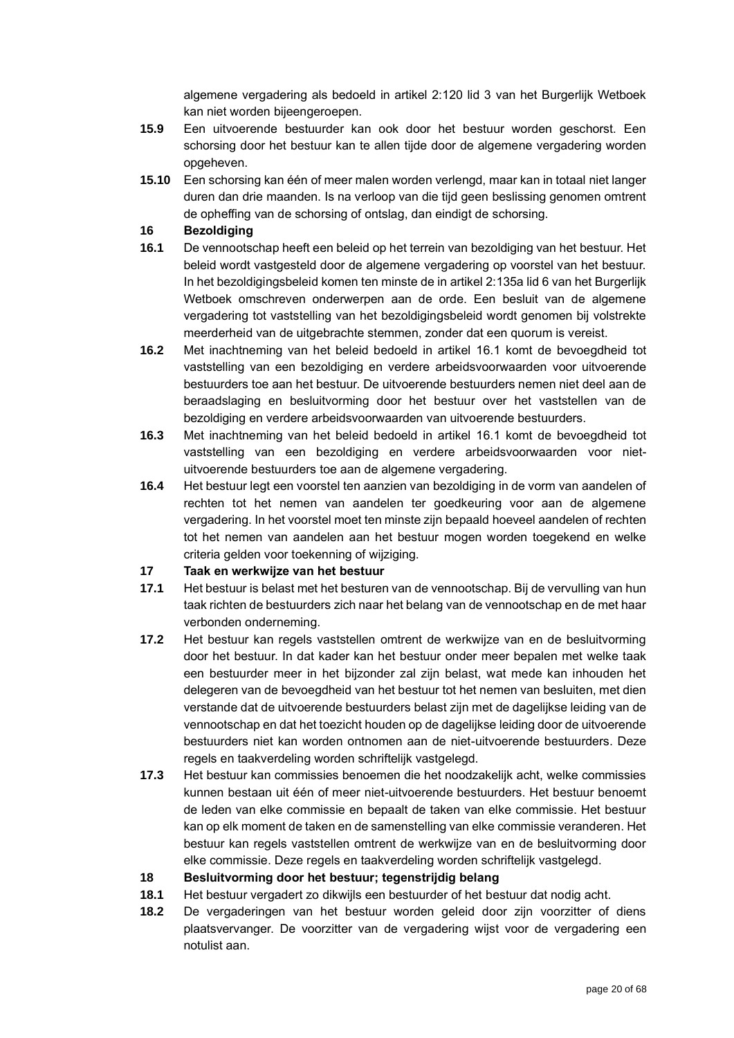algemene vergadering als bedoeld in artikel 2:120 lid 3 van het Burgerlijk Wetboek kan niet worden bijeengeroepen.

**15.9** Een uitvoerende bestuurder kan ook door het bestuur worden geschorst. Een schorsing door het bestuur kan te allen tijde door de algemene vergadering worden opgeheven.

**15.10** Een schorsing kan één of meer malen worden verlengd, maar kan in totaal niet langer duren dan drie maanden. Is na verloop van die tijd geen beslissing genomen omtrent de opheffing van de schorsing of ontslag, dan eindigt de schorsing.

## 16 Bezoldiging

**16.1** De vennootschap heeft een beleid op het terrein van bezoldiging van het bestuur. Het beleid wordt vastgesteld door de algemene vergadering op voorstel van het bestuur. In het bezoldigingsbeleid komen ten minste de in artikel 2:135a lid 6 van het Burgerlijk Wetboek omschreven onderwerpen aan de orde. Een besluit van de algemene vergadering tot vaststelling van het bezoldigingsbeleid wordt genomen bij volstrekte meerderheid van de uitgebrachte stemmen, zonder dat een quorum is vereist.

**16.2** Met inachtneming van het beleid bedoeld in artikel 16.1 komt de bevoegdheid tot vaststelling van een bezoldiging en verdere arbeidsvoorwaarden voor uitvoerende bestuurders toe aan het bestuur. De uitvoerende bestuurders nemen niet deel aan de beraadslaging en besluitvorming door het bestuur over het vaststellen van de bezoldiging en verdere arbeidsvoorwaarden van uitvoerende bestuurders.

**16.3** Met inachtneming van het beleid bedoeld in artikel 16.1 komt de bevoegdheid tot vaststelling van een bezoldiging en verdere arbeidsvoorwaarden voor niet-uitvoerende bestuurders toe aan de algemene vergadering.

**16.4** Het bestuur legt een voorstel ten aanzien van bezoldiging in de vorm van aandelen of rechten tot het nemen van aandelen ter goedkeuring voor aan de algemene vergadering. In het voorstel moet ten minste zijn bepaald hoeveel aandelen of rechten tot het nemen van aandelen aan het bestuur mogen worden toegekend en welke criteria gelden voor toekenning of wijziging.

## 17 Taak en werkwijze van het bestuur

**17.1** Het bestuur is belast met het besturen van de vennootschap. Bij de vervulling van hun taak richten de bestuurders zich naar het belang van de vennootschap en de met haar verbonden onderneming.

**17.2** Het bestuur kan regels vaststellen omtrent de werkwijze van en de besluitvorming door het bestuur. In dat kader kan het bestuur onder meer bepalen met welke taak een bestuurder meer in het bijzonder zal zijn belast, wat mede kan inhouden het delegeren van de bevoegdheid van het bestuur tot het nemen van besluiten, met dien verstande dat de uitvoerende bestuurders belast zijn met de dagelijkse leiding van de vennootschap en dat het toezicht houden op de dagelijkse leiding door de uitvoerende bestuurders niet kan worden ontnomen aan de niet-uitvoerende bestuurders. Deze regels en taakverdeling worden schriftelijk vastgelegd.

**17.3** Het bestuur kan commissies benoemen die het noodzakelijk acht, welke commissies kunnen bestaan uit één of meer niet-uitvoerende bestuurders. Het bestuur benoemt de leden van elke commissie en bepaalt de taken van elke commissie. Het bestuur kan op elk moment de taken en de samenstelling van elke commissie veranderen. Het bestuur kan regels vaststellen omtrent de werkwijze van en de besluitvorming door elke commissie. Deze regels en taakverdeling worden schriftelijk vastgelegd.

## 18 Besluitvorming door het bestuur; tegenstrijdig belang

**18.1** Het bestuur vergadert zo dikwijls een bestuurder of het bestuur dat nodig acht.

**18.2** De vergaderingen van het bestuur worden geleid door zijn voorzitter of diens plaatsvervanger. De voorzitter van de vergadering wijst voor de vergadering een notulist aan.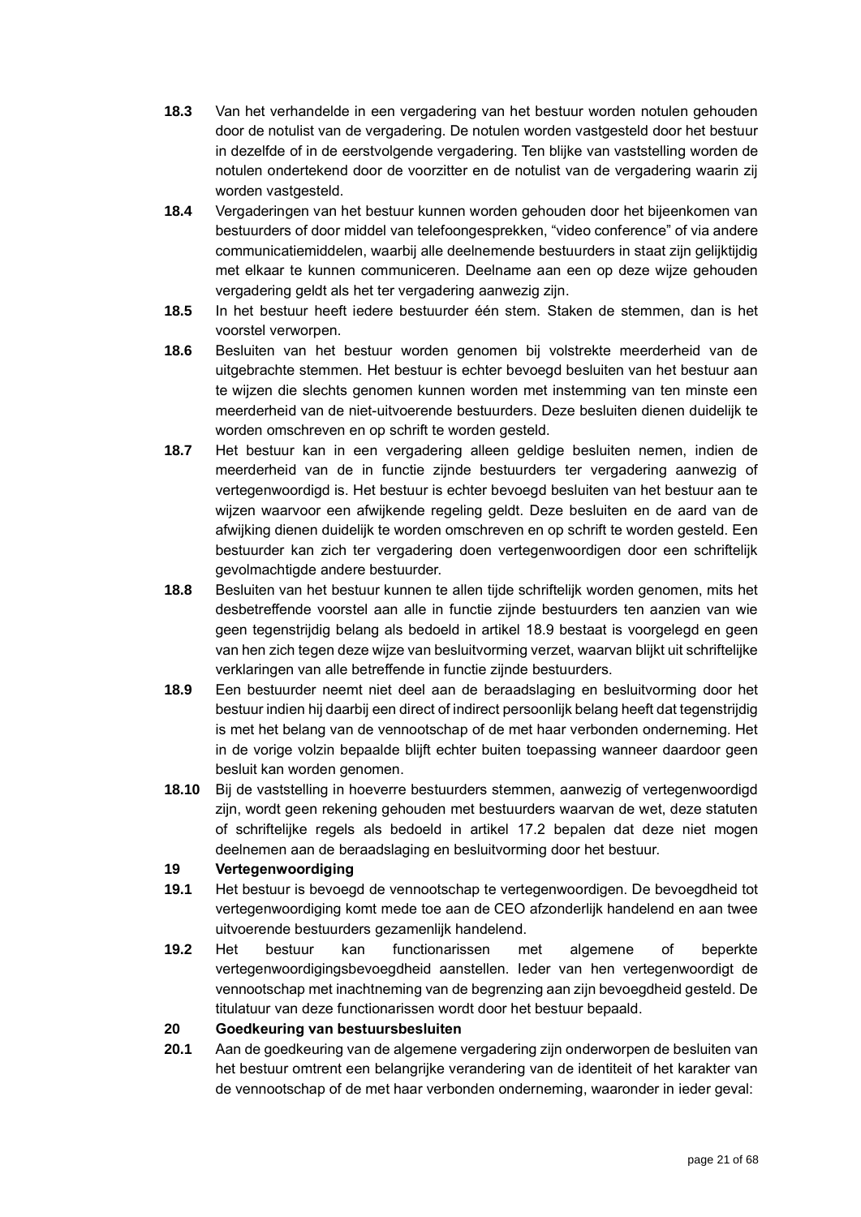**18.3** Van het verhandelde in een vergadering van het bestuur worden notulen gehouden door de notulist van de vergadering. De notulen worden vastgesteld door het bestuur in dezelfde of in de eerstvolgende vergadering. Ten blijke van vaststelling worden de notulen ondertekend door de voorzitter en de notulist van de vergadering waarin zij worden vastgesteld.

**18.4** Vergaderingen van het bestuur kunnen worden gehouden door het bijeenkomen van bestuurders of door middel van telefoongesprekken, "video conference" of via andere communicatiemiddelen, waarbij alle deelnemende bestuurders in staat zijn gelijktijdig met elkaar te kunnen communiceren. Deelname aan een op deze wijze gehouden vergadering geldt als het ter vergadering aanwezig zijn.

**18.5** In het bestuur heeft iedere bestuurder één stem. Staken de stemmen, dan is het voorstel verworpen.

**18.6** Besluiten van het bestuur worden genomen bij volstrekte meerderheid van de uitgebrachte stemmen. Het bestuur is echter bevoegd besluiten van het bestuur aan te wijzen die slechts genomen kunnen worden met instemming van ten minste een meerderheid van de niet-uitvoerende bestuurders. Deze besluiten dienen duidelijk te worden omschreven en op schrift te worden gesteld.

**18.7** Het bestuur kan in een vergadering alleen geldige besluiten nemen, indien de meerderheid van de in functie zijnde bestuurders ter vergadering aanwezig of vertegenwoordigd is. Het bestuur is echter bevoegd besluiten van het bestuur aan te wijzen waarvoor een afwijkende regeling geldt. Deze besluiten en de aard van de afwijking dienen duidelijk te worden omschreven en op schrift te worden gesteld. Een bestuurder kan zich ter vergadering doen vertegenwoordigen door een schriftelijk gevolmachtigde andere bestuurder.

**18.8** Besluiten van het bestuur kunnen te allen tijde schriftelijk worden genomen, mits het desbetreffende voorstel aan alle in functie zijnde bestuurders ten aanzien van wie geen tegenstrijdig belang als bedoeld in artikel 18.9 bestaat is voorgelegd en geen van hen zich tegen deze wijze van besluitvorming verzet, waarvan blijkt uit schriftelijke verklaringen van alle betreffende in functie zijnde bestuurders.

**18.9** Een bestuurder neemt niet deel aan de beraadslaging en besluitvorming door het bestuur indien hij daarbij een direct of indirect persoonlijk belang heeft dat tegenstrijdig is met het belang van de vennootschap of de met haar verbonden onderneming. Het in de vorige volzin bepaalde blijft echter buiten toepassing wanneer daardoor geen besluit kan worden genomen.

**18.10** Bij de vaststelling in hoeverre bestuurders stemmen, aanwezig of vertegenwoordigd zijn, wordt geen rekening gehouden met bestuurders waarvan de wet, deze statuten of schriftelijke regels als bedoeld in artikel 17.2 bepalen dat deze niet mogen deelnemen aan de beraadslaging en besluitvorming door het bestuur.

## 19 Vertegenwoordiging

**19.1** Het bestuur is bevoegd de vennootschap te vertegenwoordigen. De bevoegdheid tot vertegenwoordiging komt mede toe aan de CEO afzonderlijk handelend en aan twee uitvoerende bestuurders gezamenlijk handelend.

**19.2** Het bestuur kan functionarissen met algemene of beperkte vertegenwoordigingsbevoegdheid aanstellen. Ieder van hen vertegenwoordigt de vennootschap met inachtneming van de begrenzing aan zijn bevoegdheid gesteld. De titulatuur van deze functionarissen wordt door het bestuur bepaald.

## 20 Goedkeuring van bestuursbesluiten

**20.1** Aan de goedkeuring van de algemene vergadering zijn onderworpen de besluiten van het bestuur omtrent een belangrijke verandering van de identiteit of het karakter van de vennootschap of de met haar verbonden onderneming, waaronder in ieder geval: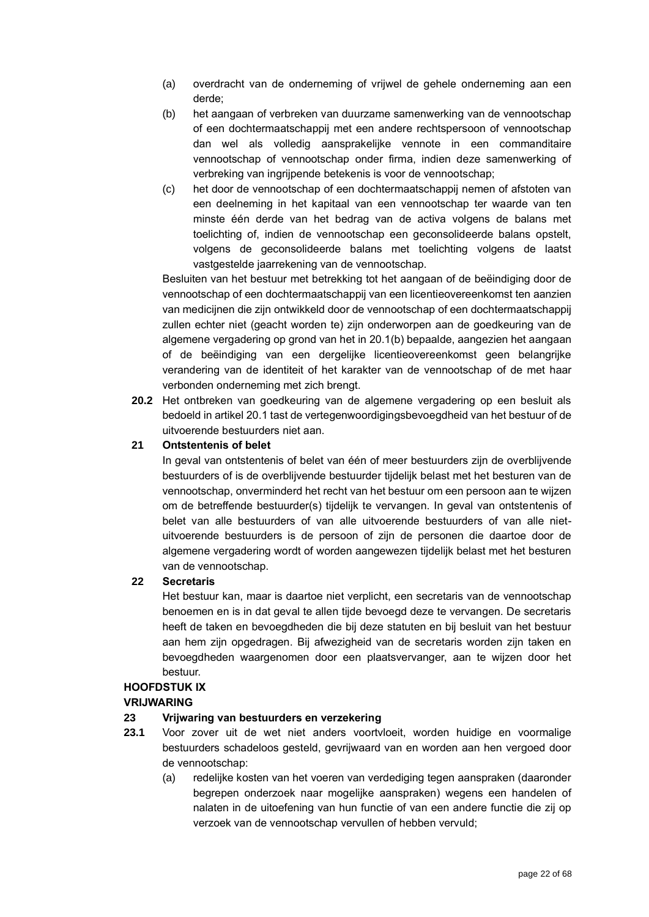(a) overdracht van de onderneming of vrijwel de gehele onderneming aan een derde;

(b) het aangaan of verbreken van duurzame samenwerking van de vennootschap of een dochtermaatschappij met een andere rechtspersoon of vennootschap dan wel als volledig aansprakelijke vennote in een commanditaire vennootschap of vennootschap onder firma, indien deze samenwerking of verbreking van ingrijpende betekenis is voor de vennootschap;

(c) het door de vennootschap of een dochtermaatschappij nemen of afstoten van een deelneming in het kapitaal van een vennootschap ter waarde van ten minste één derde van het bedrag van de activa volgens de balans met toelichting of, indien de vennootschap een geconsolideerde balans opstelt, volgens de geconsolideerde balans met toelichting volgens de laatst vastgestelde jaarrekening van de vennootschap.

Besluiten van het bestuur met betrekking tot het aangaan of de beëindiging door de vennootschap of een dochtermaatschappij van een licentieovereenkomst ten aanzien van medicijnen die zijn ontwikkeld door de vennootschap of een dochtermaatschappij zullen echter niet (geacht worden te) zijn onderworpen aan de goedkeuring van de algemene vergadering op grond van het in 20.1(b) bepaalde, aangezien het aangaan of de beëindiging van een dergelijke licentieovereenkomst geen belangrijke verandering van de identiteit of het karakter van de vennootschap of de met haar verbonden onderneming met zich brengt.

**20.2** Het ontbreken van goedkeuring van de algemene vergadering op een besluit als bedoeld in artikel 20.1 tast de vertegenwoordigingsbevoegdheid van het bestuur of de uitvoerende bestuurders niet aan.

**21 Ontstentenis of belet**

In geval van ontstentenis of belet van één of meer bestuurders zijn de overblijvende bestuurders of is de overblijvende bestuurder tijdelijk belast met het besturen van de vennootschap, onverminderd het recht van het bestuur om een persoon aan te wijzen om de betreffende bestuurder(s) tijdelijk te vervangen. In geval van ontstentenis of belet van alle bestuurders of van alle uitvoerende bestuurders of van alle niet-uitvoerende bestuurders is de persoon of zijn de personen die daartoe door de algemene vergadering wordt of worden aangewezen tijdelijk belast met het besturen van de vennootschap.

**22 Secretaris**

Het bestuur kan, maar is daartoe niet verplicht, een secretaris van de vennootschap benoemen en is in dat geval te allen tijde bevoegd deze te vervangen. De secretaris heeft de taken en bevoegdheden die bij deze statuten en bij besluit van het bestuur aan hem zijn opgedragen. Bij afwezigheid van de secretaris worden zijn taken en bevoegdheden waargenomen door een plaatsvervanger, aan te wijzen door het bestuur.

## HOOFDSTUK IX
## VRIJWARING

**23 Vrijwaring van bestuurders en verzekering**

**23.1** Voor zover uit de wet niet anders voortvloeit, worden huidige en voormalige bestuurders schadeloos gesteld, gevrijwaard van en worden aan hen vergoed door de vennootschap:

(a) redelijke kosten van het voeren van verdediging tegen aanspraken (daaronder begrepen onderzoek naar mogelijke aanspraken) wegens een handelen of nalaten in de uitoefening van hun functie of van een andere functie die zij op verzoek van de vennootschap vervullen of hebben vervuld;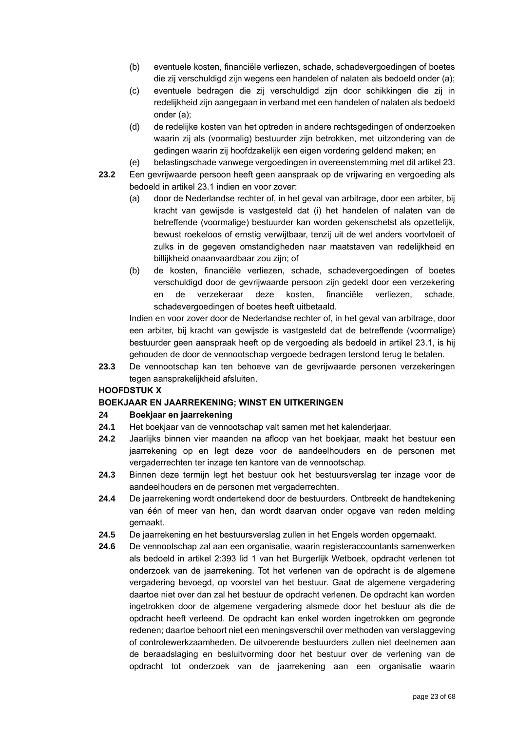(b) eventuele kosten, financiële verliezen, schade, schadevergoedingen of boetes die zij verschuldigd zijn wegens een handelen of nalaten als bedoeld onder (a);

(c) eventuele bedragen die zij verschuldigd zijn door schikkingen die zij in redelijkheid zijn aangegaan in verband met een handelen of nalaten als bedoeld onder (a);

(d) de redelijke kosten van het optreden in andere rechtsgedingen of onderzoeken waarin zij als (voormalig) bestuurder zijn betrokken, met uitzondering van de gedingen waarin zij hoofdzakelijk een eigen vordering geldend maken; en

(e) belastingschade vanwege vergoedingen in overeenstemming met dit artikel 23.

**23.2** Een gevrijwaarde persoon heeft geen aanspraak op de vrijwaring en vergoeding als bedoeld in artikel 23.1 indien en voor zover:

(a) door de Nederlandse rechter of, in het geval van arbitrage, door een arbiter, bij kracht van gewijsde is vastgesteld dat (i) het handelen of nalaten van de betreffende (voormalige) bestuurder kan worden gekenschetst als opzettelijk, bewust roekeloos of ernstig verwijtbaar, tenzij uit de wet anders voortvloeit of zulks in de gegeven omstandigheden naar maatstaven van redelijkheid en billijkheid onaanvaardbaar zou zijn; of

(b) de kosten, financiële verliezen, schade, schadevergoedingen of boetes verschuldigd door de gevrijwaarde persoon zijn gedekt door een verzekering en de verzekeraar deze kosten, financiële verliezen, schade, schadevergoedingen of boetes heeft uitbetaald.

Indien en voor zover door de Nederlandse rechter of, in het geval van arbitrage, door een arbiter, bij kracht van gewijsde is vastgesteld dat de betreffende (voormalige) bestuurder geen aanspraak heeft op de vergoeding als bedoeld in artikel 23.1, is hij gehouden de door de vennootschap vergoede bedragen terstond terug te betalen.

**23.3** De vennootschap kan ten behoeve van de gevrijwaarde personen verzekeringen tegen aansprakelijkheid afsluiten.

## HOOFDSTUK X

## BOEKJAAR EN JAARREKENING; WINST EN UITKERINGEN

### 24 Boekjaar en jaarrekening

**24.1** Het boekjaar van de vennootschap valt samen met het kalenderjaar.

**24.2** Jaarlijks binnen vier maanden na afloop van het boekjaar, maakt het bestuur een jaarrekening op en legt deze voor de aandeelhouders en de personen met vergaderrechten ter inzage ten kantore van de vennootschap.

**24.3** Binnen deze termijn legt het bestuur ook het bestuursverslag ter inzage voor de aandeelhouders en de personen met vergaderrechten.

**24.4** De jaarrekening wordt ondertekend door de bestuurders. Ontbreekt de handtekening van één of meer van hen, dan wordt daarvan onder opgave van reden melding gemaakt.

**24.5** De jaarrekening en het bestuursverslag zullen in het Engels worden opgemaakt.

**24.6** De vennootschap zal aan een organisatie, waarin registeraccountants samenwerken als bedoeld in artikel 2:393 lid 1 van het Burgerlijk Wetboek, opdracht verlenen tot onderzoek van de jaarrekening. Tot het verlenen van de opdracht is de algemene vergadering bevoegd, op voorstel van het bestuur. Gaat de algemene vergadering daartoe niet over dan zal het bestuur de opdracht verlenen. De opdracht kan worden ingetrokken door de algemene vergadering alsmede door het bestuur als die de opdracht heeft verleend. De opdracht kan enkel worden ingetrokken om gegronde redenen; daartoe behoort niet een meningsverschil over methoden van verslaggeving of controlewerkzaamheden. De uitvoerende bestuurders zullen niet deelnemen aan de beraadslaging en besluitvorming door het bestuur over de verlening van de opdracht tot onderzoek van de jaarrekening aan een organisatie waarin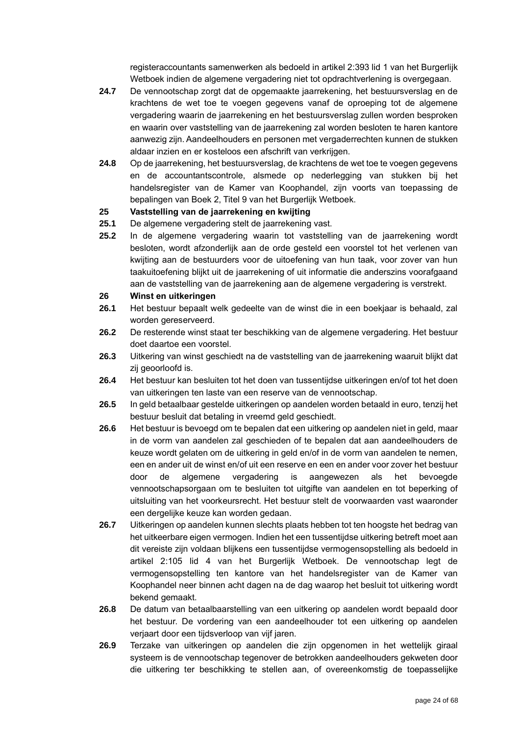registeraccountants samenwerken als bedoeld in artikel 2:393 lid 1 van het Burgerlijk Wetboek indien de algemene vergadering niet tot opdrachtverlening is overgegaan.

**24.7** De vennootschap zorgt dat de opgemaakte jaarrekening, het bestuursverslag en de krachtens de wet toe te voegen gegevens vanaf de oproeping tot de algemene vergadering waarin de jaarrekening en het bestuursverslag zullen worden besproken en waarin over vaststelling van de jaarrekening zal worden besloten te haren kantore aanwezig zijn. Aandeelhouders en personen met vergaderrechten kunnen de stukken aldaar inzien en er kosteloos een afschrift van verkrijgen.

**24.8** Op de jaarrekening, het bestuursverslag, de krachtens de wet toe te voegen gegevens en de accountantscontrole, alsmede op nederlegging van stukken bij het handelsregister van de Kamer van Koophandel, zijn voorts van toepassing de bepalingen van Boek 2, Titel 9 van het Burgerlijk Wetboek.

## 25 Vaststelling van de jaarrekening en kwijting

**25.1** De algemene vergadering stelt de jaarrekening vast.

**25.2** In de algemene vergadering waarin tot vaststelling van de jaarrekening wordt besloten, wordt afzonderlijk aan de orde gesteld een voorstel tot het verlenen van kwijting aan de bestuurders voor de uitoefening van hun taak, voor zover van hun taakuitoefening blijkt uit de jaarrekening of uit informatie die anderszins voorafgaand aan de vaststelling van de jaarrekening aan de algemene vergadering is verstrekt.

## 26 Winst en uitkeringen

**26.1** Het bestuur bepaalt welk gedeelte van de winst die in een boekjaar is behaald, zal worden gereserveerd.

**26.2** De resterende winst staat ter beschikking van de algemene vergadering. Het bestuur doet daartoe een voorstel.

**26.3** Uitkering van winst geschiedt na de vaststelling van de jaarrekening waaruit blijkt dat zij geoorloofd is.

**26.4** Het bestuur kan besluiten tot het doen van tussentijdse uitkeringen en/of tot het doen van uitkeringen ten laste van een reserve van de vennootschap.

**26.5** In geld betaalbaar gestelde uitkeringen op aandelen worden betaald in euro, tenzij het bestuur besluit dat betaling in vreemd geld geschiedt.

**26.6** Het bestuur is bevoegd om te bepalen dat een uitkering op aandelen niet in geld, maar in de vorm van aandelen zal geschieden of te bepalen dat aan aandeelhouders de keuze wordt gelaten om de uitkering in geld en/of in de vorm van aandelen te nemen, een en ander uit de winst en/of uit een reserve en een en ander voor zover het bestuur door de algemene vergadering is aangewezen als het bevoegde vennootschapsorgaan om te besluiten tot uitgifte van aandelen en tot beperking of uitsluiting van het voorkeursrecht. Het bestuur stelt de voorwaarden vast waaronder een dergelijke keuze kan worden gedaan.

**26.7** Uitkeringen op aandelen kunnen slechts plaats hebben tot ten hoogste het bedrag van het uitkeerbare eigen vermogen. Indien het een tussentijdse uitkering betreft moet aan dit vereiste zijn voldaan blijkens een tussentijdse vermogensopstelling als bedoeld in artikel 2:105 lid 4 van het Burgerlijk Wetboek. De vennootschap legt de vermogensopstelling ten kantore van het handelsregister van de Kamer van Koophandel neer binnen acht dagen na de dag waarop het besluit tot uitkering wordt bekend gemaakt.

**26.8** De datum van betaalbaarstelling van een uitkering op aandelen wordt bepaald door het bestuur. De vordering van een aandeelhouder tot een uitkering op aandelen verjaart door een tijdsverloop van vijf jaren.

**26.9** Terzake van uitkeringen op aandelen die zijn opgenomen in het wettelijk giraal systeem is de vennootschap tegenover de betrokken aandeelhouders gekweten door die uitkering ter beschikking te stellen aan, of overeenkomstig de toepasselijke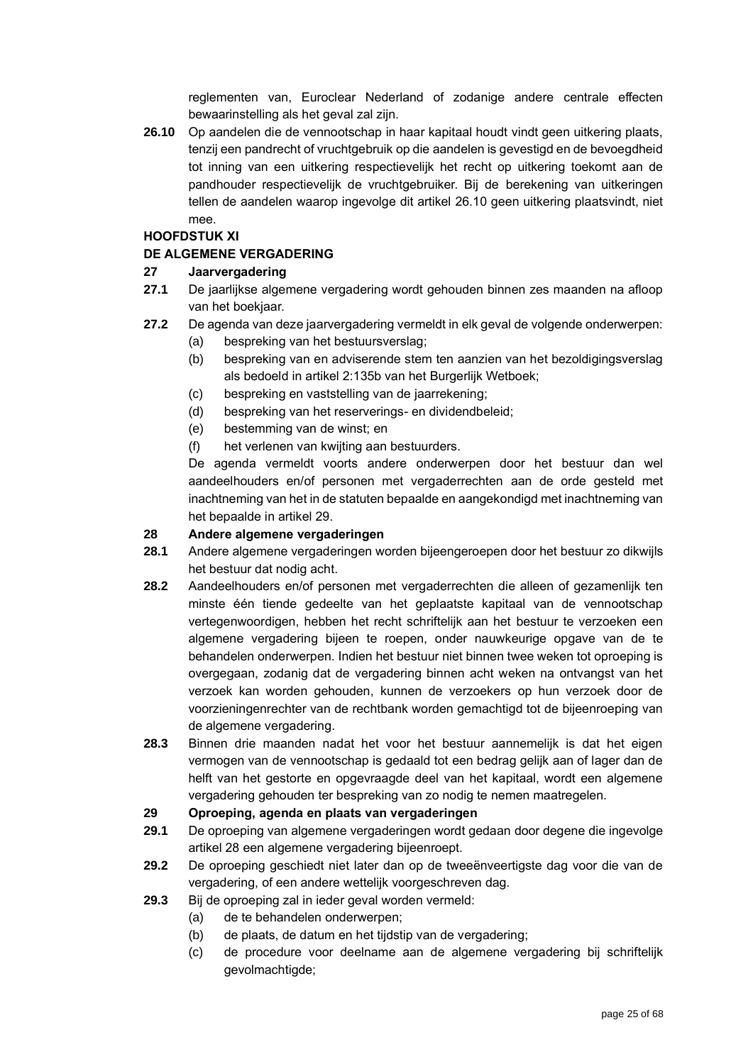reglementen van, Euroclear Nederland of zodanige andere centrale effecten bewaarinstelling als het geval zal zijn.

**26.10** Op aandelen die de vennootschap in haar kapitaal houdt vindt geen uitkering plaats, tenzij een pandrecht of vruchtgebruik op die aandelen is gevestigd en de bevoegdheid tot inning van een uitkering respectievelijk het recht op uitkering toekomt aan de pandhouder respectievelijk de vruchtgebruiker. Bij de berekening van uitkeringen tellen de aandelen waarop ingevolge dit artikel 26.10 geen uitkering plaatsvindt, niet mee.

**HOOFDSTUK XI**

**DE ALGEMENE VERGADERING**

**27 Jaarvergadering**

**27.1** De jaarlijkse algemene vergadering wordt gehouden binnen zes maanden na afloop van het boekjaar.

**27.2** De agenda van deze jaarvergadering vermeldt in elk geval de volgende onderwerpen:

(a) bespreking van het bestuursverslag;

(b) bespreking van en adviserende stem ten aanzien van het bezoldigingsverslag als bedoeld in artikel 2:135b van het Burgerlijk Wetboek;

(c) bespreking en vaststelling van de jaarrekening;

(d) bespreking van het reserverings- en dividendbeleid;

(e) bestemming van de winst; en

(f) het verlenen van kwijting aan bestuurders.

De agenda vermeldt voorts andere onderwerpen door het bestuur dan wel aandeelhouders en/of personen met vergaderrechten aan de orde gesteld met inachtneming van het in de statuten bepaalde en aangekondigd met inachtneming van het bepaalde in artikel 29.

**28 Andere algemene vergaderingen**

**28.1** Andere algemene vergaderingen worden bijeengeroepen door het bestuur zo dikwijls het bestuur dat nodig acht.

**28.2** Aandeelhouders en/of personen met vergaderrechten die alleen of gezamenlijk ten minste één tiende gedeelte van het geplaatste kapitaal van de vennootschap vertegenwoordigen, hebben het recht schriftelijk aan het bestuur te verzoeken een algemene vergadering bijeen te roepen, onder nauwkeurige opgave van de te behandelen onderwerpen. Indien het bestuur niet binnen twee weken tot oproeping is overgegaan, zodanig dat de vergadering binnen acht weken na ontvangst van het verzoek kan worden gehouden, kunnen de verzoekers op hun verzoek door de voorzieningenrechter van de rechtbank worden gemachtigd tot de bijeenroeping van de algemene vergadering.

**28.3** Binnen drie maanden nadat het voor het bestuur aannemelijk is dat het eigen vermogen van de vennootschap is gedaald tot een bedrag gelijk aan of lager dan de helft van het gestorte en opgevraagde deel van het kapitaal, wordt een algemene vergadering gehouden ter bespreking van zo nodig te nemen maatregelen.

**29 Oproeping, agenda en plaats van vergaderingen**

**29.1** De oproeping van algemene vergaderingen wordt gedaan door degene die ingevolge artikel 28 een algemene vergadering bijeenroept.

**29.2** De oproeping geschiedt niet later dan op de tweeënveertigste dag voor die van de vergadering, of een andere wettelijk voorgeschreven dag.

**29.3** Bij de oproeping zal in ieder geval worden vermeld:

(a) de te behandelen onderwerpen;

(b) de plaats, de datum en het tijdstip van de vergadering;

(c) de procedure voor deelname aan de algemene vergadering bij schriftelijk gevolmachtigde;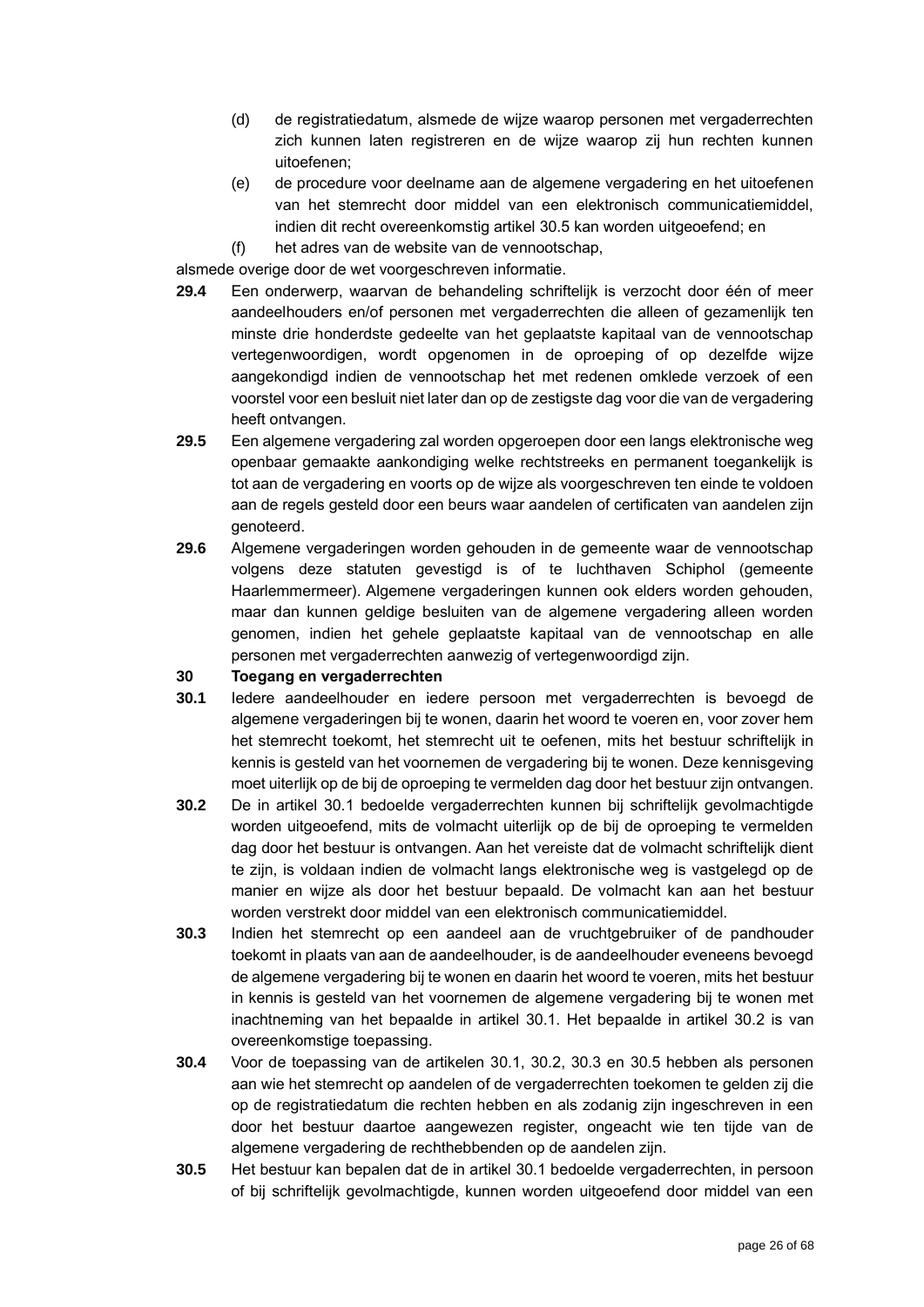(d) de registratiedatum, alsmede de wijze waarop personen met vergaderrechten zich kunnen laten registreren en de wijze waarop zij hun rechten kunnen uitoefenen;

(e) de procedure voor deelname aan de algemene vergadering en het uitoefenen van het stemrecht door middel van een elektronisch communicatiemiddel, indien dit recht overeenkomstig artikel 30.5 kan worden uitgeoefend; en

(f) het adres van de website van de vennootschap,

alsmede overige door de wet voorgeschreven informatie.

**29.4** Een onderwerp, waarvan de behandeling schriftelijk is verzocht door één of meer aandeelhouders en/of personen met vergaderrechten die alleen of gezamenlijk ten minste drie honderdste gedeelte van het geplaatste kapitaal van de vennootschap vertegenwoordigen, wordt opgenomen in de oproeping of op dezelfde wijze aangekondigd indien de vennootschap het met redenen omklede verzoek of een voorstel voor een besluit niet later dan op de zestigste dag voor die van de vergadering heeft ontvangen.

**29.5** Een algemene vergadering zal worden opgeroepen door een langs elektronische weg openbaar gemaakte aankondiging welke rechtstreeks en permanent toegankelijk is tot aan de vergadering en voorts op de wijze als voorgeschreven ten einde te voldoen aan de regels gesteld door een beurs waar aandelen of certificaten van aandelen zijn genoteerd.

**29.6** Algemene vergaderingen worden gehouden in de gemeente waar de vennootschap volgens deze statuten gevestigd is of te luchthaven Schiphol (gemeente Haarlemmermeer). Algemene vergaderingen kunnen ook elders worden gehouden, maar dan kunnen geldige besluiten van de algemene vergadering alleen worden genomen, indien het gehele geplaatste kapitaal van de vennootschap en alle personen met vergaderrechten aanwezig of vertegenwoordigd zijn.

**30 Toegang en vergaderrechten**

**30.1** Iedere aandeelhouder en iedere persoon met vergaderrechten is bevoegd de algemene vergaderingen bij te wonen, daarin het woord te voeren en, voor zover hem het stemrecht toekomt, het stemrecht uit te oefenen, mits het bestuur schriftelijk in kennis is gesteld van het voornemen de vergadering bij te wonen. Deze kennisgeving moet uiterlijk op de bij de oproeping te vermelden dag door het bestuur zijn ontvangen.

**30.2** De in artikel 30.1 bedoelde vergaderrechten kunnen bij schriftelijk gevolmachtigde worden uitgeoefend, mits de volmacht uiterlijk op de bij de oproeping te vermelden dag door het bestuur is ontvangen. Aan het vereiste dat de volmacht schriftelijk dient te zijn, is voldaan indien de volmacht langs elektronische weg is vastgelegd op de manier en wijze als door het bestuur bepaald. De volmacht kan aan het bestuur worden verstrekt door middel van een elektronisch communicatiemiddel.

**30.3** Indien het stemrecht op een aandeel aan de vruchtgebruiker of de pandhouder toekomt in plaats van aan de aandeelhouder, is de aandeelhouder eveneens bevoegd de algemene vergadering bij te wonen en daarin het woord te voeren, mits het bestuur in kennis is gesteld van het voornemen de algemene vergadering bij te wonen met inachtneming van het bepaalde in artikel 30.1. Het bepaalde in artikel 30.2 is van overeenkomstige toepassing.

**30.4** Voor de toepassing van de artikelen 30.1, 30.2, 30.3 en 30.5 hebben als personen aan wie het stemrecht op aandelen of de vergaderrechten toekomen te gelden zij die op de registratiedatum die rechten hebben en als zodanig zijn ingeschreven in een door het bestuur daartoe aangewezen register, ongeacht wie ten tijde van de algemene vergadering de rechthebbenden op de aandelen zijn.

**30.5** Het bestuur kan bepalen dat de in artikel 30.1 bedoelde vergaderrechten, in persoon of bij schriftelijk gevolmachtigde, kunnen worden uitgeoefend door middel van een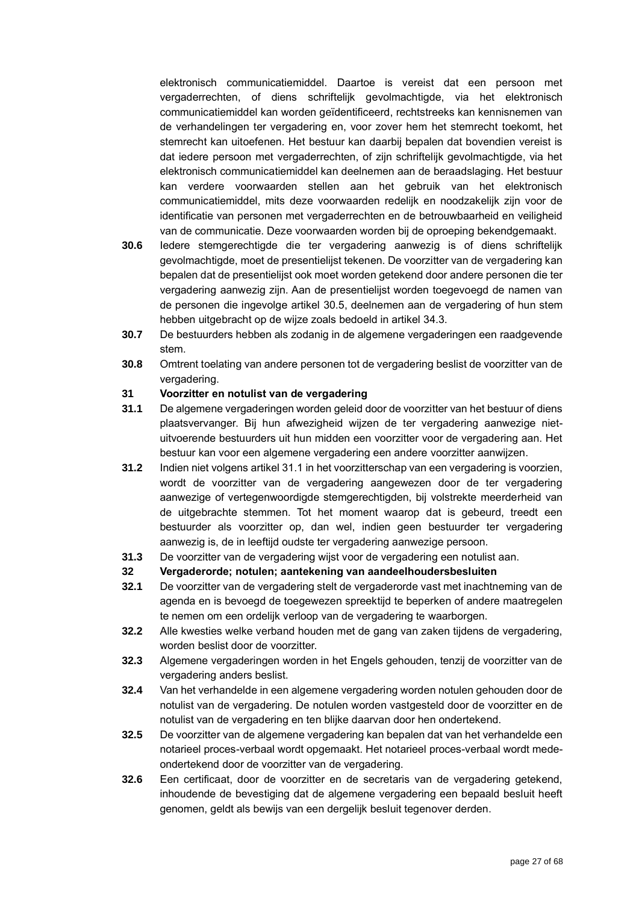elektronisch communicatiemiddel. Daartoe is vereist dat een persoon met vergaderrechten, of diens schriftelijk gevolmachtigde, via het elektronisch communicatiemiddel kan worden geïdentificeerd, rechtstreeks kan kennisnemen van de verhandelingen ter vergadering en, voor zover hem het stemrecht toekomt, het stemrecht kan uitoefenen. Het bestuur kan daarbij bepalen dat bovendien vereist is dat iedere persoon met vergaderrechten, of zijn schriftelijk gevolmachtigde, via het elektronisch communicatiemiddel kan deelnemen aan de beraadslaging. Het bestuur kan verdere voorwaarden stellen aan het gebruik van het elektronisch communicatiemiddel, mits deze voorwaarden redelijk en noodzakelijk zijn voor de identificatie van personen met vergaderrechten en de betrouwbaarheid en veiligheid van de communicatie. Deze voorwaarden worden bij de oproeping bekendgemaakt.

**30.6** Iedere stemgerechtigde die ter vergadering aanwezig is of diens schriftelijk gevolmachtigde, moet de presentielijst tekenen. De voorzitter van de vergadering kan bepalen dat de presentielijst ook moet worden getekend door andere personen die ter vergadering aanwezig zijn. Aan de presentielijst worden toegevoegd de namen van de personen die ingevolge artikel 30.5, deelnemen aan de vergadering of hun stem hebben uitgebracht op de wijze zoals bedoeld in artikel 34.3.

**30.7** De bestuurders hebben als zodanig in de algemene vergaderingen een raadgevende stem.

**30.8** Omtrent toelating van andere personen tot de vergadering beslist de voorzitter van de vergadering.

**31 Voorzitter en notulist van de vergadering**

**31.1** De algemene vergaderingen worden geleid door de voorzitter van het bestuur of diens plaatsvervanger. Bij hun afwezigheid wijzen de ter vergadering aanwezige niet-uitvoerende bestuurders uit hun midden een voorzitter voor de vergadering aan. Het bestuur kan voor een algemene vergadering een andere voorzitter aanwijzen.

**31.2** Indien niet volgens artikel 31.1 in het voorzitterschap van een vergadering is voorzien, wordt de voorzitter van de vergadering aangewezen door de ter vergadering aanwezige of vertegenwoordigde stemgerechtigden, bij volstrekte meerderheid van de uitgebrachte stemmen. Tot het moment waarop dat is gebeurd, treedt een bestuurder als voorzitter op, dan wel, indien geen bestuurder ter vergadering aanwezig is, de in leeftijd oudste ter vergadering aanwezige persoon.

**31.3** De voorzitter van de vergadering wijst voor de vergadering een notulist aan.

**32 Vergaderorde; notulen; aantekening van aandeelhoudersbesluiten**

**32.1** De voorzitter van de vergadering stelt de vergaderorde vast met inachtneming van de agenda en is bevoegd de toegewezen spreektijd te beperken of andere maatregelen te nemen om een ordelijk verloop van de vergadering te waarborgen.

**32.2** Alle kwesties welke verband houden met de gang van zaken tijdens de vergadering, worden beslist door de voorzitter.

**32.3** Algemene vergaderingen worden in het Engels gehouden, tenzij de voorzitter van de vergadering anders beslist.

**32.4** Van het verhandelde in een algemene vergadering worden notulen gehouden door de notulist van de vergadering. De notulen worden vastgesteld door de voorzitter en de notulist van de vergadering en ten blijke daarvan door hen ondertekend.

**32.5** De voorzitter van de algemene vergadering kan bepalen dat van het verhandelde een notarieel proces-verbaal wordt opgemaakt. Het notarieel proces-verbaal wordt mede-ondertekend door de voorzitter van de vergadering.

**32.6** Een certificaat, door de voorzitter en de secretaris van de vergadering getekend, inhoudende de bevestiging dat de algemene vergadering een bepaald besluit heeft genomen, geldt als bewijs van een dergelijk besluit tegenover derden.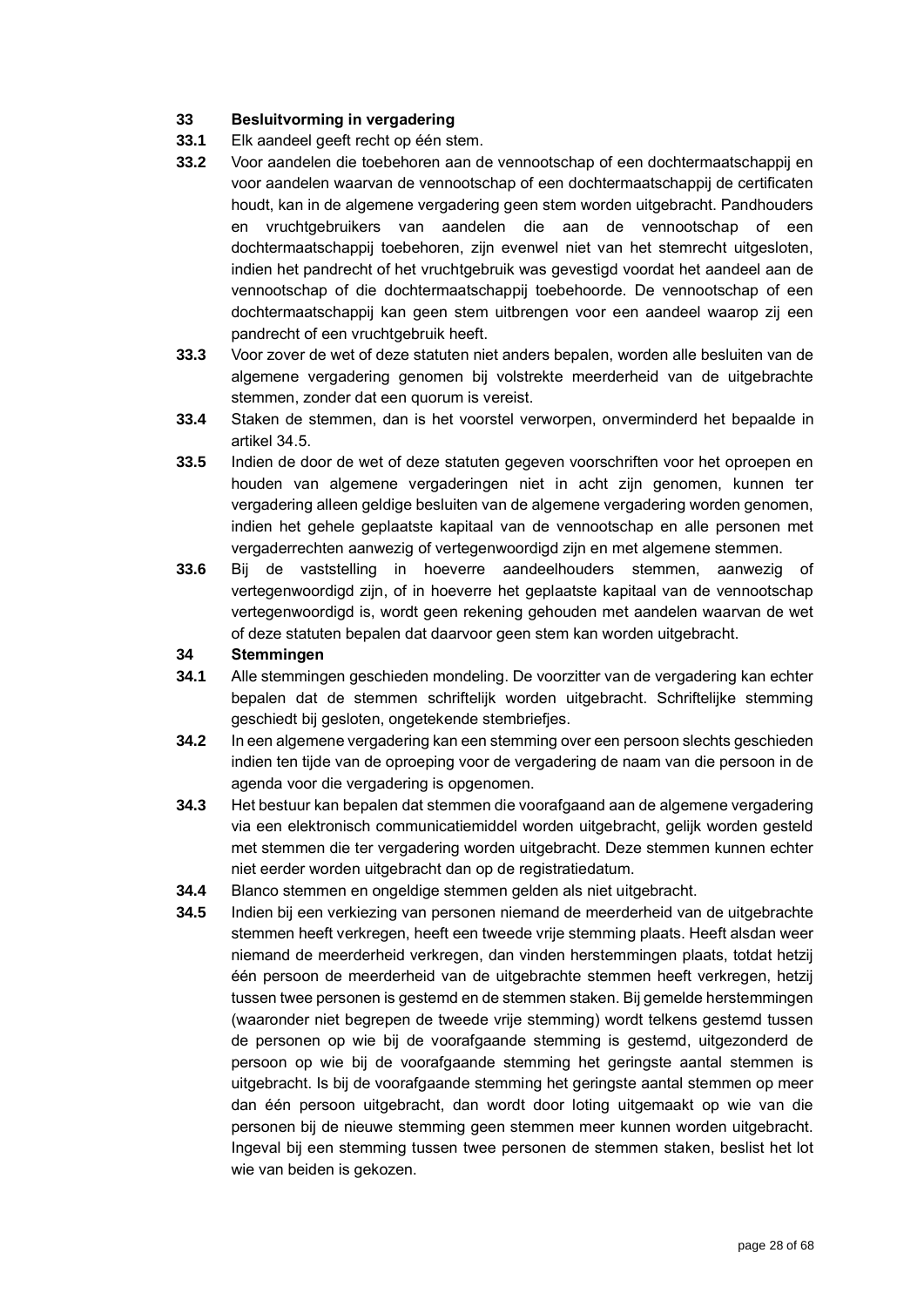## 33 Besluitvorming in vergadering

**33.1** Elk aandeel geeft recht op één stem.

**33.2** Voor aandelen die toebehoren aan de vennootschap of een dochtermaatschappij en voor aandelen waarvan de vennootschap of een dochtermaatschappij de certificaten houdt, kan in de algemene vergadering geen stem worden uitgebracht. Pandhouders en vruchtgebruikers van aandelen die aan de vennootschap of een dochtermaatschappij toebehoren, zijn evenwel niet van het stemrecht uitgesloten, indien het pandrecht of het vruchtgebruik was gevestigd voordat het aandeel aan de vennootschap of die dochtermaatschappij toebehoorde. De vennootschap of een dochtermaatschappij kan geen stem uitbrengen voor een aandeel waarop zij een pandrecht of een vruchtgebruik heeft.

**33.3** Voor zover de wet of deze statuten niet anders bepalen, worden alle besluiten van de algemene vergadering genomen bij volstrekte meerderheid van de uitgebrachte stemmen, zonder dat een quorum is vereist.

**33.4** Staken de stemmen, dan is het voorstel verworpen, onverminderd het bepaalde in artikel 34.5.

**33.5** Indien de door de wet of deze statuten gegeven voorschriften voor het oproepen en houden van algemene vergaderingen niet in acht zijn genomen, kunnen ter vergadering alleen geldige besluiten van de algemene vergadering worden genomen, indien het gehele geplaatste kapitaal van de vennootschap en alle personen met vergaderrechten aanwezig of vertegenwoordigd zijn en met algemene stemmen.

**33.6** Bij de vaststelling in hoeverre aandeelhouders stemmen, aanwezig of vertegenwoordigd zijn, of in hoeverre het geplaatste kapitaal van de vennootschap vertegenwoordigd is, wordt geen rekening gehouden met aandelen waarvan de wet of deze statuten bepalen dat daarvoor geen stem kan worden uitgebracht.

## 34 Stemmingen

**34.1** Alle stemmingen geschieden mondeling. De voorzitter van de vergadering kan echter bepalen dat de stemmen schriftelijk worden uitgebracht. Schriftelijke stemming geschiedt bij gesloten, ongetekende stembriefjes.

**34.2** In een algemene vergadering kan een stemming over een persoon slechts geschieden indien ten tijde van de oproeping voor de vergadering de naam van die persoon in de agenda voor die vergadering is opgenomen.

**34.3** Het bestuur kan bepalen dat stemmen die voorafgaand aan de algemene vergadering via een elektronisch communicatiemiddel worden uitgebracht, gelijk worden gesteld met stemmen die ter vergadering worden uitgebracht. Deze stemmen kunnen echter niet eerder worden uitgebracht dan op de registratiedatum.

**34.4** Blanco stemmen en ongeldige stemmen gelden als niet uitgebracht.

**34.5** Indien bij een verkiezing van personen niemand de meerderheid van de uitgebrachte stemmen heeft verkregen, heeft een tweede vrije stemming plaats. Heeft alsdan weer niemand de meerderheid verkregen, dan vinden herstemmingen plaats, totdat hetzij één persoon de meerderheid van de uitgebrachte stemmen heeft verkregen, hetzij tussen twee personen is gestemd en de stemmen staken. Bij gemelde herstemmingen (waaronder niet begrepen de tweede vrije stemming) wordt telkens gestemd tussen de personen op wie bij de voorafgaande stemming is gestemd, uitgezonderd de persoon op wie bij de voorafgaande stemming het geringste aantal stemmen is uitgebracht. Is bij de voorafgaande stemming het geringste aantal stemmen op meer dan één persoon uitgebracht, dan wordt door loting uitgemaakt op wie van die personen bij de nieuwe stemming geen stemmen meer kunnen worden uitgebracht. Ingeval bij een stemming tussen twee personen de stemmen staken, beslist het lot wie van beiden is gekozen.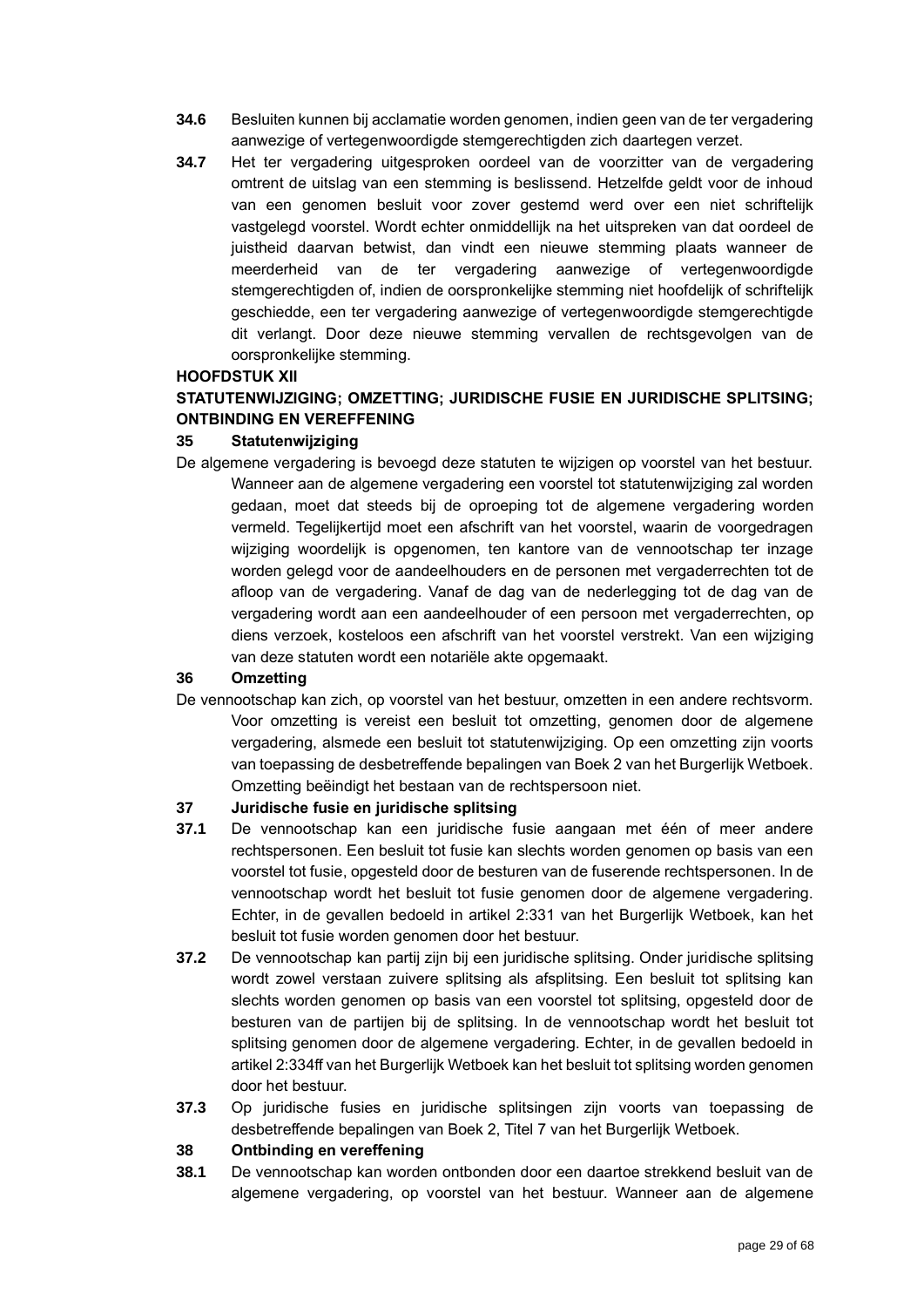**34.6** Besluiten kunnen bij acclamatie worden genomen, indien geen van de ter vergadering aanwezige of vertegenwoordigde stemgerechtigden zich daartegen verzet.

**34.7** Het ter vergadering uitgesproken oordeel van de voorzitter van de vergadering omtrent de uitslag van een stemming is beslissend. Hetzelfde geldt voor de inhoud van een genomen besluit voor zover gestemd werd over een niet schriftelijk vastgelegd voorstel. Wordt echter onmiddellijk na het uitspreken van dat oordeel de juistheid daarvan betwist, dan vindt een nieuwe stemming plaats wanneer de meerderheid van de ter vergadering aanwezige of vertegenwoordigde stemgerechtigden of, indien de oorspronkelijke stemming niet hoofdelijk of schriftelijk geschiedde, een ter vergadering aanwezige of vertegenwoordigde stemgerechtigde dit verlangt. Door deze nieuwe stemming vervallen de rechtsgevolgen van de oorspronkelijke stemming.

## HOOFDSTUK XII

## STATUTENWIJZIGING; OMZETTING; JURIDISCHE FUSIE EN JURIDISCHE SPLITSING; ONTBINDING EN VEREFFENING

### 35 Statutenwijziging

De algemene vergadering is bevoegd deze statuten te wijzigen op voorstel van het bestuur. Wanneer aan de algemene vergadering een voorstel tot statutenwijziging zal worden gedaan, moet dat steeds bij de oproeping tot de algemene vergadering worden vermeld. Tegelijkertijd moet een afschrift van het voorstel, waarin de voorgedragen wijziging woordelijk is opgenomen, ten kantore van de vennootschap ter inzage worden gelegd voor de aandeelhouders en de personen met vergaderrechten tot de afloop van de vergadering. Vanaf de dag van de nederlegging tot de dag van de vergadering wordt aan een aandeelhouder of een persoon met vergaderrechten, op diens verzoek, kosteloos een afschrift van het voorstel verstrekt. Van een wijziging van deze statuten wordt een notariële akte opgemaakt.

### 36 Omzetting

De vennootschap kan zich, op voorstel van het bestuur, omzetten in een andere rechtsvorm. Voor omzetting is vereist een besluit tot omzetting, genomen door de algemene vergadering, alsmede een besluit tot statutenwijziging. Op een omzetting zijn voorts van toepassing de desbetreffende bepalingen van Boek 2 van het Burgerlijk Wetboek. Omzetting beëindigt het bestaan van de rechtspersoon niet.

### 37 Juridische fusie en juridische splitsing

**37.1** De vennootschap kan een juridische fusie aangaan met één of meer andere rechtspersonen. Een besluit tot fusie kan slechts worden genomen op basis van een voorstel tot fusie, opgesteld door de besturen van de fuserende rechtspersonen. In de vennootschap wordt het besluit tot fusie genomen door de algemene vergadering. Echter, in de gevallen bedoeld in artikel 2:331 van het Burgerlijk Wetboek, kan het besluit tot fusie worden genomen door het bestuur.

**37.2** De vennootschap kan partij zijn bij een juridische splitsing. Onder juridische splitsing wordt zowel verstaan zuivere splitsing als afsplitsing. Een besluit tot splitsing kan slechts worden genomen op basis van een voorstel tot splitsing, opgesteld door de besturen van de partijen bij de splitsing. In de vennootschap wordt het besluit tot splitsing genomen door de algemene vergadering. Echter, in de gevallen bedoeld in artikel 2:334ff van het Burgerlijk Wetboek kan het besluit tot splitsing worden genomen door het bestuur.

**37.3** Op juridische fusies en juridische splitsingen zijn voorts van toepassing de desbetreffende bepalingen van Boek 2, Titel 7 van het Burgerlijk Wetboek.

### 38 Ontbinding en vereffening

**38.1** De vennootschap kan worden ontbonden door een daartoe strekkend besluit van de algemene vergadering, op voorstel van het bestuur. Wanneer aan de algemene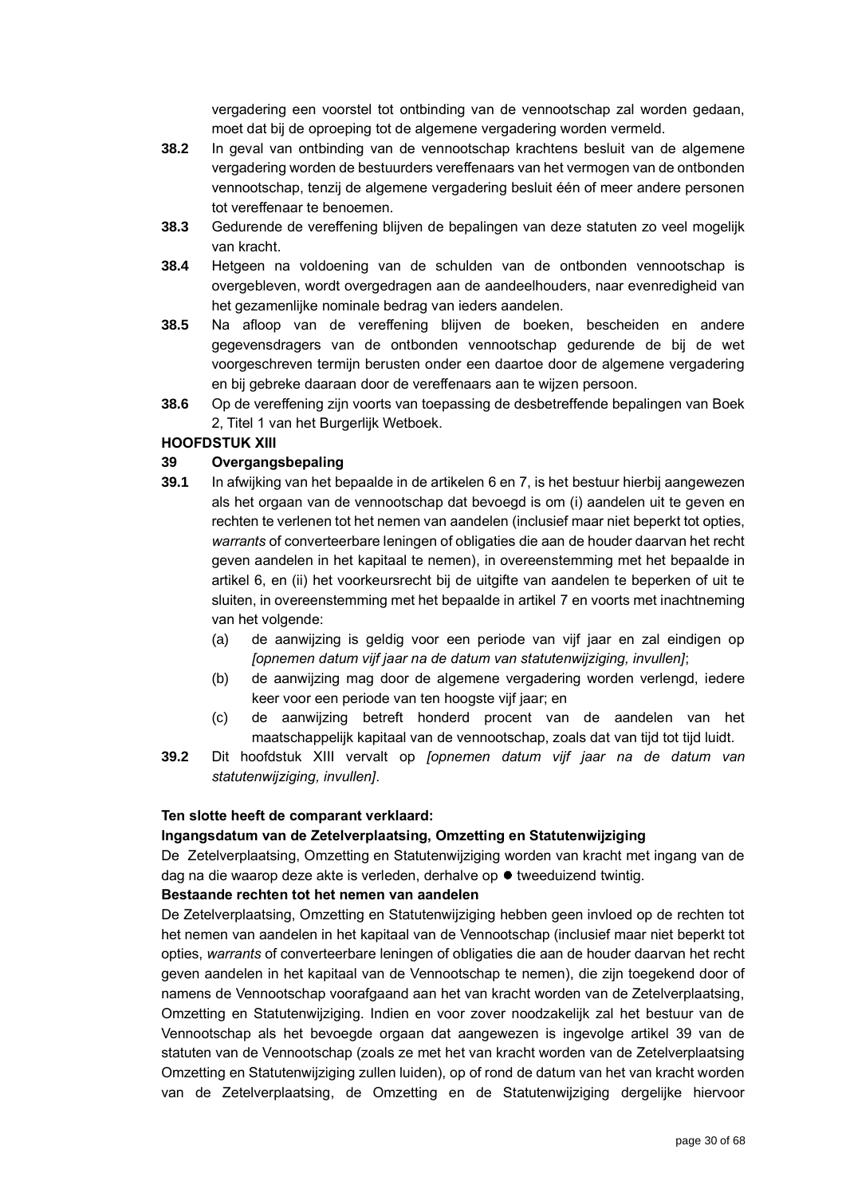vergadering een voorstel tot ontbinding van de vennootschap zal worden gedaan, moet dat bij de oproeping tot de algemene vergadering worden vermeld.

**38.2** In geval van ontbinding van de vennootschap krachtens besluit van de algemene vergadering worden de bestuurders vereffenaars van het vermogen van de ontbonden vennootschap, tenzij de algemene vergadering besluit één of meer andere personen tot vereffenaar te benoemen.

**38.3** Gedurende de vereffening blijven de bepalingen van deze statuten zo veel mogelijk van kracht.

**38.4** Hetgeen na voldoening van de schulden van de ontbonden vennootschap is overgebleven, wordt overgedragen aan de aandeelhouders, naar evenredigheid van het gezamenlijke nominale bedrag van ieders aandelen.

**38.5** Na afloop van de vereffening blijven de boeken, bescheiden en andere gegevensdragers van de ontbonden vennootschap gedurende de bij de wet voorgeschreven termijn berusten onder een daartoe door de algemene vergadering en bij gebreke daaraan door de vereffenaars aan te wijzen persoon.

**38.6** Op de vereffening zijn voorts van toepassing de desbetreffende bepalingen van Boek 2, Titel 1 van het Burgerlijk Wetboek.

**HOOFDSTUK XIII**

**39 Overgangsbepaling**

**39.1** In afwijking van het bepaalde in de artikelen 6 en 7, is het bestuur hierbij aangewezen als het orgaan van de vennootschap dat bevoegd is om (i) aandelen uit te geven en rechten te verlenen tot het nemen van aandelen (inclusief maar niet beperkt tot opties, *warrants* of converteerbare leningen of obligaties die aan de houder daarvan het recht geven aandelen in het kapitaal te nemen), in overeenstemming met het bepaalde in artikel 6, en (ii) het voorkeursrecht bij de uitgifte van aandelen te beperken of uit te sluiten, in overeenstemming met het bepaalde in artikel 7 en voorts met inachtneming van het volgende:

(a) de aanwijzing is geldig voor een periode van vijf jaar en zal eindigen op *[opnemen datum vijf jaar na de datum van statutenwijziging, invullen]*;

(b) de aanwijzing mag door de algemene vergadering worden verlengd, iedere keer voor een periode van ten hoogste vijf jaar; en

(c) de aanwijzing betreft honderd procent van de aandelen van het maatschappelijk kapitaal van de vennootschap, zoals dat van tijd tot tijd luidt.

**39.2** Dit hoofdstuk XIII vervalt op *[opnemen datum vijf jaar na de datum van statutenwijziging, invullen]*.

**Ten slotte heeft de comparant verklaard:**

**Ingangsdatum van de Zetelverplaatsing, Omzetting en Statutenwijziging**

De Zetelverplaatsing, Omzetting en Statutenwijziging worden van kracht met ingang van de dag na die waarop deze akte is verleden, derhalve op ● tweeduizend twintig.

**Bestaande rechten tot het nemen van aandelen**

De Zetelverplaatsing, Omzetting en Statutenwijziging hebben geen invloed op de rechten tot het nemen van aandelen in het kapitaal van de Vennootschap (inclusief maar niet beperkt tot opties, *warrants* of converteerbare leningen of obligaties die aan de houder daarvan het recht geven aandelen in het kapitaal van de Vennootschap te nemen), die zijn toegekend door of namens de Vennootschap voorafgaand aan het van kracht worden van de Zetelverplaatsing, Omzetting en Statutenwijziging. Indien en voor zover noodzakelijk zal het bestuur van de Vennootschap als het bevoegde orgaan dat aangewezen is ingevolge artikel 39 van de statuten van de Vennootschap (zoals ze met het van kracht worden van de Zetelverplaatsing Omzetting en Statutenwijziging zullen luiden), op of rond de datum van het van kracht worden van de Zetelverplaatsing, de Omzetting en de Statutenwijziging dergelijke hiervoor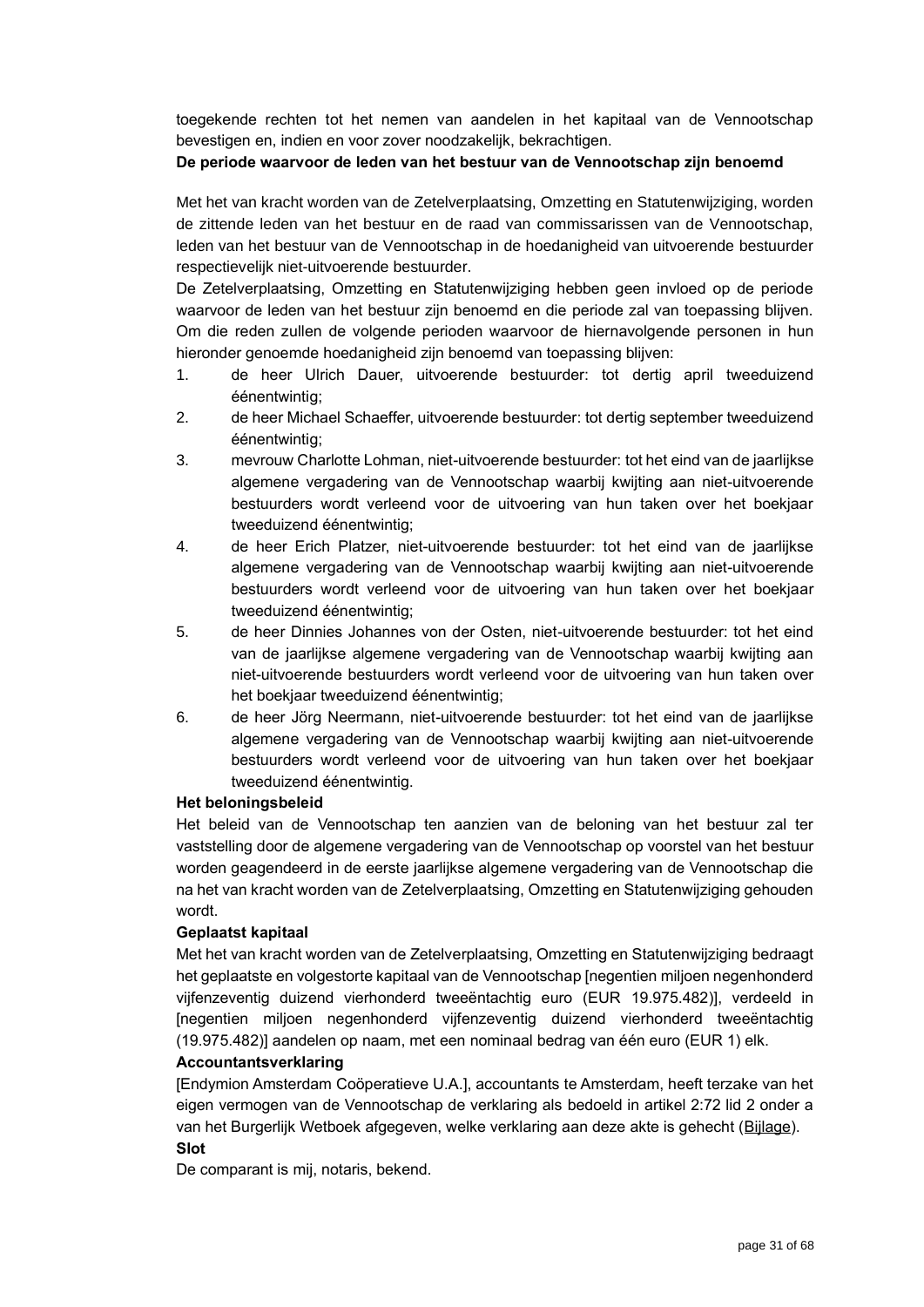toegekende rechten tot het nemen van aandelen in het kapitaal van de Vennootschap bevestigen en, indien en voor zover noodzakelijk, bekrachtigen.

**De periode waarvoor de leden van het bestuur van de Vennootschap zijn benoemd**

Met het van kracht worden van de Zetelverplaatsing, Omzetting en Statutenwijziging, worden de zittende leden van het bestuur en de raad van commissarissen van de Vennootschap, leden van het bestuur van de Vennootschap in de hoedanigheid van uitvoerende bestuurder respectievelijk niet-uitvoerende bestuurder.

De Zetelverplaatsing, Omzetting en Statutenwijziging hebben geen invloed op de periode waarvoor de leden van het bestuur zijn benoemd en die periode zal van toepassing blijven. Om die reden zullen de volgende perioden waarvoor de hiernavolgende personen in hun hieronder genoemde hoedanigheid zijn benoemd van toepassing blijven:

1. de heer Ulrich Dauer, uitvoerende bestuurder: tot dertig april tweeduizend éénentwintig;
2. de heer Michael Schaeffer, uitvoerende bestuurder: tot dertig september tweeduizend éénentwintig;
3. mevrouw Charlotte Lohman, niet-uitvoerende bestuurder: tot het eind van de jaarlijkse algemene vergadering van de Vennootschap waarbij kwijting aan niet-uitvoerende bestuurders wordt verleend voor de uitvoering van hun taken over het boekjaar tweeduizend éénentwintig;
4. de heer Erich Platzer, niet-uitvoerende bestuurder: tot het eind van de jaarlijkse algemene vergadering van de Vennootschap waarbij kwijting aan niet-uitvoerende bestuurders wordt verleend voor de uitvoering van hun taken over het boekjaar tweeduizend éénentwintig;
5. de heer Dinnies Johannes von der Osten, niet-uitvoerende bestuurder: tot het eind van de jaarlijkse algemene vergadering van de Vennootschap waarbij kwijting aan niet-uitvoerende bestuurders wordt verleend voor de uitvoering van hun taken over het boekjaar tweeduizend éénentwintig;
6. de heer Jörg Neermann, niet-uitvoerende bestuurder: tot het eind van de jaarlijkse algemene vergadering van de Vennootschap waarbij kwijting aan niet-uitvoerende bestuurders wordt verleend voor de uitvoering van hun taken over het boekjaar tweeduizend éénentwintig.

**Het beloningsbeleid**

Het beleid van de Vennootschap ten aanzien van de beloning van het bestuur zal ter vaststelling door de algemene vergadering van de Vennootschap op voorstel van het bestuur worden geagendeerd in de eerste jaarlijkse algemene vergadering van de Vennootschap die na het van kracht worden van de Zetelverplaatsing, Omzetting en Statutenwijziging gehouden wordt.

**Geplaatst kapitaal**

Met het van kracht worden van de Zetelverplaatsing, Omzetting en Statutenwijziging bedraagt het geplaatste en volgestorte kapitaal van de Vennootschap [negentien miljoen negenhonderd vijfenzeventig duizend vierhonderd tweeëntachtig euro (EUR 19.975.482)], verdeeld in [negentien miljoen negenhonderd vijfenzeventig duizend vierhonderd tweeëntachtig (19.975.482)] aandelen op naam, met een nominaal bedrag van één euro (EUR 1) elk.

**Accountantsverklaring**

[Endymion Amsterdam Coöperatieve U.A.], accountants te Amsterdam, heeft terzake van het eigen vermogen van de Vennootschap de verklaring als bedoeld in artikel 2:72 lid 2 onder a van het Burgerlijk Wetboek afgegeven, welke verklaring aan deze akte is gehecht (Bijlage).

**Slot**

De comparant is mij, notaris, bekend.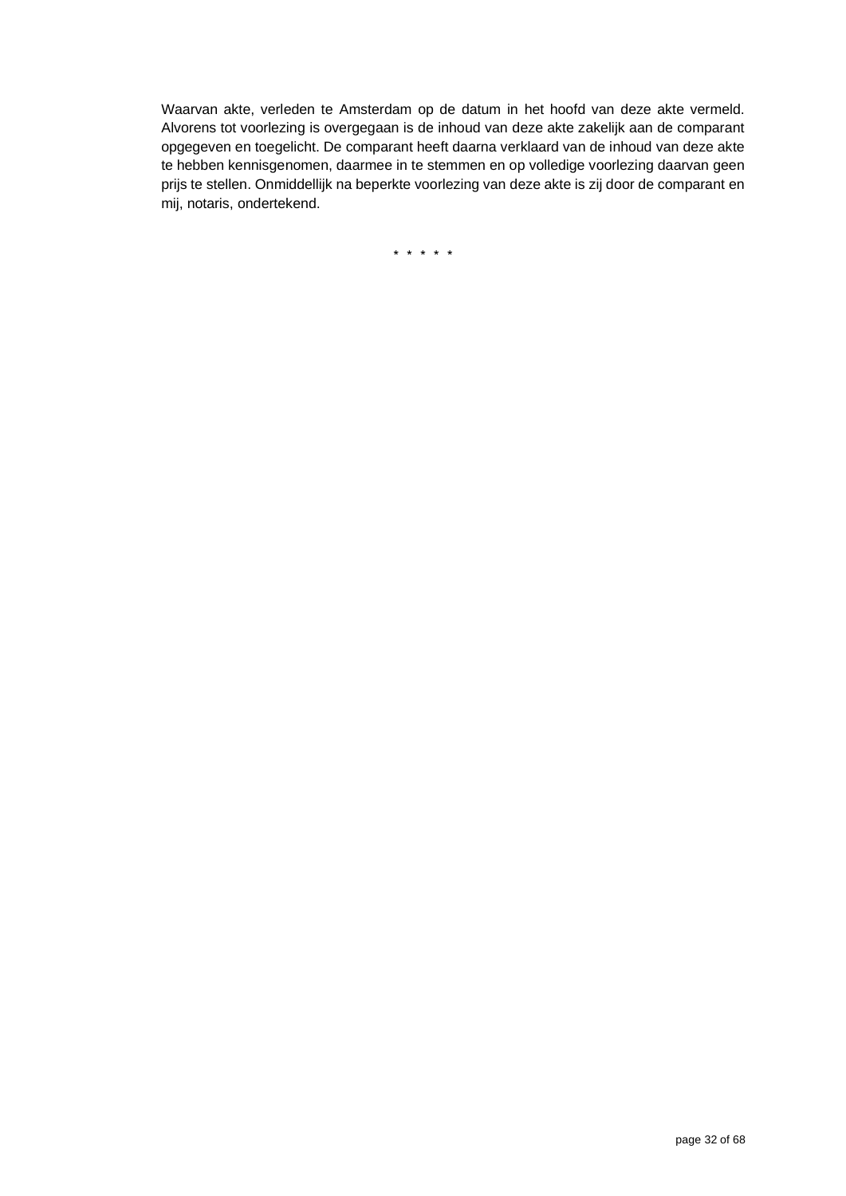Waarvan akte, verleden te Amsterdam op de datum in het hoofd van deze akte vermeld. Alvorens tot voorlezing is overgegaan is de inhoud van deze akte zakelijk aan de comparant opgegeven en toegelicht. De comparant heeft daarna verklaard van de inhoud van deze akte te hebben kennisgenomen, daarmee in te stemmen en op volledige voorlezing daarvan geen prijs te stellen. Onmiddellijk na beperkte voorlezing van deze akte is zij door de comparant en mij, notaris, ondertekend.

\* \* \* \* \*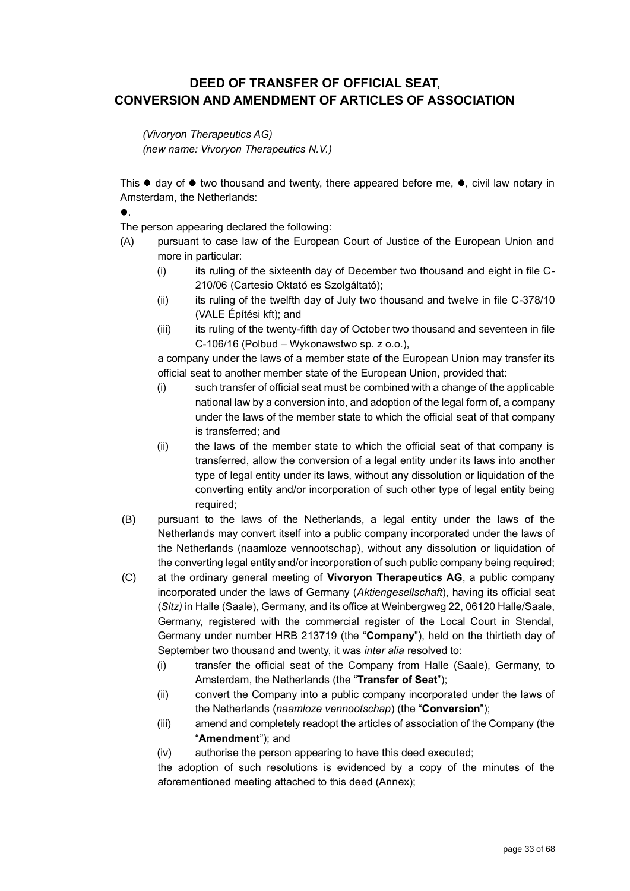# DEED OF TRANSFER OF OFFICIAL SEAT, CONVERSION AND AMENDMENT OF ARTICLES OF ASSOCIATION

*(Vivoryon Therapeutics AG)*
*(new name: Vivoryon Therapeutics N.V.)*

This ● day of ● two thousand and twenty, there appeared before me, ●, civil law notary in Amsterdam, the Netherlands:

●.

The person appearing declared the following:

(A) pursuant to case law of the European Court of Justice of the European Union and more in particular:
   (i) its ruling of the sixteenth day of December two thousand and eight in file C-210/06 (Cartesio Oktató es Szolgáltató);
   (ii) its ruling of the twelfth day of July two thousand and twelve in file C-378/10 (VALE Építési kft); and
   (iii) its ruling of the twenty-fifth day of October two thousand and seventeen in file C-106/16 (Polbud – Wykonawstwo sp. z o.o.),

   a company under the laws of a member state of the European Union may transfer its official seat to another member state of the European Union, provided that:
   (i) such transfer of official seat must be combined with a change of the applicable national law by a conversion into, and adoption of the legal form of, a company under the laws of the member state to which the official seat of that company is transferred; and
   (ii) the laws of the member state to which the official seat of that company is transferred, allow the conversion of a legal entity under its laws into another type of legal entity under its laws, without any dissolution or liquidation of the converting entity and/or incorporation of such other type of legal entity being required;

(B) pursuant to the laws of the Netherlands, a legal entity under the laws of the Netherlands may convert itself into a public company incorporated under the laws of the Netherlands (naamloze vennootschap), without any dissolution or liquidation of the converting legal entity and/or incorporation of such public company being required;

(C) at the ordinary general meeting of **Vivoryon Therapeutics AG**, a public company incorporated under the laws of Germany (*Aktiengesellschaft*), having its official seat (*Sitz)* in Halle (Saale), Germany, and its office at Weinbergweg 22, 06120 Halle/Saale, Germany, registered with the commercial register of the Local Court in Stendal, Germany under number HRB 213719 (the "**Company**"), held on the thirtieth day of September two thousand and twenty, it was *inter alia* resolved to:
   (i) transfer the official seat of the Company from Halle (Saale), Germany, to Amsterdam, the Netherlands (the "**Transfer of Seat**");
   (ii) convert the Company into a public company incorporated under the laws of the Netherlands (*naamloze vennootschap*) (the "**Conversion**");
   (iii) amend and completely readopt the articles of association of the Company (the "**Amendment**"); and
   (iv) authorise the person appearing to have this deed executed;

   the adoption of such resolutions is evidenced by a copy of the minutes of the aforementioned meeting attached to this deed (Annex);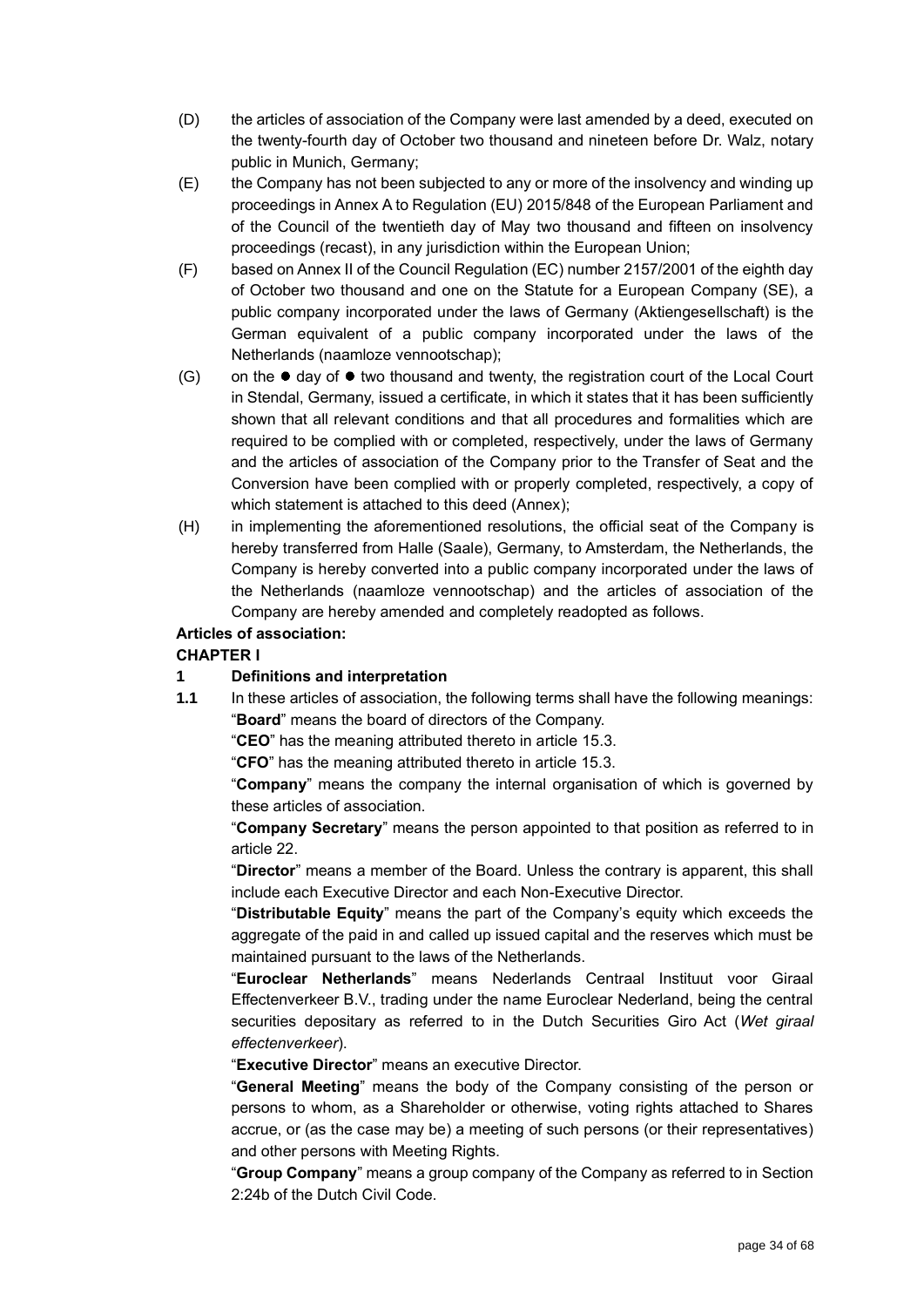(D) the articles of association of the Company were last amended by a deed, executed on the twenty-fourth day of October two thousand and nineteen before Dr. Walz, notary public in Munich, Germany;

(E) the Company has not been subjected to any or more of the insolvency and winding up proceedings in Annex A to Regulation (EU) 2015/848 of the European Parliament and of the Council of the twentieth day of May two thousand and fifteen on insolvency proceedings (recast), in any jurisdiction within the European Union;

(F) based on Annex II of the Council Regulation (EC) number 2157/2001 of the eighth day of October two thousand and one on the Statute for a European Company (SE), a public company incorporated under the laws of Germany (Aktiengesellschaft) is the German equivalent of a public company incorporated under the laws of the Netherlands (naamloze vennootschap);

(G) on the ● day of ● two thousand and twenty, the registration court of the Local Court in Stendal, Germany, issued a certificate, in which it states that it has been sufficiently shown that all relevant conditions and that all procedures and formalities which are required to be complied with or completed, respectively, under the laws of Germany and the articles of association of the Company prior to the Transfer of Seat and the Conversion have been complied with or properly completed, respectively, a copy of which statement is attached to this deed (Annex);

(H) in implementing the aforementioned resolutions, the official seat of the Company is hereby transferred from Halle (Saale), Germany, to Amsterdam, the Netherlands, the Company is hereby converted into a public company incorporated under the laws of the Netherlands (naamloze vennootschap) and the articles of association of the Company are hereby amended and completely readopted as follows.

**Articles of association:**

**CHAPTER I**

**1 Definitions and interpretation**

**1.1** In these articles of association, the following terms shall have the following meanings:

"**Board**" means the board of directors of the Company.

"**CEO**" has the meaning attributed thereto in article 15.3.

"**CFO**" has the meaning attributed thereto in article 15.3.

"**Company**" means the company the internal organisation of which is governed by these articles of association.

"**Company Secretary**" means the person appointed to that position as referred to in article 22.

"**Director**" means a member of the Board. Unless the contrary is apparent, this shall include each Executive Director and each Non-Executive Director.

"**Distributable Equity**" means the part of the Company's equity which exceeds the aggregate of the paid in and called up issued capital and the reserves which must be maintained pursuant to the laws of the Netherlands.

"**Euroclear Netherlands**" means Nederlands Centraal Instituut voor Giraal Effectenverkeer B.V., trading under the name Euroclear Nederland, being the central securities depositary as referred to in the Dutch Securities Giro Act (*Wet giraal effectenverkeer*).

"**Executive Director**" means an executive Director.

"**General Meeting**" means the body of the Company consisting of the person or persons to whom, as a Shareholder or otherwise, voting rights attached to Shares accrue, or (as the case may be) a meeting of such persons (or their representatives) and other persons with Meeting Rights.

"**Group Company**" means a group company of the Company as referred to in Section 2:24b of the Dutch Civil Code.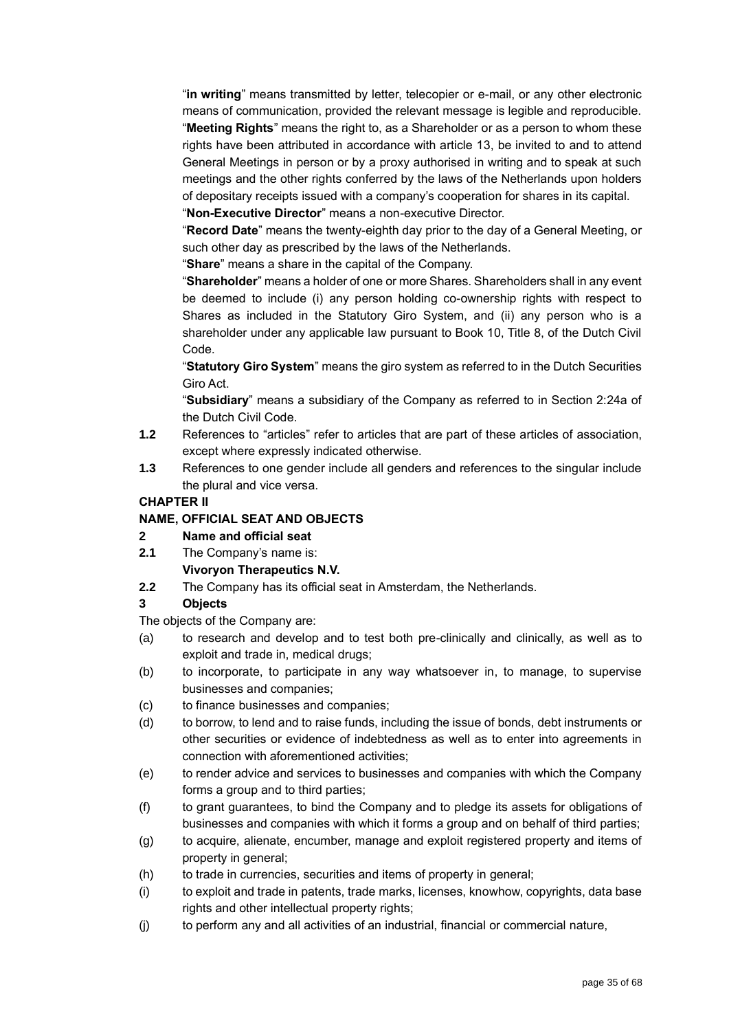"**in writing**" means transmitted by letter, telecopier or e-mail, or any other electronic means of communication, provided the relevant message is legible and reproducible.

"**Meeting Rights**" means the right to, as a Shareholder or as a person to whom these rights have been attributed in accordance with article 13, be invited to and to attend General Meetings in person or by a proxy authorised in writing and to speak at such meetings and the other rights conferred by the laws of the Netherlands upon holders of depositary receipts issued with a company's cooperation for shares in its capital.

"**Non-Executive Director**" means a non-executive Director.

"**Record Date**" means the twenty-eighth day prior to the day of a General Meeting, or such other day as prescribed by the laws of the Netherlands.

"**Share**" means a share in the capital of the Company.

"**Shareholder**" means a holder of one or more Shares. Shareholders shall in any event be deemed to include (i) any person holding co-ownership rights with respect to Shares as included in the Statutory Giro System, and (ii) any person who is a shareholder under any applicable law pursuant to Book 10, Title 8, of the Dutch Civil Code.

"**Statutory Giro System**" means the giro system as referred to in the Dutch Securities Giro Act.

"**Subsidiary**" means a subsidiary of the Company as referred to in Section 2:24a of the Dutch Civil Code.

**1.2** References to "articles" refer to articles that are part of these articles of association, except where expressly indicated otherwise.

**1.3** References to one gender include all genders and references to the singular include the plural and vice versa.

**CHAPTER II**

**NAME, OFFICIAL SEAT AND OBJECTS**

**2 Name and official seat**

**2.1** The Company's name is:
**Vivoryon Therapeutics N.V.**

**2.2** The Company has its official seat in Amsterdam, the Netherlands.

**3 Objects**

The objects of the Company are:

(a) to research and develop and to test both pre-clinically and clinically, as well as to exploit and trade in, medical drugs;

(b) to incorporate, to participate in any way whatsoever in, to manage, to supervise businesses and companies;

(c) to finance businesses and companies;

(d) to borrow, to lend and to raise funds, including the issue of bonds, debt instruments or other securities or evidence of indebtedness as well as to enter into agreements in connection with aforementioned activities;

(e) to render advice and services to businesses and companies with which the Company forms a group and to third parties;

(f) to grant guarantees, to bind the Company and to pledge its assets for obligations of businesses and companies with which it forms a group and on behalf of third parties;

(g) to acquire, alienate, encumber, manage and exploit registered property and items of property in general;

(h) to trade in currencies, securities and items of property in general;

(i) to exploit and trade in patents, trade marks, licenses, knowhow, copyrights, data base rights and other intellectual property rights;

(j) to perform any and all activities of an industrial, financial or commercial nature,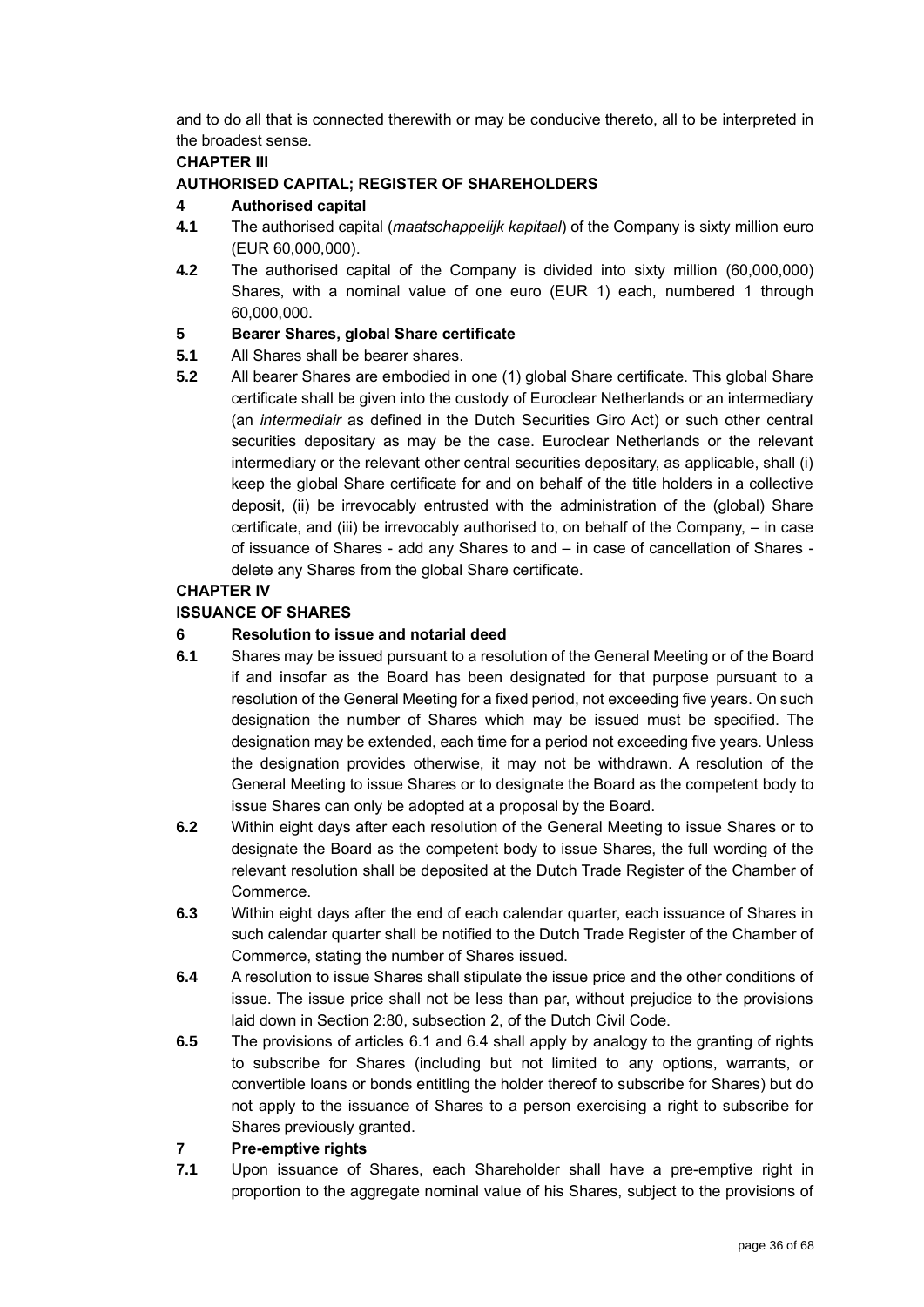and to do all that is connected therewith or may be conducive thereto, all to be interpreted in the broadest sense.

**CHAPTER III**

**AUTHORISED CAPITAL; REGISTER OF SHAREHOLDERS**

**4 Authorised capital**

**4.1** The authorised capital (*maatschappelijk kapitaal*) of the Company is sixty million euro (EUR 60,000,000).

**4.2** The authorised capital of the Company is divided into sixty million (60,000,000) Shares, with a nominal value of one euro (EUR 1) each, numbered 1 through 60,000,000.

**5 Bearer Shares, global Share certificate**

**5.1** All Shares shall be bearer shares.

**5.2** All bearer Shares are embodied in one (1) global Share certificate. This global Share certificate shall be given into the custody of Euroclear Netherlands or an intermediary (an *intermediair* as defined in the Dutch Securities Giro Act) or such other central securities depositary as may be the case. Euroclear Netherlands or the relevant intermediary or the relevant other central securities depositary, as applicable, shall (i) keep the global Share certificate for and on behalf of the title holders in a collective deposit, (ii) be irrevocably entrusted with the administration of the (global) Share certificate, and (iii) be irrevocably authorised to, on behalf of the Company, – in case of issuance of Shares - add any Shares to and – in case of cancellation of Shares - delete any Shares from the global Share certificate.

**CHAPTER IV**

**ISSUANCE OF SHARES**

**6 Resolution to issue and notarial deed**

**6.1** Shares may be issued pursuant to a resolution of the General Meeting or of the Board if and insofar as the Board has been designated for that purpose pursuant to a resolution of the General Meeting for a fixed period, not exceeding five years. On such designation the number of Shares which may be issued must be specified. The designation may be extended, each time for a period not exceeding five years. Unless the designation provides otherwise, it may not be withdrawn. A resolution of the General Meeting to issue Shares or to designate the Board as the competent body to issue Shares can only be adopted at a proposal by the Board.

**6.2** Within eight days after each resolution of the General Meeting to issue Shares or to designate the Board as the competent body to issue Shares, the full wording of the relevant resolution shall be deposited at the Dutch Trade Register of the Chamber of Commerce.

**6.3** Within eight days after the end of each calendar quarter, each issuance of Shares in such calendar quarter shall be notified to the Dutch Trade Register of the Chamber of Commerce, stating the number of Shares issued.

**6.4** A resolution to issue Shares shall stipulate the issue price and the other conditions of issue. The issue price shall not be less than par, without prejudice to the provisions laid down in Section 2:80, subsection 2, of the Dutch Civil Code.

**6.5** The provisions of articles 6.1 and 6.4 shall apply by analogy to the granting of rights to subscribe for Shares (including but not limited to any options, warrants, or convertible loans or bonds entitling the holder thereof to subscribe for Shares) but do not apply to the issuance of Shares to a person exercising a right to subscribe for Shares previously granted.

**7 Pre-emptive rights**

**7.1** Upon issuance of Shares, each Shareholder shall have a pre-emptive right in proportion to the aggregate nominal value of his Shares, subject to the provisions of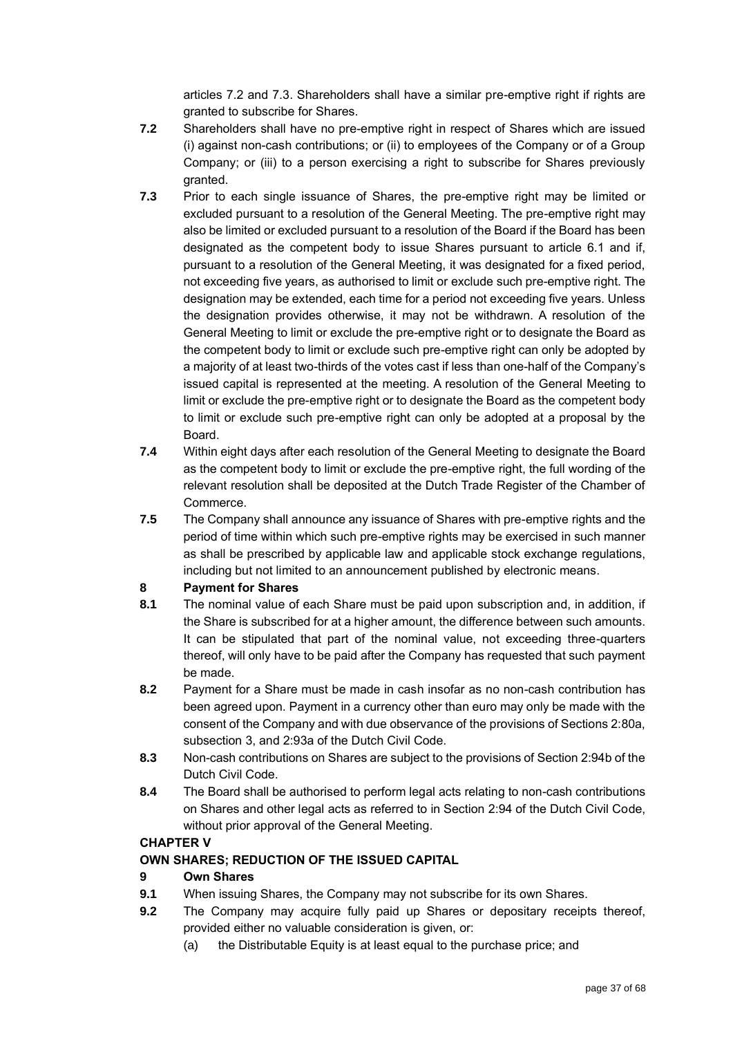articles 7.2 and 7.3. Shareholders shall have a similar pre-emptive right if rights are granted to subscribe for Shares.

**7.2** Shareholders shall have no pre-emptive right in respect of Shares which are issued (i) against non-cash contributions; or (ii) to employees of the Company or of a Group Company; or (iii) to a person exercising a right to subscribe for Shares previously granted.

**7.3** Prior to each single issuance of Shares, the pre-emptive right may be limited or excluded pursuant to a resolution of the General Meeting. The pre-emptive right may also be limited or excluded pursuant to a resolution of the Board if the Board has been designated as the competent body to issue Shares pursuant to article 6.1 and if, pursuant to a resolution of the General Meeting, it was designated for a fixed period, not exceeding five years, as authorised to limit or exclude such pre-emptive right. The designation may be extended, each time for a period not exceeding five years. Unless the designation provides otherwise, it may not be withdrawn. A resolution of the General Meeting to limit or exclude the pre-emptive right or to designate the Board as the competent body to limit or exclude such pre-emptive right can only be adopted by a majority of at least two-thirds of the votes cast if less than one-half of the Company's issued capital is represented at the meeting. A resolution of the General Meeting to limit or exclude the pre-emptive right or to designate the Board as the competent body to limit or exclude such pre-emptive right can only be adopted at a proposal by the Board.

**7.4** Within eight days after each resolution of the General Meeting to designate the Board as the competent body to limit or exclude the pre-emptive right, the full wording of the relevant resolution shall be deposited at the Dutch Trade Register of the Chamber of Commerce.

**7.5** The Company shall announce any issuance of Shares with pre-emptive rights and the period of time within which such pre-emptive rights may be exercised in such manner as shall be prescribed by applicable law and applicable stock exchange regulations, including but not limited to an announcement published by electronic means.

**8 Payment for Shares**

**8.1** The nominal value of each Share must be paid upon subscription and, in addition, if the Share is subscribed for at a higher amount, the difference between such amounts. It can be stipulated that part of the nominal value, not exceeding three-quarters thereof, will only have to be paid after the Company has requested that such payment be made.

**8.2** Payment for a Share must be made in cash insofar as no non-cash contribution has been agreed upon. Payment in a currency other than euro may only be made with the consent of the Company and with due observance of the provisions of Sections 2:80a, subsection 3, and 2:93a of the Dutch Civil Code.

**8.3** Non-cash contributions on Shares are subject to the provisions of Section 2:94b of the Dutch Civil Code.

**8.4** The Board shall be authorised to perform legal acts relating to non-cash contributions on Shares and other legal acts as referred to in Section 2:94 of the Dutch Civil Code, without prior approval of the General Meeting.

**CHAPTER V**

**OWN SHARES; REDUCTION OF THE ISSUED CAPITAL**

**9 Own Shares**

**9.1** When issuing Shares, the Company may not subscribe for its own Shares.

**9.2** The Company may acquire fully paid up Shares or depositary receipts thereof, provided either no valuable consideration is given, or:

(a) the Distributable Equity is at least equal to the purchase price; and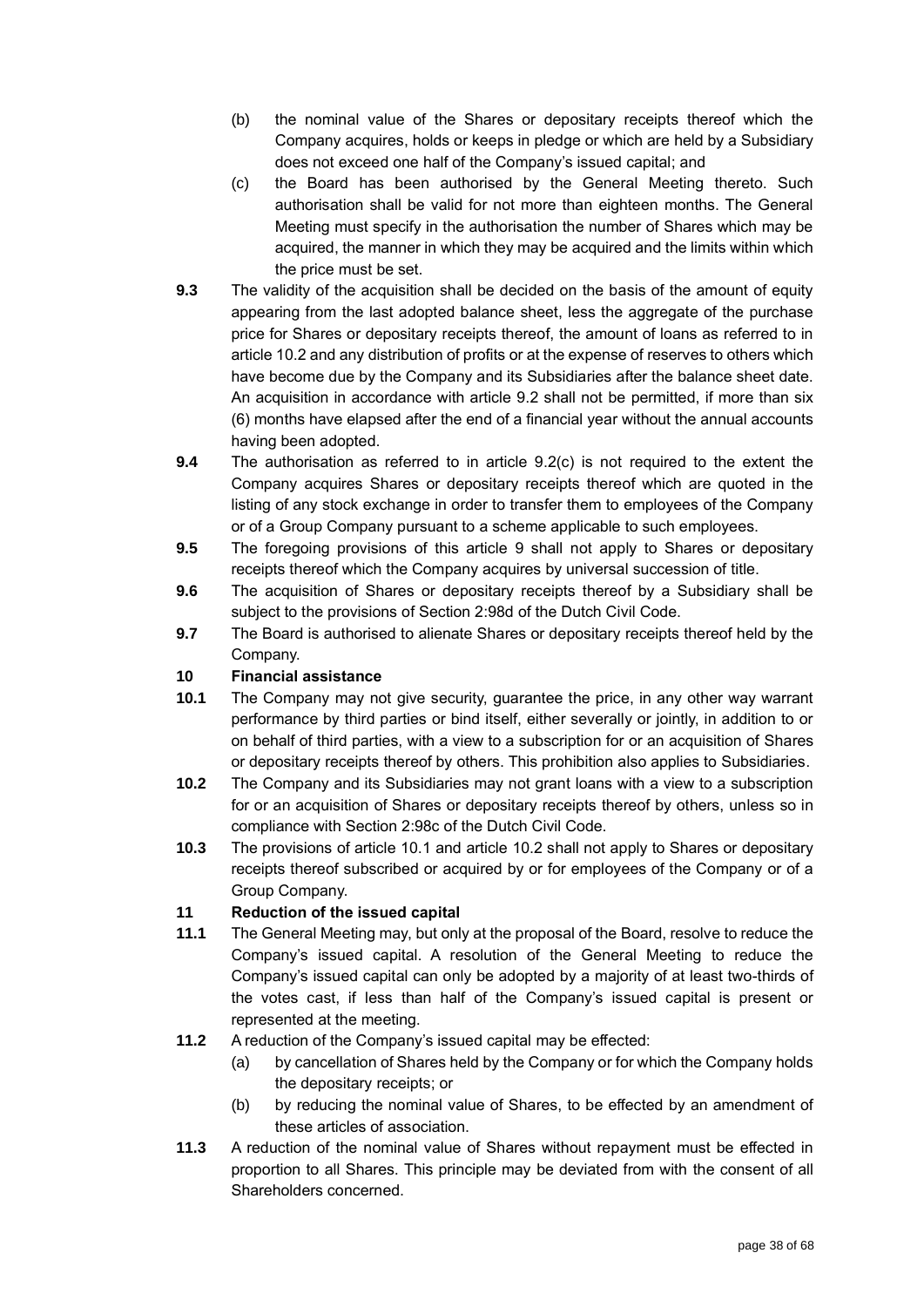(b) the nominal value of the Shares or depositary receipts thereof which the Company acquires, holds or keeps in pledge or which are held by a Subsidiary does not exceed one half of the Company's issued capital; and

(c) the Board has been authorised by the General Meeting thereto. Such authorisation shall be valid for not more than eighteen months. The General Meeting must specify in the authorisation the number of Shares which may be acquired, the manner in which they may be acquired and the limits within which the price must be set.

**9.3** The validity of the acquisition shall be decided on the basis of the amount of equity appearing from the last adopted balance sheet, less the aggregate of the purchase price for Shares or depositary receipts thereof, the amount of loans as referred to in article 10.2 and any distribution of profits or at the expense of reserves to others which have become due by the Company and its Subsidiaries after the balance sheet date. An acquisition in accordance with article 9.2 shall not be permitted, if more than six (6) months have elapsed after the end of a financial year without the annual accounts having been adopted.

**9.4** The authorisation as referred to in article 9.2(c) is not required to the extent the Company acquires Shares or depositary receipts thereof which are quoted in the listing of any stock exchange in order to transfer them to employees of the Company or of a Group Company pursuant to a scheme applicable to such employees.

**9.5** The foregoing provisions of this article 9 shall not apply to Shares or depositary receipts thereof which the Company acquires by universal succession of title.

**9.6** The acquisition of Shares or depositary receipts thereof by a Subsidiary shall be subject to the provisions of Section 2:98d of the Dutch Civil Code.

**9.7** The Board is authorised to alienate Shares or depositary receipts thereof held by the Company.

## 10 Financial assistance

**10.1** The Company may not give security, guarantee the price, in any other way warrant performance by third parties or bind itself, either severally or jointly, in addition to or on behalf of third parties, with a view to a subscription for or an acquisition of Shares or depositary receipts thereof by others. This prohibition also applies to Subsidiaries.

**10.2** The Company and its Subsidiaries may not grant loans with a view to a subscription for or an acquisition of Shares or depositary receipts thereof by others, unless so in compliance with Section 2:98c of the Dutch Civil Code.

**10.3** The provisions of article 10.1 and article 10.2 shall not apply to Shares or depositary receipts thereof subscribed or acquired by or for employees of the Company or of a Group Company.

## 11 Reduction of the issued capital

**11.1** The General Meeting may, but only at the proposal of the Board, resolve to reduce the Company's issued capital. A resolution of the General Meeting to reduce the Company's issued capital can only be adopted by a majority of at least two-thirds of the votes cast, if less than half of the Company's issued capital is present or represented at the meeting.

**11.2** A reduction of the Company's issued capital may be effected:

(a) by cancellation of Shares held by the Company or for which the Company holds the depositary receipts; or

(b) by reducing the nominal value of Shares, to be effected by an amendment of these articles of association.

**11.3** A reduction of the nominal value of Shares without repayment must be effected in proportion to all Shares. This principle may be deviated from with the consent of all Shareholders concerned.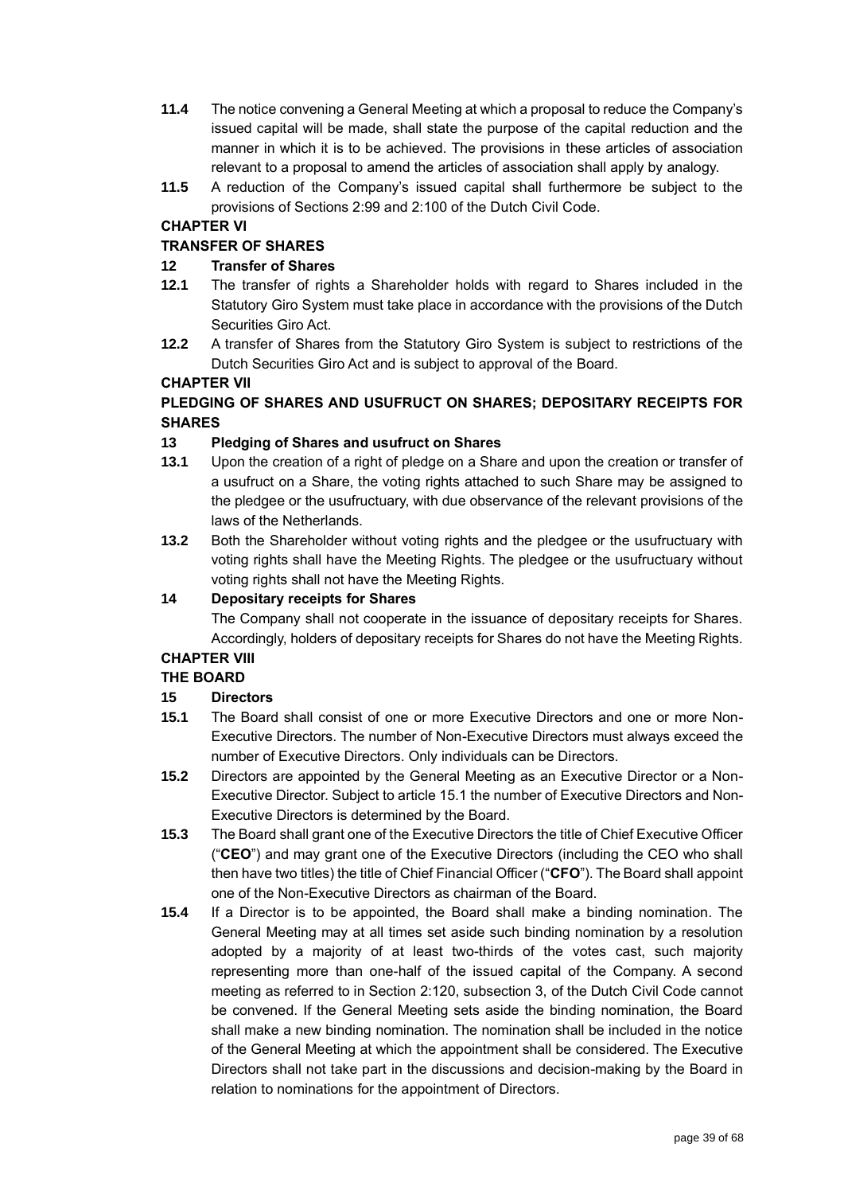**11.4** The notice convening a General Meeting at which a proposal to reduce the Company's issued capital will be made, shall state the purpose of the capital reduction and the manner in which it is to be achieved. The provisions in these articles of association relevant to a proposal to amend the articles of association shall apply by analogy.

**11.5** A reduction of the Company's issued capital shall furthermore be subject to the provisions of Sections 2:99 and 2:100 of the Dutch Civil Code.

**CHAPTER VI**

**TRANSFER OF SHARES**

**12 Transfer of Shares**

**12.1** The transfer of rights a Shareholder holds with regard to Shares included in the Statutory Giro System must take place in accordance with the provisions of the Dutch Securities Giro Act.

**12.2** A transfer of Shares from the Statutory Giro System is subject to restrictions of the Dutch Securities Giro Act and is subject to approval of the Board.

**CHAPTER VII**

**PLEDGING OF SHARES AND USUFRUCT ON SHARES; DEPOSITARY RECEIPTS FOR SHARES**

**13 Pledging of Shares and usufruct on Shares**

**13.1** Upon the creation of a right of pledge on a Share and upon the creation or transfer of a usufruct on a Share, the voting rights attached to such Share may be assigned to the pledgee or the usufructuary, with due observance of the relevant provisions of the laws of the Netherlands.

**13.2** Both the Shareholder without voting rights and the pledgee or the usufructuary with voting rights shall have the Meeting Rights. The pledgee or the usufructuary without voting rights shall not have the Meeting Rights.

**14 Depositary receipts for Shares**

The Company shall not cooperate in the issuance of depositary receipts for Shares. Accordingly, holders of depositary receipts for Shares do not have the Meeting Rights.

**CHAPTER VIII**

**THE BOARD**

**15 Directors**

**15.1** The Board shall consist of one or more Executive Directors and one or more Non-Executive Directors. The number of Non-Executive Directors must always exceed the number of Executive Directors. Only individuals can be Directors.

**15.2** Directors are appointed by the General Meeting as an Executive Director or a Non-Executive Director. Subject to article 15.1 the number of Executive Directors and Non-Executive Directors is determined by the Board.

**15.3** The Board shall grant one of the Executive Directors the title of Chief Executive Officer ("**CEO**") and may grant one of the Executive Directors (including the CEO who shall then have two titles) the title of Chief Financial Officer ("**CFO**"). The Board shall appoint one of the Non-Executive Directors as chairman of the Board.

**15.4** If a Director is to be appointed, the Board shall make a binding nomination. The General Meeting may at all times set aside such binding nomination by a resolution adopted by a majority of at least two-thirds of the votes cast, such majority representing more than one-half of the issued capital of the Company. A second meeting as referred to in Section 2:120, subsection 3, of the Dutch Civil Code cannot be convened. If the General Meeting sets aside the binding nomination, the Board shall make a new binding nomination. The nomination shall be included in the notice of the General Meeting at which the appointment shall be considered. The Executive Directors shall not take part in the discussions and decision-making by the Board in relation to nominations for the appointment of Directors.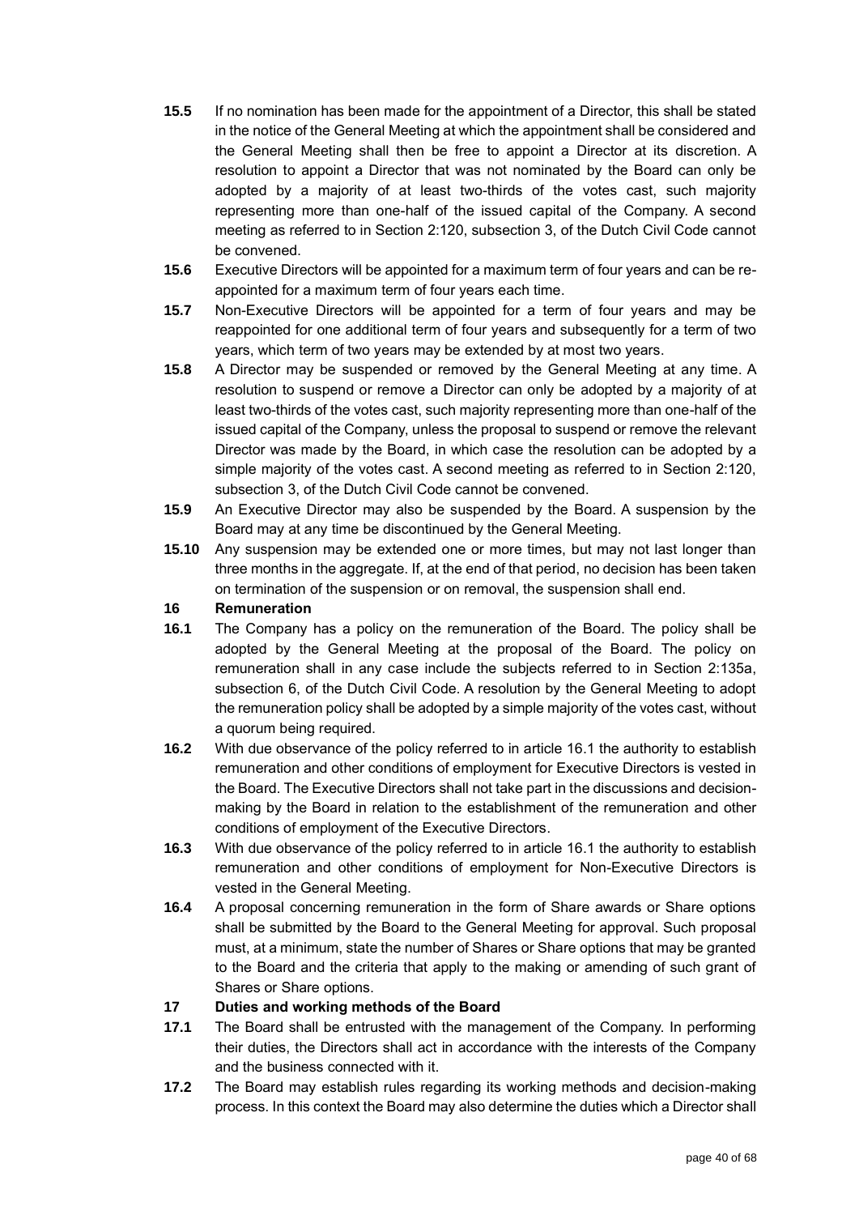**15.5** If no nomination has been made for the appointment of a Director, this shall be stated in the notice of the General Meeting at which the appointment shall be considered and the General Meeting shall then be free to appoint a Director at its discretion. A resolution to appoint a Director that was not nominated by the Board can only be adopted by a majority of at least two-thirds of the votes cast, such majority representing more than one-half of the issued capital of the Company. A second meeting as referred to in Section 2:120, subsection 3, of the Dutch Civil Code cannot be convened.

**15.6** Executive Directors will be appointed for a maximum term of four years and can be re-appointed for a maximum term of four years each time.

**15.7** Non-Executive Directors will be appointed for a term of four years and may be reappointed for one additional term of four years and subsequently for a term of two years, which term of two years may be extended by at most two years.

**15.8** A Director may be suspended or removed by the General Meeting at any time. A resolution to suspend or remove a Director can only be adopted by a majority of at least two-thirds of the votes cast, such majority representing more than one-half of the issued capital of the Company, unless the proposal to suspend or remove the relevant Director was made by the Board, in which case the resolution can be adopted by a simple majority of the votes cast. A second meeting as referred to in Section 2:120, subsection 3, of the Dutch Civil Code cannot be convened.

**15.9** An Executive Director may also be suspended by the Board. A suspension by the Board may at any time be discontinued by the General Meeting.

**15.10** Any suspension may be extended one or more times, but may not last longer than three months in the aggregate. If, at the end of that period, no decision has been taken on termination of the suspension or on removal, the suspension shall end.

## 16 Remuneration

**16.1** The Company has a policy on the remuneration of the Board. The policy shall be adopted by the General Meeting at the proposal of the Board. The policy on remuneration shall in any case include the subjects referred to in Section 2:135a, subsection 6, of the Dutch Civil Code. A resolution by the General Meeting to adopt the remuneration policy shall be adopted by a simple majority of the votes cast, without a quorum being required.

**16.2** With due observance of the policy referred to in article 16.1 the authority to establish remuneration and other conditions of employment for Executive Directors is vested in the Board. The Executive Directors shall not take part in the discussions and decision-making by the Board in relation to the establishment of the remuneration and other conditions of employment of the Executive Directors.

**16.3** With due observance of the policy referred to in article 16.1 the authority to establish remuneration and other conditions of employment for Non-Executive Directors is vested in the General Meeting.

**16.4** A proposal concerning remuneration in the form of Share awards or Share options shall be submitted by the Board to the General Meeting for approval. Such proposal must, at a minimum, state the number of Shares or Share options that may be granted to the Board and the criteria that apply to the making or amending of such grant of Shares or Share options.

## 17 Duties and working methods of the Board

**17.1** The Board shall be entrusted with the management of the Company. In performing their duties, the Directors shall act in accordance with the interests of the Company and the business connected with it.

**17.2** The Board may establish rules regarding its working methods and decision-making process. In this context the Board may also determine the duties which a Director shall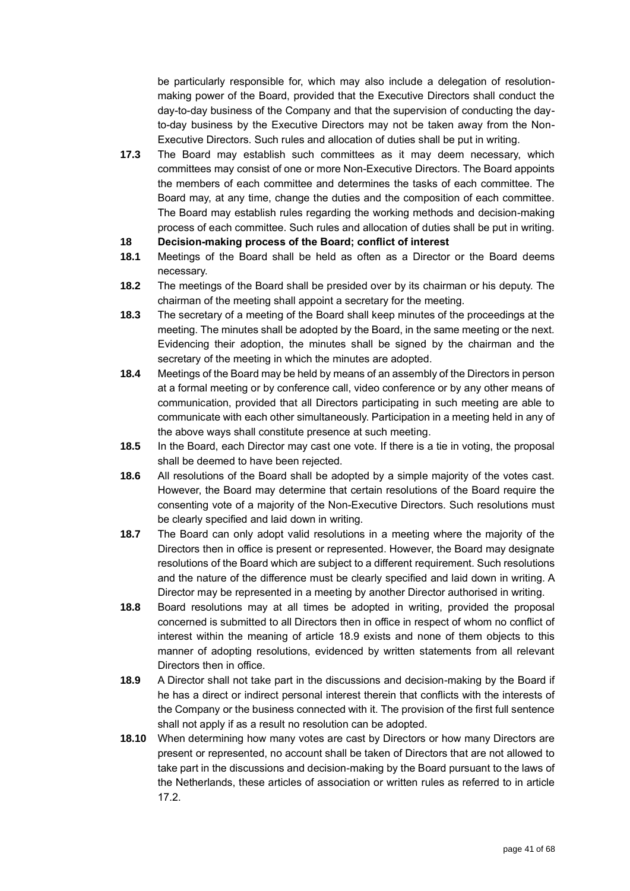be particularly responsible for, which may also include a delegation of resolution-making power of the Board, provided that the Executive Directors shall conduct the day-to-day business of the Company and that the supervision of conducting the day-to-day business by the Executive Directors may not be taken away from the Non-Executive Directors. Such rules and allocation of duties shall be put in writing.

**17.3** The Board may establish such committees as it may deem necessary, which committees may consist of one or more Non-Executive Directors. The Board appoints the members of each committee and determines the tasks of each committee. The Board may, at any time, change the duties and the composition of each committee. The Board may establish rules regarding the working methods and decision-making process of each committee. Such rules and allocation of duties shall be put in writing.

**18 Decision-making process of the Board; conflict of interest**

**18.1** Meetings of the Board shall be held as often as a Director or the Board deems necessary.

**18.2** The meetings of the Board shall be presided over by its chairman or his deputy. The chairman of the meeting shall appoint a secretary for the meeting.

**18.3** The secretary of a meeting of the Board shall keep minutes of the proceedings at the meeting. The minutes shall be adopted by the Board, in the same meeting or the next. Evidencing their adoption, the minutes shall be signed by the chairman and the secretary of the meeting in which the minutes are adopted.

**18.4** Meetings of the Board may be held by means of an assembly of the Directors in person at a formal meeting or by conference call, video conference or by any other means of communication, provided that all Directors participating in such meeting are able to communicate with each other simultaneously. Participation in a meeting held in any of the above ways shall constitute presence at such meeting.

**18.5** In the Board, each Director may cast one vote. If there is a tie in voting, the proposal shall be deemed to have been rejected.

**18.6** All resolutions of the Board shall be adopted by a simple majority of the votes cast. However, the Board may determine that certain resolutions of the Board require the consenting vote of a majority of the Non-Executive Directors. Such resolutions must be clearly specified and laid down in writing.

**18.7** The Board can only adopt valid resolutions in a meeting where the majority of the Directors then in office is present or represented. However, the Board may designate resolutions of the Board which are subject to a different requirement. Such resolutions and the nature of the difference must be clearly specified and laid down in writing. A Director may be represented in a meeting by another Director authorised in writing.

**18.8** Board resolutions may at all times be adopted in writing, provided the proposal concerned is submitted to all Directors then in office in respect of whom no conflict of interest within the meaning of article 18.9 exists and none of them objects to this manner of adopting resolutions, evidenced by written statements from all relevant Directors then in office.

**18.9** A Director shall not take part in the discussions and decision-making by the Board if he has a direct or indirect personal interest therein that conflicts with the interests of the Company or the business connected with it. The provision of the first full sentence shall not apply if as a result no resolution can be adopted.

**18.10** When determining how many votes are cast by Directors or how many Directors are present or represented, no account shall be taken of Directors that are not allowed to take part in the discussions and decision-making by the Board pursuant to the laws of the Netherlands, these articles of association or written rules as referred to in article 17.2.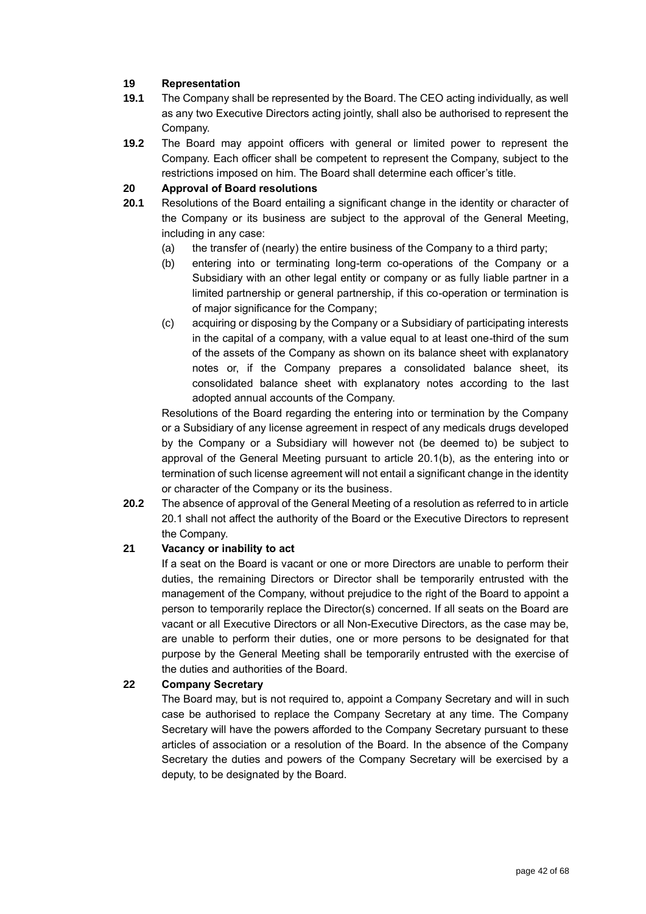## 19 Representation

**19.1** The Company shall be represented by the Board. The CEO acting individually, as well as any two Executive Directors acting jointly, shall also be authorised to represent the Company.

**19.2** The Board may appoint officers with general or limited power to represent the Company. Each officer shall be competent to represent the Company, subject to the restrictions imposed on him. The Board shall determine each officer's title.

## 20 Approval of Board resolutions

**20.1** Resolutions of the Board entailing a significant change in the identity or character of the Company or its business are subject to the approval of the General Meeting, including in any case:

(a) the transfer of (nearly) the entire business of the Company to a third party;

(b) entering into or terminating long-term co-operations of the Company or a Subsidiary with an other legal entity or company or as fully liable partner in a limited partnership or general partnership, if this co-operation or termination is of major significance for the Company;

(c) acquiring or disposing by the Company or a Subsidiary of participating interests in the capital of a company, with a value equal to at least one-third of the sum of the assets of the Company as shown on its balance sheet with explanatory notes or, if the Company prepares a consolidated balance sheet, its consolidated balance sheet with explanatory notes according to the last adopted annual accounts of the Company.

Resolutions of the Board regarding the entering into or termination by the Company or a Subsidiary of any license agreement in respect of any medicals drugs developed by the Company or a Subsidiary will however not (be deemed to) be subject to approval of the General Meeting pursuant to article 20.1(b), as the entering into or termination of such license agreement will not entail a significant change in the identity or character of the Company or its the business.

**20.2** The absence of approval of the General Meeting of a resolution as referred to in article 20.1 shall not affect the authority of the Board or the Executive Directors to represent the Company.

## 21 Vacancy or inability to act

If a seat on the Board is vacant or one or more Directors are unable to perform their duties, the remaining Directors or Director shall be temporarily entrusted with the management of the Company, without prejudice to the right of the Board to appoint a person to temporarily replace the Director(s) concerned. If all seats on the Board are vacant or all Executive Directors or all Non-Executive Directors, as the case may be, are unable to perform their duties, one or more persons to be designated for that purpose by the General Meeting shall be temporarily entrusted with the exercise of the duties and authorities of the Board.

## 22 Company Secretary

The Board may, but is not required to, appoint a Company Secretary and will in such case be authorised to replace the Company Secretary at any time. The Company Secretary will have the powers afforded to the Company Secretary pursuant to these articles of association or a resolution of the Board. In the absence of the Company Secretary the duties and powers of the Company Secretary will be exercised by a deputy, to be designated by the Board.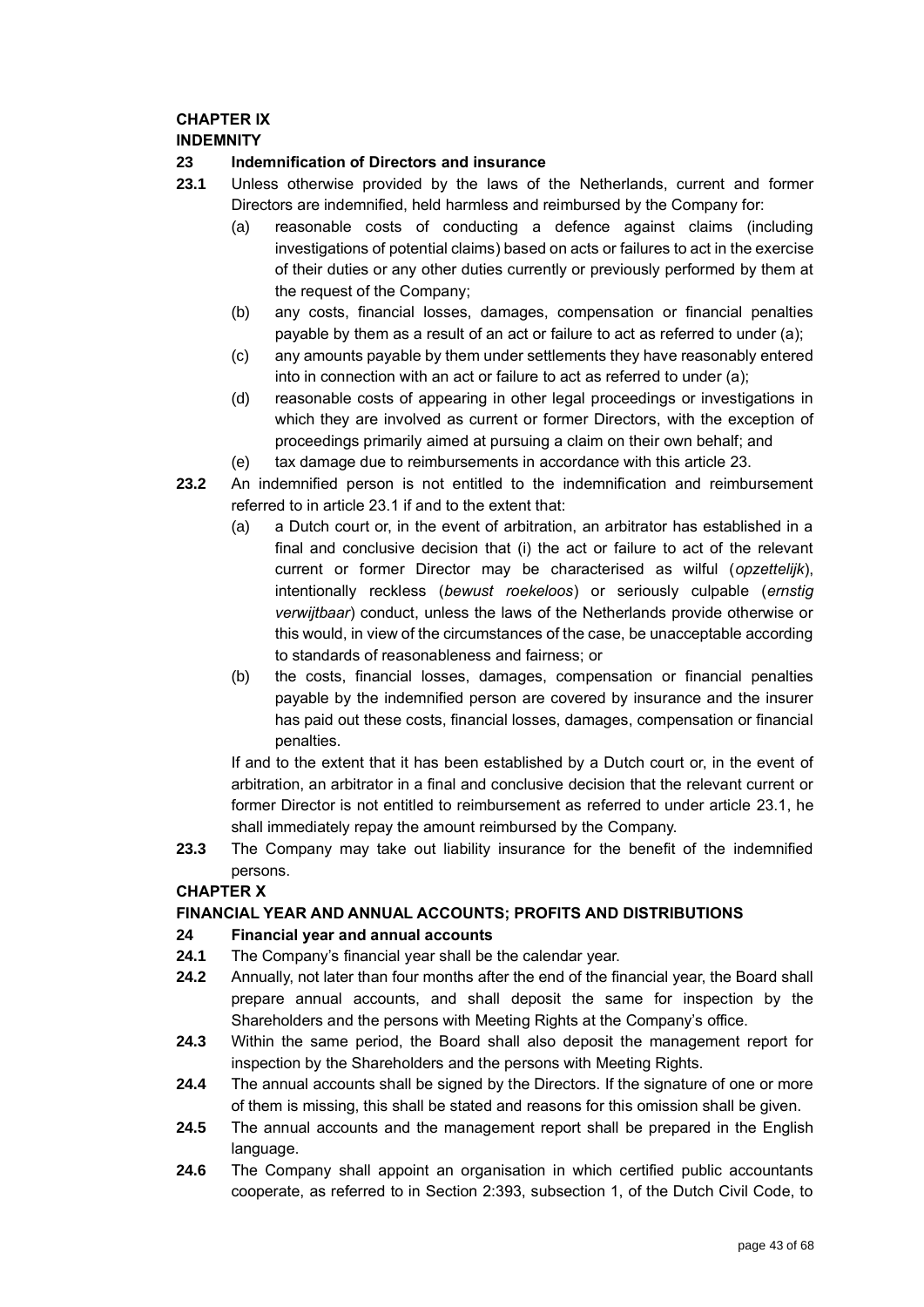## CHAPTER IX
## INDEMNITY

### 23 Indemnification of Directors and insurance

**23.1** Unless otherwise provided by the laws of the Netherlands, current and former Directors are indemnified, held harmless and reimbursed by the Company for:

- (a) reasonable costs of conducting a defence against claims (including investigations of potential claims) based on acts or failures to act in the exercise of their duties or any other duties currently or previously performed by them at the request of the Company;
- (b) any costs, financial losses, damages, compensation or financial penalties payable by them as a result of an act or failure to act as referred to under (a);
- (c) any amounts payable by them under settlements they have reasonably entered into in connection with an act or failure to act as referred to under (a);
- (d) reasonable costs of appearing in other legal proceedings or investigations in which they are involved as current or former Directors, with the exception of proceedings primarily aimed at pursuing a claim on their own behalf; and
- (e) tax damage due to reimbursements in accordance with this article 23.

**23.2** An indemnified person is not entitled to the indemnification and reimbursement referred to in article 23.1 if and to the extent that:

- (a) a Dutch court or, in the event of arbitration, an arbitrator has established in a final and conclusive decision that (i) the act or failure to act of the relevant current or former Director may be characterised as wilful (*opzettelijk*), intentionally reckless (*bewust roekeloos*) or seriously culpable (*ernstig verwijtbaar*) conduct, unless the laws of the Netherlands provide otherwise or this would, in view of the circumstances of the case, be unacceptable according to standards of reasonableness and fairness; or
- (b) the costs, financial losses, damages, compensation or financial penalties payable by the indemnified person are covered by insurance and the insurer has paid out these costs, financial losses, damages, compensation or financial penalties.

If and to the extent that it has been established by a Dutch court or, in the event of arbitration, an arbitrator in a final and conclusive decision that the relevant current or former Director is not entitled to reimbursement as referred to under article 23.1, he shall immediately repay the amount reimbursed by the Company.

**23.3** The Company may take out liability insurance for the benefit of the indemnified persons.

## CHAPTER X
## FINANCIAL YEAR AND ANNUAL ACCOUNTS; PROFITS AND DISTRIBUTIONS

### 24 Financial year and annual accounts

**24.1** The Company's financial year shall be the calendar year.

**24.2** Annually, not later than four months after the end of the financial year, the Board shall prepare annual accounts, and shall deposit the same for inspection by the Shareholders and the persons with Meeting Rights at the Company's office.

**24.3** Within the same period, the Board shall also deposit the management report for inspection by the Shareholders and the persons with Meeting Rights.

**24.4** The annual accounts shall be signed by the Directors. If the signature of one or more of them is missing, this shall be stated and reasons for this omission shall be given.

**24.5** The annual accounts and the management report shall be prepared in the English language.

**24.6** The Company shall appoint an organisation in which certified public accountants cooperate, as referred to in Section 2:393, subsection 1, of the Dutch Civil Code, to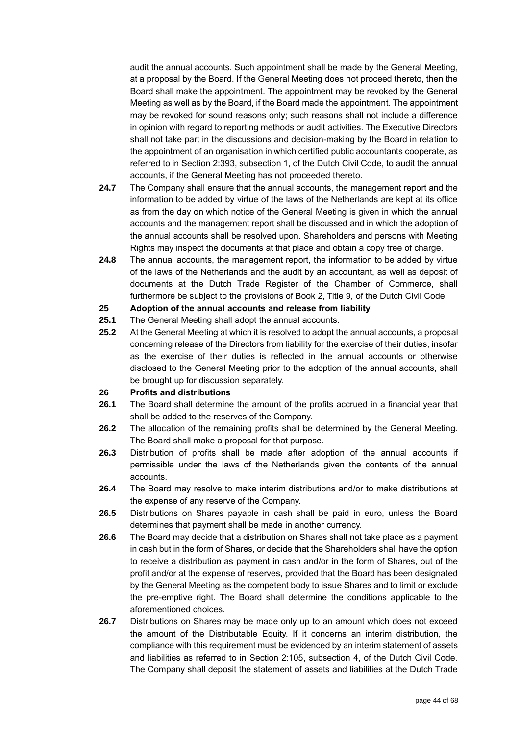audit the annual accounts. Such appointment shall be made by the General Meeting, at a proposal by the Board. If the General Meeting does not proceed thereto, then the Board shall make the appointment. The appointment may be revoked by the General Meeting as well as by the Board, if the Board made the appointment. The appointment may be revoked for sound reasons only; such reasons shall not include a difference in opinion with regard to reporting methods or audit activities. The Executive Directors shall not take part in the discussions and decision-making by the Board in relation to the appointment of an organisation in which certified public accountants cooperate, as referred to in Section 2:393, subsection 1, of the Dutch Civil Code, to audit the annual accounts, if the General Meeting has not proceeded thereto.

**24.7** The Company shall ensure that the annual accounts, the management report and the information to be added by virtue of the laws of the Netherlands are kept at its office as from the day on which notice of the General Meeting is given in which the annual accounts and the management report shall be discussed and in which the adoption of the annual accounts shall be resolved upon. Shareholders and persons with Meeting Rights may inspect the documents at that place and obtain a copy free of charge.

**24.8** The annual accounts, the management report, the information to be added by virtue of the laws of the Netherlands and the audit by an accountant, as well as deposit of documents at the Dutch Trade Register of the Chamber of Commerce, shall furthermore be subject to the provisions of Book 2, Title 9, of the Dutch Civil Code.

**25 Adoption of the annual accounts and release from liability**

**25.1** The General Meeting shall adopt the annual accounts.

**25.2** At the General Meeting at which it is resolved to adopt the annual accounts, a proposal concerning release of the Directors from liability for the exercise of their duties, insofar as the exercise of their duties is reflected in the annual accounts or otherwise disclosed to the General Meeting prior to the adoption of the annual accounts, shall be brought up for discussion separately.

**26 Profits and distributions**

**26.1** The Board shall determine the amount of the profits accrued in a financial year that shall be added to the reserves of the Company.

**26.2** The allocation of the remaining profits shall be determined by the General Meeting. The Board shall make a proposal for that purpose.

**26.3** Distribution of profits shall be made after adoption of the annual accounts if permissible under the laws of the Netherlands given the contents of the annual accounts.

**26.4** The Board may resolve to make interim distributions and/or to make distributions at the expense of any reserve of the Company.

**26.5** Distributions on Shares payable in cash shall be paid in euro, unless the Board determines that payment shall be made in another currency.

**26.6** The Board may decide that a distribution on Shares shall not take place as a payment in cash but in the form of Shares, or decide that the Shareholders shall have the option to receive a distribution as payment in cash and/or in the form of Shares, out of the profit and/or at the expense of reserves, provided that the Board has been designated by the General Meeting as the competent body to issue Shares and to limit or exclude the pre-emptive right. The Board shall determine the conditions applicable to the aforementioned choices.

**26.7** Distributions on Shares may be made only up to an amount which does not exceed the amount of the Distributable Equity. If it concerns an interim distribution, the compliance with this requirement must be evidenced by an interim statement of assets and liabilities as referred to in Section 2:105, subsection 4, of the Dutch Civil Code. The Company shall deposit the statement of assets and liabilities at the Dutch Trade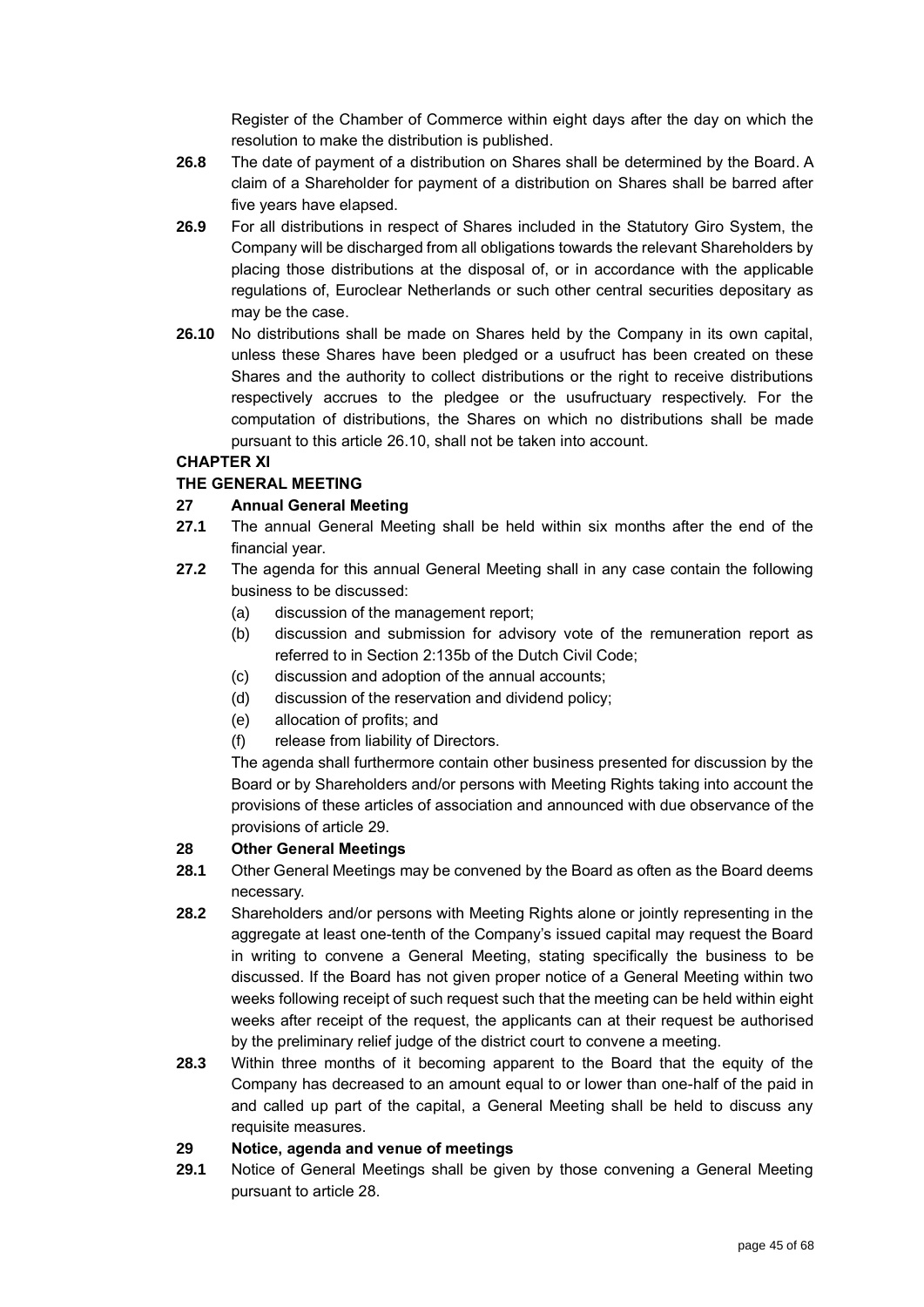Register of the Chamber of Commerce within eight days after the day on which the resolution to make the distribution is published.

**26.8** The date of payment of a distribution on Shares shall be determined by the Board. A claim of a Shareholder for payment of a distribution on Shares shall be barred after five years have elapsed.

**26.9** For all distributions in respect of Shares included in the Statutory Giro System, the Company will be discharged from all obligations towards the relevant Shareholders by placing those distributions at the disposal of, or in accordance with the applicable regulations of, Euroclear Netherlands or such other central securities depositary as may be the case.

**26.10** No distributions shall be made on Shares held by the Company in its own capital, unless these Shares have been pledged or a usufruct has been created on these Shares and the authority to collect distributions or the right to receive distributions respectively accrues to the pledgee or the usufructuary respectively. For the computation of distributions, the Shares on which no distributions shall be made pursuant to this article 26.10, shall not be taken into account.

**CHAPTER XI**

**THE GENERAL MEETING**

**27 Annual General Meeting**

**27.1** The annual General Meeting shall be held within six months after the end of the financial year.

**27.2** The agenda for this annual General Meeting shall in any case contain the following business to be discussed:

(a) discussion of the management report;

(b) discussion and submission for advisory vote of the remuneration report as referred to in Section 2:135b of the Dutch Civil Code;

(c) discussion and adoption of the annual accounts;

(d) discussion of the reservation and dividend policy;

(e) allocation of profits; and

(f) release from liability of Directors.

The agenda shall furthermore contain other business presented for discussion by the Board or by Shareholders and/or persons with Meeting Rights taking into account the provisions of these articles of association and announced with due observance of the provisions of article 29.

**28 Other General Meetings**

**28.1** Other General Meetings may be convened by the Board as often as the Board deems necessary.

**28.2** Shareholders and/or persons with Meeting Rights alone or jointly representing in the aggregate at least one-tenth of the Company's issued capital may request the Board in writing to convene a General Meeting, stating specifically the business to be discussed. If the Board has not given proper notice of a General Meeting within two weeks following receipt of such request such that the meeting can be held within eight weeks after receipt of the request, the applicants can at their request be authorised by the preliminary relief judge of the district court to convene a meeting.

**28.3** Within three months of it becoming apparent to the Board that the equity of the Company has decreased to an amount equal to or lower than one-half of the paid in and called up part of the capital, a General Meeting shall be held to discuss any requisite measures.

**29 Notice, agenda and venue of meetings**

**29.1** Notice of General Meetings shall be given by those convening a General Meeting pursuant to article 28.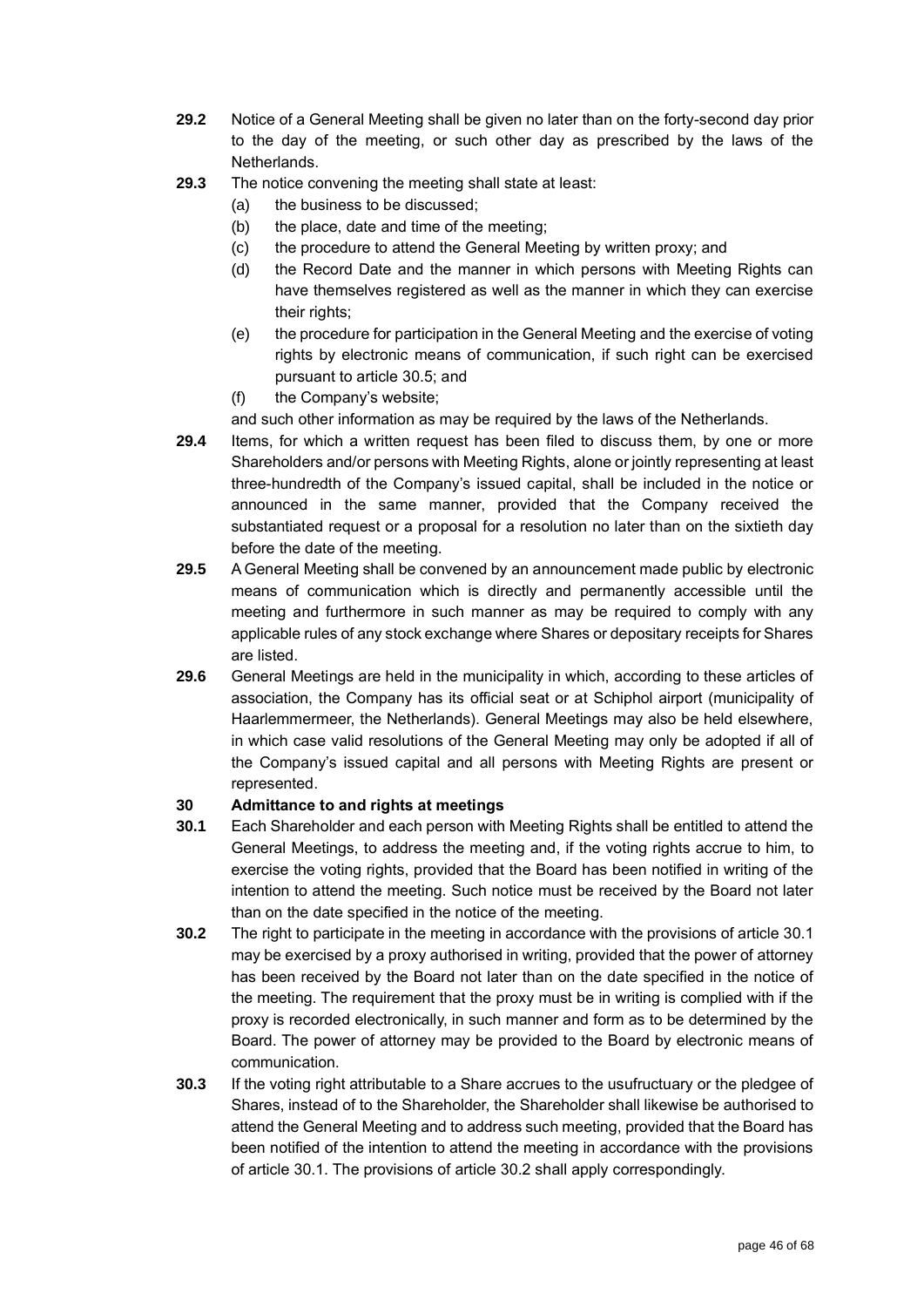**29.2** Notice of a General Meeting shall be given no later than on the forty-second day prior to the day of the meeting, or such other day as prescribed by the laws of the Netherlands.

**29.3** The notice convening the meeting shall state at least:

- (a) the business to be discussed;
- (b) the place, date and time of the meeting;
- (c) the procedure to attend the General Meeting by written proxy; and
- (d) the Record Date and the manner in which persons with Meeting Rights can have themselves registered as well as the manner in which they can exercise their rights;
- (e) the procedure for participation in the General Meeting and the exercise of voting rights by electronic means of communication, if such right can be exercised pursuant to article 30.5; and
- (f) the Company's website;

and such other information as may be required by the laws of the Netherlands.

**29.4** Items, for which a written request has been filed to discuss them, by one or more Shareholders and/or persons with Meeting Rights, alone or jointly representing at least three-hundredth of the Company's issued capital, shall be included in the notice or announced in the same manner, provided that the Company received the substantiated request or a proposal for a resolution no later than on the sixtieth day before the date of the meeting.

**29.5** A General Meeting shall be convened by an announcement made public by electronic means of communication which is directly and permanently accessible until the meeting and furthermore in such manner as may be required to comply with any applicable rules of any stock exchange where Shares or depositary receipts for Shares are listed.

**29.6** General Meetings are held in the municipality in which, according to these articles of association, the Company has its official seat or at Schiphol airport (municipality of Haarlemmermeer, the Netherlands). General Meetings may also be held elsewhere, in which case valid resolutions of the General Meeting may only be adopted if all of the Company's issued capital and all persons with Meeting Rights are present or represented.

### 30 Admittance to and rights at meetings

**30.1** Each Shareholder and each person with Meeting Rights shall be entitled to attend the General Meetings, to address the meeting and, if the voting rights accrue to him, to exercise the voting rights, provided that the Board has been notified in writing of the intention to attend the meeting. Such notice must be received by the Board not later than on the date specified in the notice of the meeting.

**30.2** The right to participate in the meeting in accordance with the provisions of article 30.1 may be exercised by a proxy authorised in writing, provided that the power of attorney has been received by the Board not later than on the date specified in the notice of the meeting. The requirement that the proxy must be in writing is complied with if the proxy is recorded electronically, in such manner and form as to be determined by the Board. The power of attorney may be provided to the Board by electronic means of communication.

**30.3** If the voting right attributable to a Share accrues to the usufructuary or the pledgee of Shares, instead of to the Shareholder, the Shareholder shall likewise be authorised to attend the General Meeting and to address such meeting, provided that the Board has been notified of the intention to attend the meeting in accordance with the provisions of article 30.1. The provisions of article 30.2 shall apply correspondingly.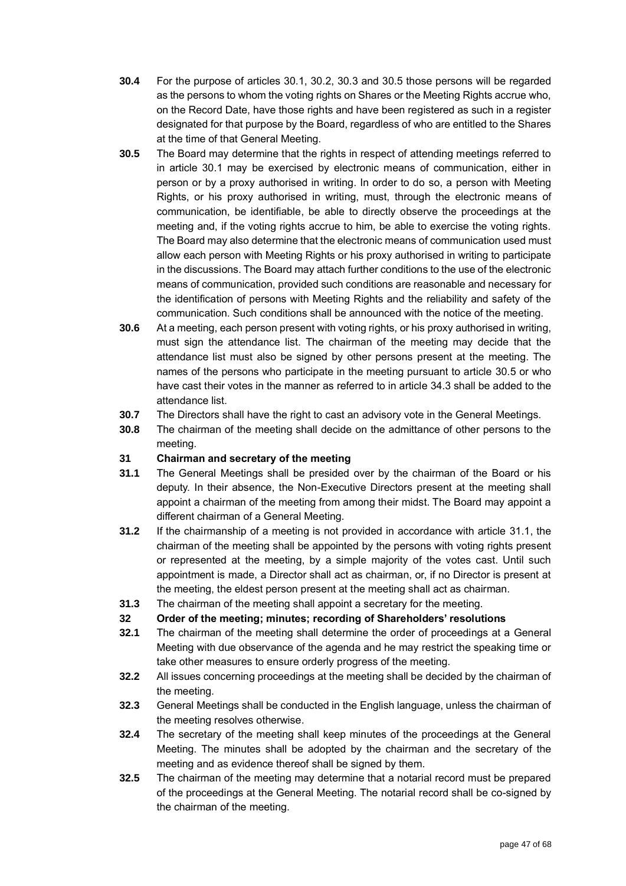**30.4** For the purpose of articles 30.1, 30.2, 30.3 and 30.5 those persons will be regarded as the persons to whom the voting rights on Shares or the Meeting Rights accrue who, on the Record Date, have those rights and have been registered as such in a register designated for that purpose by the Board, regardless of who are entitled to the Shares at the time of that General Meeting.

**30.5** The Board may determine that the rights in respect of attending meetings referred to in article 30.1 may be exercised by electronic means of communication, either in person or by a proxy authorised in writing. In order to do so, a person with Meeting Rights, or his proxy authorised in writing, must, through the electronic means of communication, be identifiable, be able to directly observe the proceedings at the meeting and, if the voting rights accrue to him, be able to exercise the voting rights. The Board may also determine that the electronic means of communication used must allow each person with Meeting Rights or his proxy authorised in writing to participate in the discussions. The Board may attach further conditions to the use of the electronic means of communication, provided such conditions are reasonable and necessary for the identification of persons with Meeting Rights and the reliability and safety of the communication. Such conditions shall be announced with the notice of the meeting.

**30.6** At a meeting, each person present with voting rights, or his proxy authorised in writing, must sign the attendance list. The chairman of the meeting may decide that the attendance list must also be signed by other persons present at the meeting. The names of the persons who participate in the meeting pursuant to article 30.5 or who have cast their votes in the manner as referred to in article 34.3 shall be added to the attendance list.

**30.7** The Directors shall have the right to cast an advisory vote in the General Meetings.

**30.8** The chairman of the meeting shall decide on the admittance of other persons to the meeting.

## 31 Chairman and secretary of the meeting

**31.1** The General Meetings shall be presided over by the chairman of the Board or his deputy. In their absence, the Non-Executive Directors present at the meeting shall appoint a chairman of the meeting from among their midst. The Board may appoint a different chairman of a General Meeting.

**31.2** If the chairmanship of a meeting is not provided in accordance with article 31.1, the chairman of the meeting shall be appointed by the persons with voting rights present or represented at the meeting, by a simple majority of the votes cast. Until such appointment is made, a Director shall act as chairman, or, if no Director is present at the meeting, the eldest person present at the meeting shall act as chairman.

**31.3** The chairman of the meeting shall appoint a secretary for the meeting.

## 32 Order of the meeting; minutes; recording of Shareholders' resolutions

**32.1** The chairman of the meeting shall determine the order of proceedings at a General Meeting with due observance of the agenda and he may restrict the speaking time or take other measures to ensure orderly progress of the meeting.

**32.2** All issues concerning proceedings at the meeting shall be decided by the chairman of the meeting.

**32.3** General Meetings shall be conducted in the English language, unless the chairman of the meeting resolves otherwise.

**32.4** The secretary of the meeting shall keep minutes of the proceedings at the General Meeting. The minutes shall be adopted by the chairman and the secretary of the meeting and as evidence thereof shall be signed by them.

**32.5** The chairman of the meeting may determine that a notarial record must be prepared of the proceedings at the General Meeting. The notarial record shall be co-signed by the chairman of the meeting.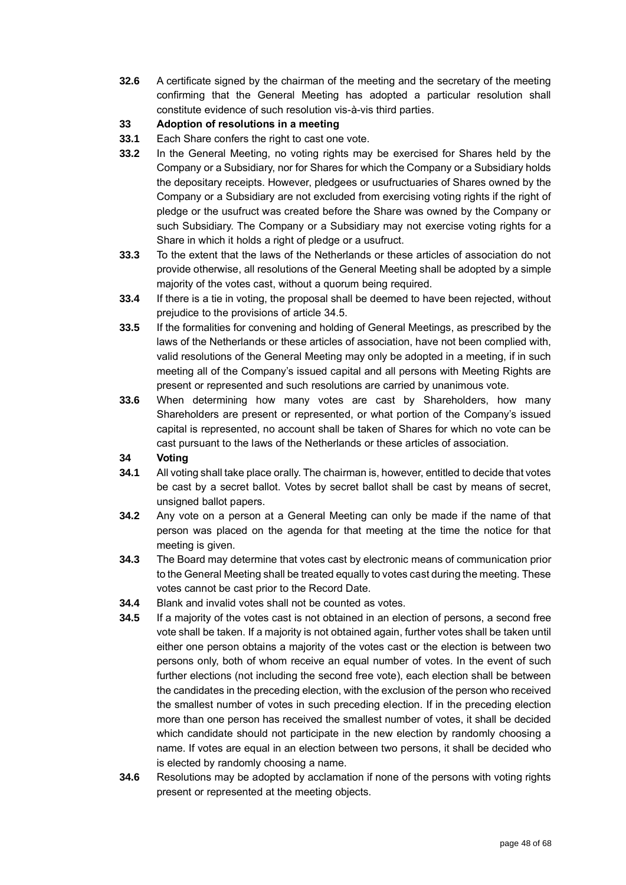**32.6** A certificate signed by the chairman of the meeting and the secretary of the meeting confirming that the General Meeting has adopted a particular resolution shall constitute evidence of such resolution vis-à-vis third parties.

## 33 Adoption of resolutions in a meeting

**33.1** Each Share confers the right to cast one vote.

**33.2** In the General Meeting, no voting rights may be exercised for Shares held by the Company or a Subsidiary, nor for Shares for which the Company or a Subsidiary holds the depositary receipts. However, pledgees or usufructuaries of Shares owned by the Company or a Subsidiary are not excluded from exercising voting rights if the right of pledge or the usufruct was created before the Share was owned by the Company or such Subsidiary. The Company or a Subsidiary may not exercise voting rights for a Share in which it holds a right of pledge or a usufruct.

**33.3** To the extent that the laws of the Netherlands or these articles of association do not provide otherwise, all resolutions of the General Meeting shall be adopted by a simple majority of the votes cast, without a quorum being required.

**33.4** If there is a tie in voting, the proposal shall be deemed to have been rejected, without prejudice to the provisions of article 34.5.

**33.5** If the formalities for convening and holding of General Meetings, as prescribed by the laws of the Netherlands or these articles of association, have not been complied with, valid resolutions of the General Meeting may only be adopted in a meeting, if in such meeting all of the Company's issued capital and all persons with Meeting Rights are present or represented and such resolutions are carried by unanimous vote.

**33.6** When determining how many votes are cast by Shareholders, how many Shareholders are present or represented, or what portion of the Company's issued capital is represented, no account shall be taken of Shares for which no vote can be cast pursuant to the laws of the Netherlands or these articles of association.

## 34 Voting

**34.1** All voting shall take place orally. The chairman is, however, entitled to decide that votes be cast by a secret ballot. Votes by secret ballot shall be cast by means of secret, unsigned ballot papers.

**34.2** Any vote on a person at a General Meeting can only be made if the name of that person was placed on the agenda for that meeting at the time the notice for that meeting is given.

**34.3** The Board may determine that votes cast by electronic means of communication prior to the General Meeting shall be treated equally to votes cast during the meeting. These votes cannot be cast prior to the Record Date.

**34.4** Blank and invalid votes shall not be counted as votes.

**34.5** If a majority of the votes cast is not obtained in an election of persons, a second free vote shall be taken. If a majority is not obtained again, further votes shall be taken until either one person obtains a majority of the votes cast or the election is between two persons only, both of whom receive an equal number of votes. In the event of such further elections (not including the second free vote), each election shall be between the candidates in the preceding election, with the exclusion of the person who received the smallest number of votes in such preceding election. If in the preceding election more than one person has received the smallest number of votes, it shall be decided which candidate should not participate in the new election by randomly choosing a name. If votes are equal in an election between two persons, it shall be decided who is elected by randomly choosing a name.

**34.6** Resolutions may be adopted by acclamation if none of the persons with voting rights present or represented at the meeting objects.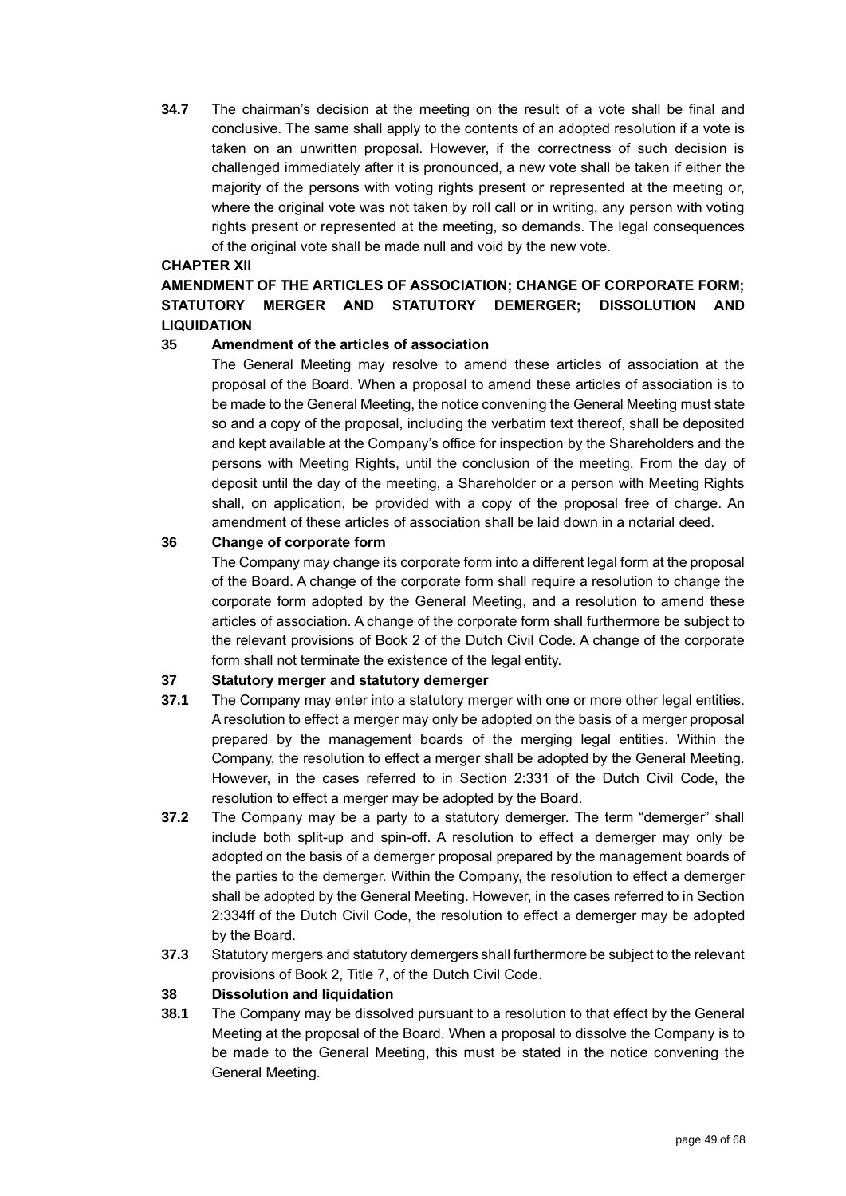**34.7** The chairman's decision at the meeting on the result of a vote shall be final and conclusive. The same shall apply to the contents of an adopted resolution if a vote is taken on an unwritten proposal. However, if the correctness of such decision is challenged immediately after it is pronounced, a new vote shall be taken if either the majority of the persons with voting rights present or represented at the meeting or, where the original vote was not taken by roll call or in writing, any person with voting rights present or represented at the meeting, so demands. The legal consequences of the original vote shall be made null and void by the new vote.

## CHAPTER XII

## AMENDMENT OF THE ARTICLES OF ASSOCIATION; CHANGE OF CORPORATE FORM; STATUTORY MERGER AND STATUTORY DEMERGER; DISSOLUTION AND LIQUIDATION

### 35 Amendment of the articles of association

The General Meeting may resolve to amend these articles of association at the proposal of the Board. When a proposal to amend these articles of association is to be made to the General Meeting, the notice convening the General Meeting must state so and a copy of the proposal, including the verbatim text thereof, shall be deposited and kept available at the Company's office for inspection by the Shareholders and the persons with Meeting Rights, until the conclusion of the meeting. From the day of deposit until the day of the meeting, a Shareholder or a person with Meeting Rights shall, on application, be provided with a copy of the proposal free of charge. An amendment of these articles of association shall be laid down in a notarial deed.

### 36 Change of corporate form

The Company may change its corporate form into a different legal form at the proposal of the Board. A change of the corporate form shall require a resolution to change the corporate form adopted by the General Meeting, and a resolution to amend these articles of association. A change of the corporate form shall furthermore be subject to the relevant provisions of Book 2 of the Dutch Civil Code. A change of the corporate form shall not terminate the existence of the legal entity.

### 37 Statutory merger and statutory demerger

**37.1** The Company may enter into a statutory merger with one or more other legal entities. A resolution to effect a merger may only be adopted on the basis of a merger proposal prepared by the management boards of the merging legal entities. Within the Company, the resolution to effect a merger shall be adopted by the General Meeting. However, in the cases referred to in Section 2:331 of the Dutch Civil Code, the resolution to effect a merger may be adopted by the Board.

**37.2** The Company may be a party to a statutory demerger. The term "demerger" shall include both split-up and spin-off. A resolution to effect a demerger may only be adopted on the basis of a demerger proposal prepared by the management boards of the parties to the demerger. Within the Company, the resolution to effect a demerger shall be adopted by the General Meeting. However, in the cases referred to in Section 2:334ff of the Dutch Civil Code, the resolution to effect a demerger may be adopted by the Board.

**37.3** Statutory mergers and statutory demergers shall furthermore be subject to the relevant provisions of Book 2, Title 7, of the Dutch Civil Code.

### 38 Dissolution and liquidation

**38.1** The Company may be dissolved pursuant to a resolution to that effect by the General Meeting at the proposal of the Board. When a proposal to dissolve the Company is to be made to the General Meeting, this must be stated in the notice convening the General Meeting.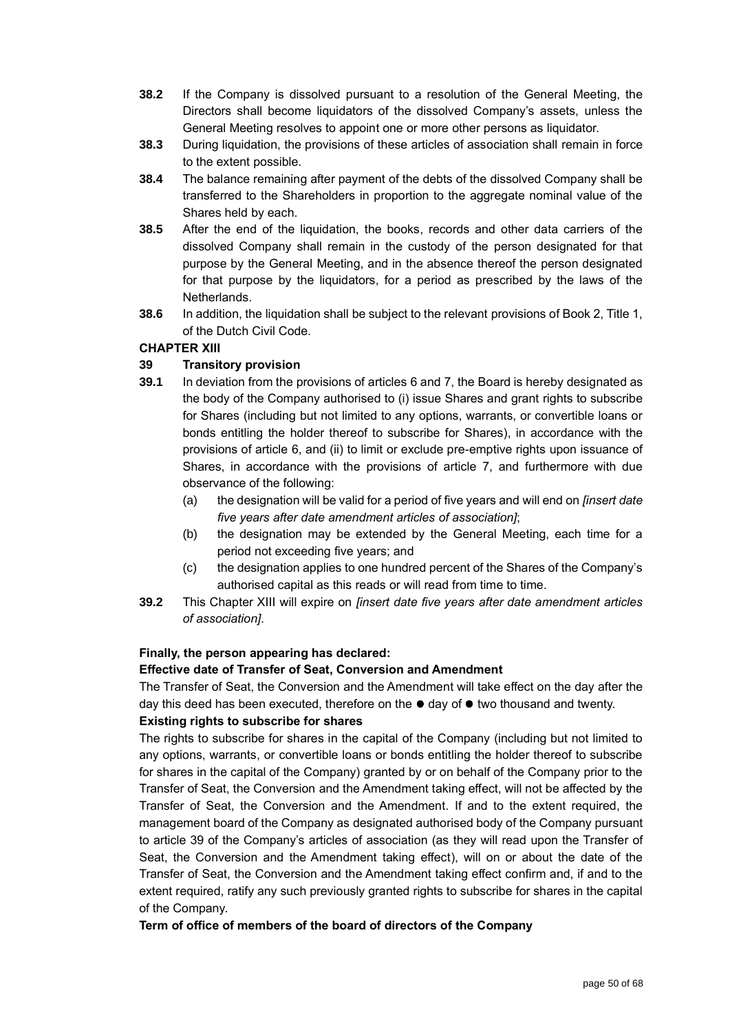**38.2** If the Company is dissolved pursuant to a resolution of the General Meeting, the Directors shall become liquidators of the dissolved Company's assets, unless the General Meeting resolves to appoint one or more other persons as liquidator.

**38.3** During liquidation, the provisions of these articles of association shall remain in force to the extent possible.

**38.4** The balance remaining after payment of the debts of the dissolved Company shall be transferred to the Shareholders in proportion to the aggregate nominal value of the Shares held by each.

**38.5** After the end of the liquidation, the books, records and other data carriers of the dissolved Company shall remain in the custody of the person designated for that purpose by the General Meeting, and in the absence thereof the person designated for that purpose by the liquidators, for a period as prescribed by the laws of the Netherlands.

**38.6** In addition, the liquidation shall be subject to the relevant provisions of Book 2, Title 1, of the Dutch Civil Code.

**CHAPTER XIII**

**39 Transitory provision**

**39.1** In deviation from the provisions of articles 6 and 7, the Board is hereby designated as the body of the Company authorised to (i) issue Shares and grant rights to subscribe for Shares (including but not limited to any options, warrants, or convertible loans or bonds entitling the holder thereof to subscribe for Shares), in accordance with the provisions of article 6, and (ii) to limit or exclude pre-emptive rights upon issuance of Shares, in accordance with the provisions of article 7, and furthermore with due observance of the following:

(a) the designation will be valid for a period of five years and will end on *[insert date five years after date amendment articles of association]*;

(b) the designation may be extended by the General Meeting, each time for a period not exceeding five years; and

(c) the designation applies to one hundred percent of the Shares of the Company's authorised capital as this reads or will read from time to time.

**39.2** This Chapter XIII will expire on *[insert date five years after date amendment articles of association]*.

**Finally, the person appearing has declared:**

**Effective date of Transfer of Seat, Conversion and Amendment**

The Transfer of Seat, the Conversion and the Amendment will take effect on the day after the day this deed has been executed, therefore on the ● day of ● two thousand and twenty.

**Existing rights to subscribe for shares**

The rights to subscribe for shares in the capital of the Company (including but not limited to any options, warrants, or convertible loans or bonds entitling the holder thereof to subscribe for shares in the capital of the Company) granted by or on behalf of the Company prior to the Transfer of Seat, the Conversion and the Amendment taking effect, will not be affected by the Transfer of Seat, the Conversion and the Amendment. If and to the extent required, the management board of the Company as designated authorised body of the Company pursuant to article 39 of the Company's articles of association (as they will read upon the Transfer of Seat, the Conversion and the Amendment taking effect), will on or about the date of the Transfer of Seat, the Conversion and the Amendment taking effect confirm and, if and to the extent required, ratify any such previously granted rights to subscribe for shares in the capital of the Company.

**Term of office of members of the board of directors of the Company**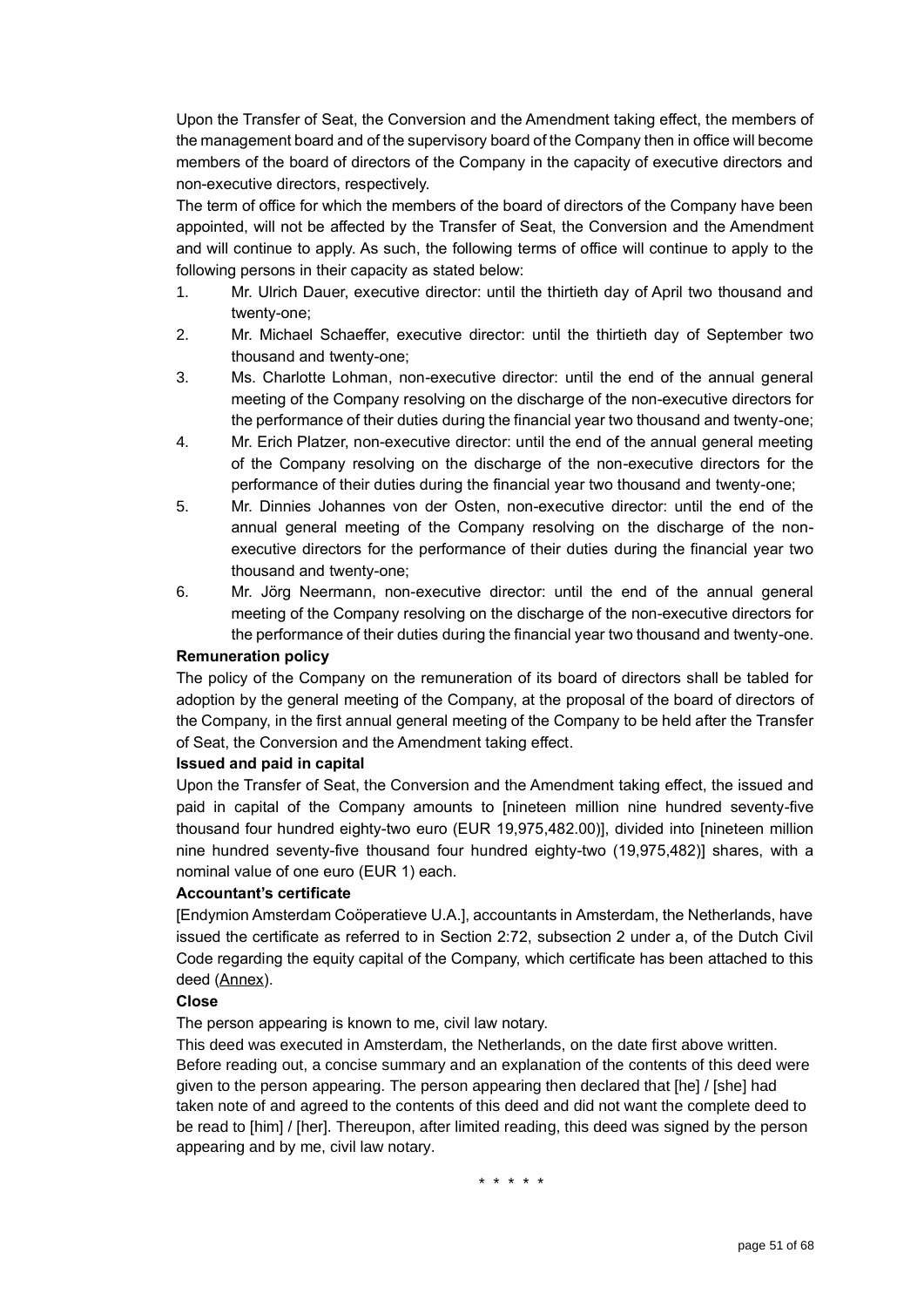Upon the Transfer of Seat, the Conversion and the Amendment taking effect, the members of the management board and of the supervisory board of the Company then in office will become members of the board of directors of the Company in the capacity of executive directors and non-executive directors, respectively.

The term of office for which the members of the board of directors of the Company have been appointed, will not be affected by the Transfer of Seat, the Conversion and the Amendment and will continue to apply. As such, the following terms of office will continue to apply to the following persons in their capacity as stated below:

1. Mr. Ulrich Dauer, executive director: until the thirtieth day of April two thousand and twenty-one;
2. Mr. Michael Schaeffer, executive director: until the thirtieth day of September two thousand and twenty-one;
3. Ms. Charlotte Lohman, non-executive director: until the end of the annual general meeting of the Company resolving on the discharge of the non-executive directors for the performance of their duties during the financial year two thousand and twenty-one;
4. Mr. Erich Platzer, non-executive director: until the end of the annual general meeting of the Company resolving on the discharge of the non-executive directors for the performance of their duties during the financial year two thousand and twenty-one;
5. Mr. Dinnies Johannes von der Osten, non-executive director: until the end of the annual general meeting of the Company resolving on the discharge of the non-executive directors for the performance of their duties during the financial year two thousand and twenty-one;
6. Mr. Jörg Neermann, non-executive director: until the end of the annual general meeting of the Company resolving on the discharge of the non-executive directors for the performance of their duties during the financial year two thousand and twenty-one.

**Remuneration policy**

The policy of the Company on the remuneration of its board of directors shall be tabled for adoption by the general meeting of the Company, at the proposal of the board of directors of the Company, in the first annual general meeting of the Company to be held after the Transfer of Seat, the Conversion and the Amendment taking effect.

**Issued and paid in capital**

Upon the Transfer of Seat, the Conversion and the Amendment taking effect, the issued and paid in capital of the Company amounts to [nineteen million nine hundred seventy-five thousand four hundred eighty-two euro (EUR 19,975,482.00)], divided into [nineteen million nine hundred seventy-five thousand four hundred eighty-two (19,975,482)] shares, with a nominal value of one euro (EUR 1) each.

**Accountant's certificate**

[Endymion Amsterdam Coöperatieve U.A.], accountants in Amsterdam, the Netherlands, have issued the certificate as referred to in Section 2:72, subsection 2 under a, of the Dutch Civil Code regarding the equity capital of the Company, which certificate has been attached to this deed (Annex).

**Close**

The person appearing is known to me, civil law notary.

This deed was executed in Amsterdam, the Netherlands, on the date first above written.

Before reading out, a concise summary and an explanation of the contents of this deed were given to the person appearing. The person appearing then declared that [he] / [she] had taken note of and agreed to the contents of this deed and did not want the complete deed to be read to [him] / [her]. Thereupon, after limited reading, this deed was signed by the person appearing and by me, civil law notary.

\* \* \* \* \*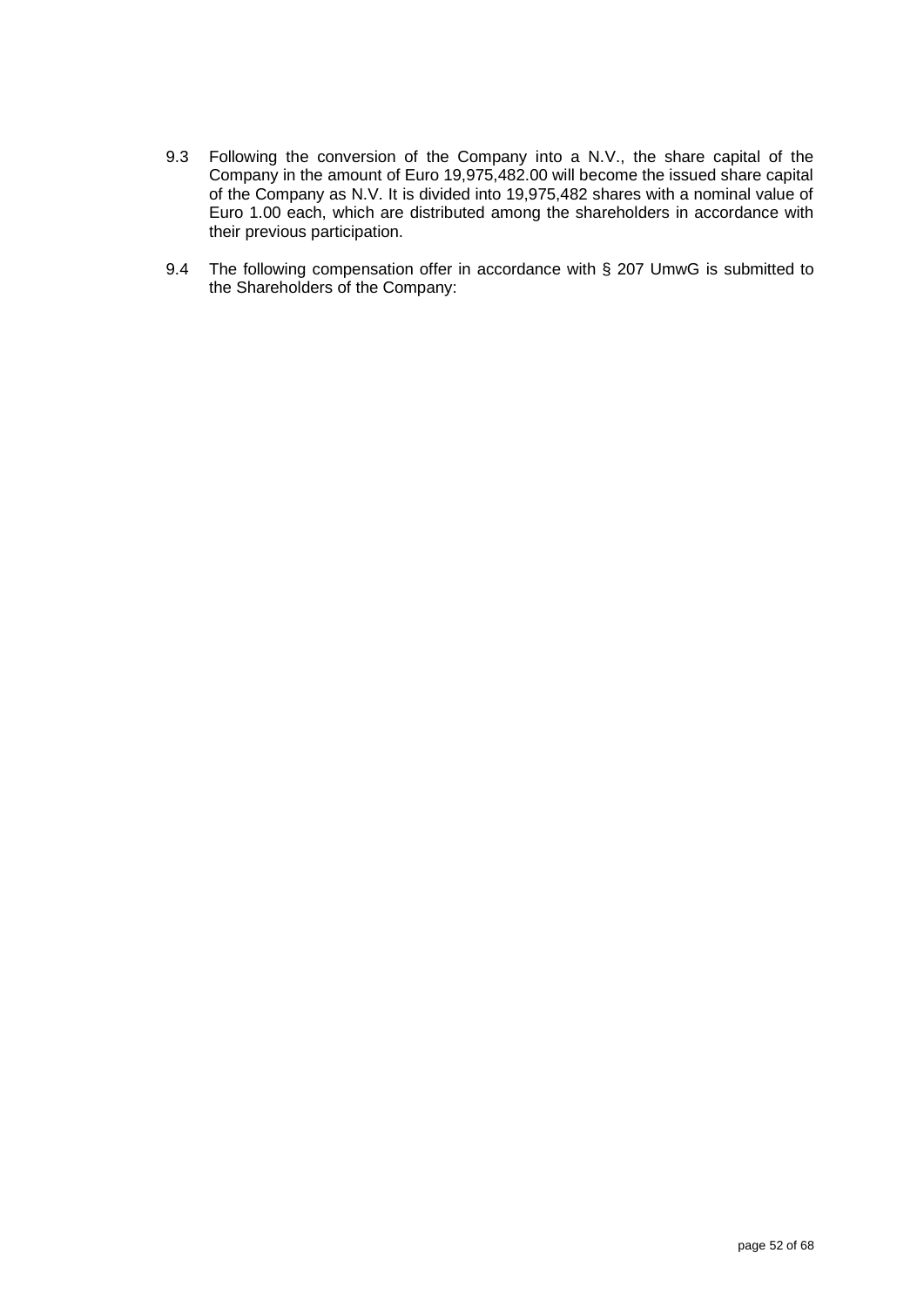9.3 Following the conversion of the Company into a N.V., the share capital of the Company in the amount of Euro 19,975,482.00 will become the issued share capital of the Company as N.V. It is divided into 19,975,482 shares with a nominal value of Euro 1.00 each, which are distributed among the shareholders in accordance with their previous participation.

9.4 The following compensation offer in accordance with § 207 UmwG is submitted to the Shareholders of the Company: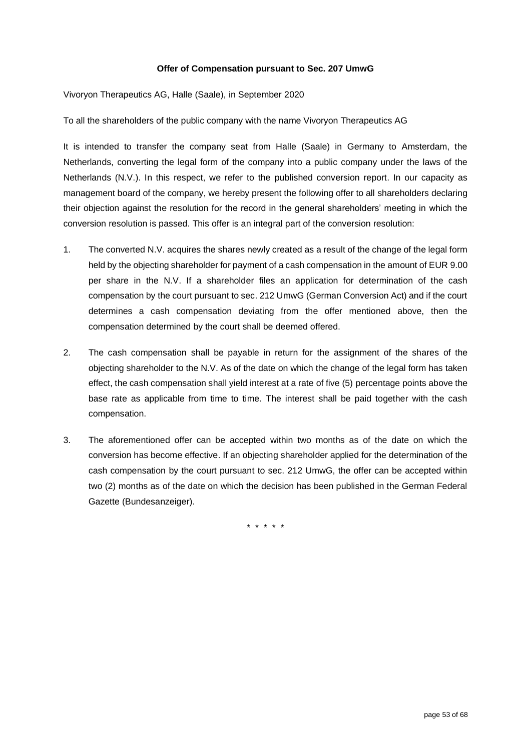**Offer of Compensation pursuant to Sec. 207 UmwG**

Vivoryon Therapeutics AG, Halle (Saale), in September 2020

To all the shareholders of the public company with the name Vivoryon Therapeutics AG

It is intended to transfer the company seat from Halle (Saale) in Germany to Amsterdam, the Netherlands, converting the legal form of the company into a public company under the laws of the Netherlands (N.V.). In this respect, we refer to the published conversion report. In our capacity as management board of the company, we hereby present the following offer to all shareholders declaring their objection against the resolution for the record in the general shareholders' meeting in which the conversion resolution is passed. This offer is an integral part of the conversion resolution:

1. The converted N.V. acquires the shares newly created as a result of the change of the legal form held by the objecting shareholder for payment of a cash compensation in the amount of EUR 9.00 per share in the N.V. If a shareholder files an application for determination of the cash compensation by the court pursuant to sec. 212 UmwG (German Conversion Act) and if the court determines a cash compensation deviating from the offer mentioned above, then the compensation determined by the court shall be deemed offered.

2. The cash compensation shall be payable in return for the assignment of the shares of the objecting shareholder to the N.V. As of the date on which the change of the legal form has taken effect, the cash compensation shall yield interest at a rate of five (5) percentage points above the base rate as applicable from time to time. The interest shall be paid together with the cash compensation.

3. The aforementioned offer can be accepted within two months as of the date on which the conversion has become effective. If an objecting shareholder applied for the determination of the cash compensation by the court pursuant to sec. 212 UmwG, the offer can be accepted within two (2) months as of the date on which the decision has been published in the German Federal Gazette (Bundesanzeiger).

\* \* \* \* \*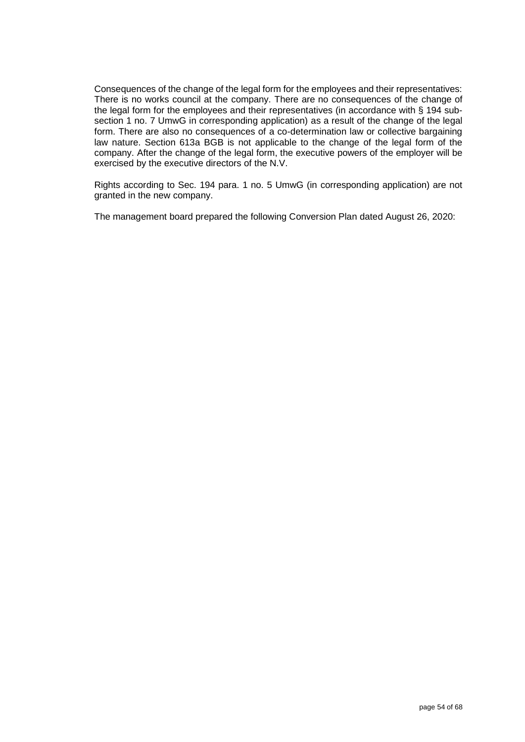Consequences of the change of the legal form for the employees and their representatives: There is no works council at the company. There are no consequences of the change of the legal form for the employees and their representatives (in accordance with § 194 sub-section 1 no. 7 UmwG in corresponding application) as a result of the change of the legal form. There are also no consequences of a co-determination law or collective bargaining law nature. Section 613a BGB is not applicable to the change of the legal form of the company. After the change of the legal form, the executive powers of the employer will be exercised by the executive directors of the N.V.

Rights according to Sec. 194 para. 1 no. 5 UmwG (in corresponding application) are not granted in the new company.

The management board prepared the following Conversion Plan dated August 26, 2020: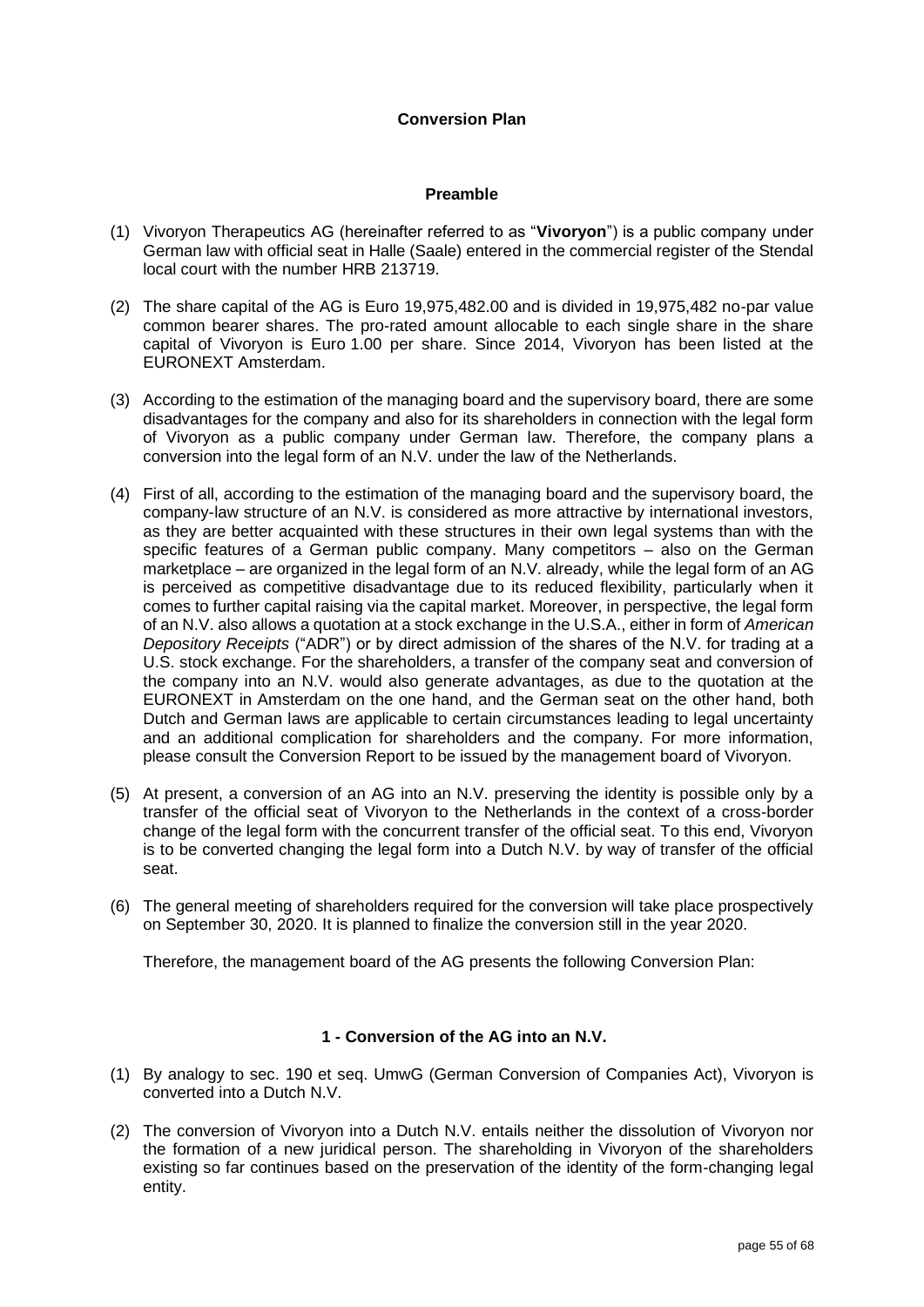## Conversion Plan

### Preamble

(1) Vivoryon Therapeutics AG (hereinafter referred to as "**Vivoryon**") is a public company under German law with official seat in Halle (Saale) entered in the commercial register of the Stendal local court with the number HRB 213719.

(2) The share capital of the AG is Euro 19,975,482.00 and is divided in 19,975,482 no-par value common bearer shares. The pro-rated amount allocable to each single share in the share capital of Vivoryon is Euro 1.00 per share. Since 2014, Vivoryon has been listed at the EURONEXT Amsterdam.

(3) According to the estimation of the managing board and the supervisory board, there are some disadvantages for the company and also for its shareholders in connection with the legal form of Vivoryon as a public company under German law. Therefore, the company plans a conversion into the legal form of an N.V. under the law of the Netherlands.

(4) First of all, according to the estimation of the managing board and the supervisory board, the company-law structure of an N.V. is considered as more attractive by international investors, as they are better acquainted with these structures in their own legal systems than with the specific features of a German public company. Many competitors – also on the German marketplace – are organized in the legal form of an N.V. already, while the legal form of an AG is perceived as competitive disadvantage due to its reduced flexibility, particularly when it comes to further capital raising via the capital market. Moreover, in perspective, the legal form of an N.V. also allows a quotation at a stock exchange in the U.S.A., either in form of *American Depository Receipts* ("ADR") or by direct admission of the shares of the N.V. for trading at a U.S. stock exchange. For the shareholders, a transfer of the company seat and conversion of the company into an N.V. would also generate advantages, as due to the quotation at the EURONEXT in Amsterdam on the one hand, and the German seat on the other hand, both Dutch and German laws are applicable to certain circumstances leading to legal uncertainty and an additional complication for shareholders and the company. For more information, please consult the Conversion Report to be issued by the management board of Vivoryon.

(5) At present, a conversion of an AG into an N.V. preserving the identity is possible only by a transfer of the official seat of Vivoryon to the Netherlands in the context of a cross-border change of the legal form with the concurrent transfer of the official seat. To this end, Vivoryon is to be converted changing the legal form into a Dutch N.V. by way of transfer of the official seat.

(6) The general meeting of shareholders required for the conversion will take place prospectively on September 30, 2020. It is planned to finalize the conversion still in the year 2020.

Therefore, the management board of the AG presents the following Conversion Plan:

### 1 - Conversion of the AG into an N.V.

(1) By analogy to sec. 190 et seq. UmwG (German Conversion of Companies Act), Vivoryon is converted into a Dutch N.V.

(2) The conversion of Vivoryon into a Dutch N.V. entails neither the dissolution of Vivoryon nor the formation of a new juridical person. The shareholding in Vivoryon of the shareholders existing so far continues based on the preservation of the identity of the form-changing legal entity.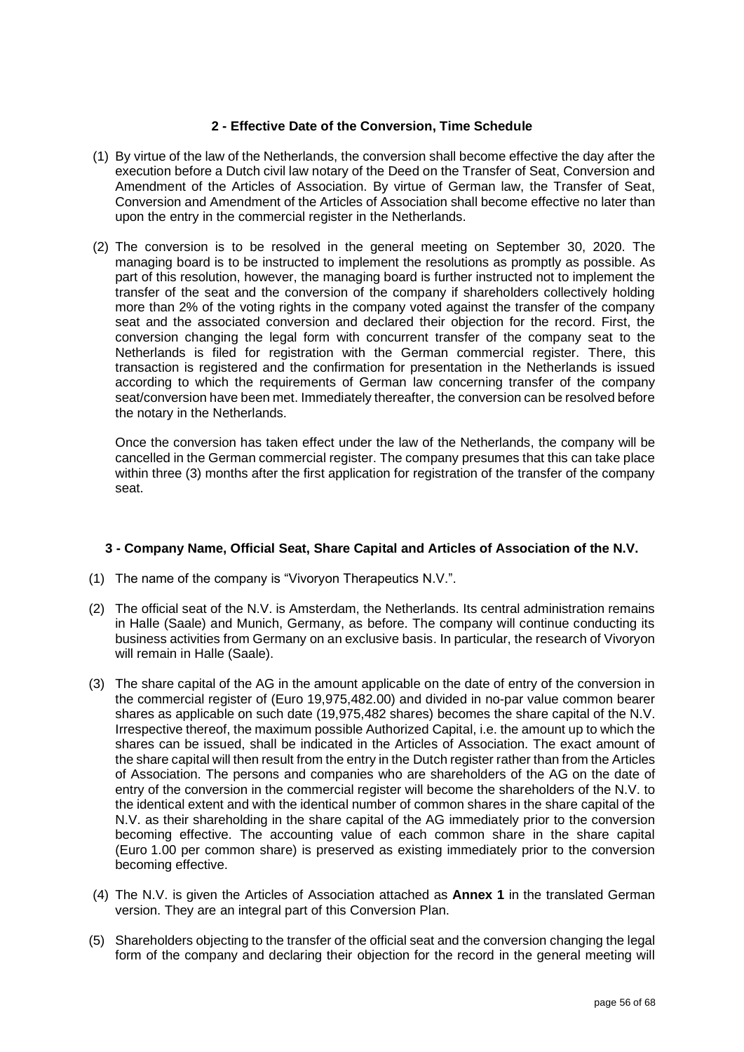## 2 - Effective Date of the Conversion, Time Schedule

(1) By virtue of the law of the Netherlands, the conversion shall become effective the day after the execution before a Dutch civil law notary of the Deed on the Transfer of Seat, Conversion and Amendment of the Articles of Association. By virtue of German law, the Transfer of Seat, Conversion and Amendment of the Articles of Association shall become effective no later than upon the entry in the commercial register in the Netherlands.

(2) The conversion is to be resolved in the general meeting on September 30, 2020. The managing board is to be instructed to implement the resolutions as promptly as possible. As part of this resolution, however, the managing board is further instructed not to implement the transfer of the seat and the conversion of the company if shareholders collectively holding more than 2% of the voting rights in the company voted against the transfer of the company seat and the associated conversion and declared their objection for the record. First, the conversion changing the legal form with concurrent transfer of the company seat to the Netherlands is filed for registration with the German commercial register. There, this transaction is registered and the confirmation for presentation in the Netherlands is issued according to which the requirements of German law concerning transfer of the company seat/conversion have been met. Immediately thereafter, the conversion can be resolved before the notary in the Netherlands.

Once the conversion has taken effect under the law of the Netherlands, the company will be cancelled in the German commercial register. The company presumes that this can take place within three (3) months after the first application for registration of the transfer of the company seat.

## 3 - Company Name, Official Seat, Share Capital and Articles of Association of the N.V.

(1) The name of the company is "Vivoryon Therapeutics N.V.".

(2) The official seat of the N.V. is Amsterdam, the Netherlands. Its central administration remains in Halle (Saale) and Munich, Germany, as before. The company will continue conducting its business activities from Germany on an exclusive basis. In particular, the research of Vivoryon will remain in Halle (Saale).

(3) The share capital of the AG in the amount applicable on the date of entry of the conversion in the commercial register of (Euro 19,975,482.00) and divided in no-par value common bearer shares as applicable on such date (19,975,482 shares) becomes the share capital of the N.V. Irrespective thereof, the maximum possible Authorized Capital, i.e. the amount up to which the shares can be issued, shall be indicated in the Articles of Association. The exact amount of the share capital will then result from the entry in the Dutch register rather than from the Articles of Association. The persons and companies who are shareholders of the AG on the date of entry of the conversion in the commercial register will become the shareholders of the N.V. to the identical extent and with the identical number of common shares in the share capital of the N.V. as their shareholding in the share capital of the AG immediately prior to the conversion becoming effective. The accounting value of each common share in the share capital (Euro 1.00 per common share) is preserved as existing immediately prior to the conversion becoming effective.

(4) The N.V. is given the Articles of Association attached as **Annex 1** in the translated German version. They are an integral part of this Conversion Plan.

(5) Shareholders objecting to the transfer of the official seat and the conversion changing the legal form of the company and declaring their objection for the record in the general meeting will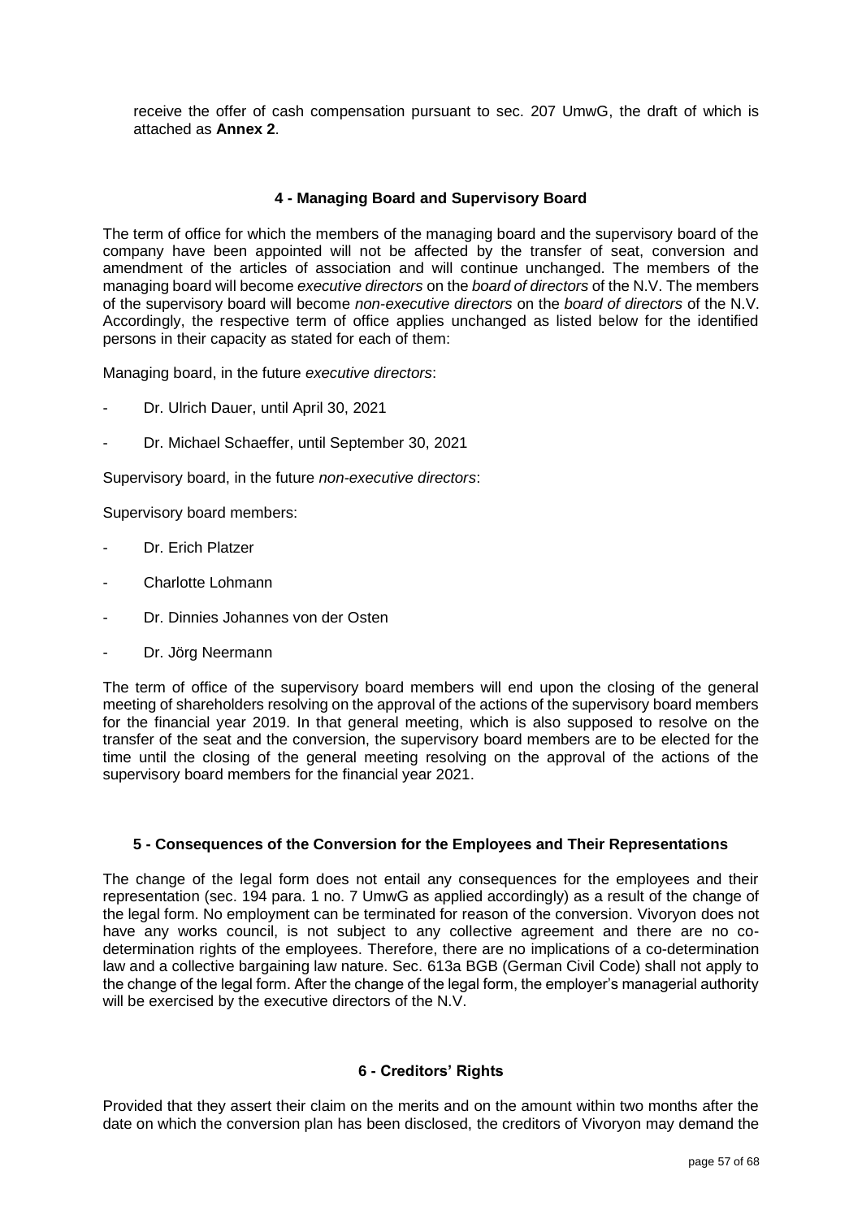receive the offer of cash compensation pursuant to sec. 207 UmwG, the draft of which is attached as **Annex 2**.

## 4 - Managing Board and Supervisory Board

The term of office for which the members of the managing board and the supervisory board of the company have been appointed will not be affected by the transfer of seat, conversion and amendment of the articles of association and will continue unchanged. The members of the managing board will become *executive directors* on the *board of directors* of the N.V. The members of the supervisory board will become *non-executive directors* on the *board of directors* of the N.V. Accordingly, the respective term of office applies unchanged as listed below for the identified persons in their capacity as stated for each of them:

Managing board, in the future *executive directors*:

- Dr. Ulrich Dauer, until April 30, 2021
- Dr. Michael Schaeffer, until September 30, 2021

Supervisory board, in the future *non-executive directors*:

Supervisory board members:

- Dr. Erich Platzer
- Charlotte Lohmann
- Dr. Dinnies Johannes von der Osten
- Dr. Jörg Neermann

The term of office of the supervisory board members will end upon the closing of the general meeting of shareholders resolving on the approval of the actions of the supervisory board members for the financial year 2019. In that general meeting, which is also supposed to resolve on the transfer of the seat and the conversion, the supervisory board members are to be elected for the time until the closing of the general meeting resolving on the approval of the actions of the supervisory board members for the financial year 2021.

## 5 - Consequences of the Conversion for the Employees and Their Representations

The change of the legal form does not entail any consequences for the employees and their representation (sec. 194 para. 1 no. 7 UmwG as applied accordingly) as a result of the change of the legal form. No employment can be terminated for reason of the conversion. Vivoryon does not have any works council, is not subject to any collective agreement and there are no co-determination rights of the employees. Therefore, there are no implications of a co-determination law and a collective bargaining law nature. Sec. 613a BGB (German Civil Code) shall not apply to the change of the legal form. After the change of the legal form, the employer's managerial authority will be exercised by the executive directors of the N.V.

## 6 - Creditors' Rights

Provided that they assert their claim on the merits and on the amount within two months after the date on which the conversion plan has been disclosed, the creditors of Vivoryon may demand the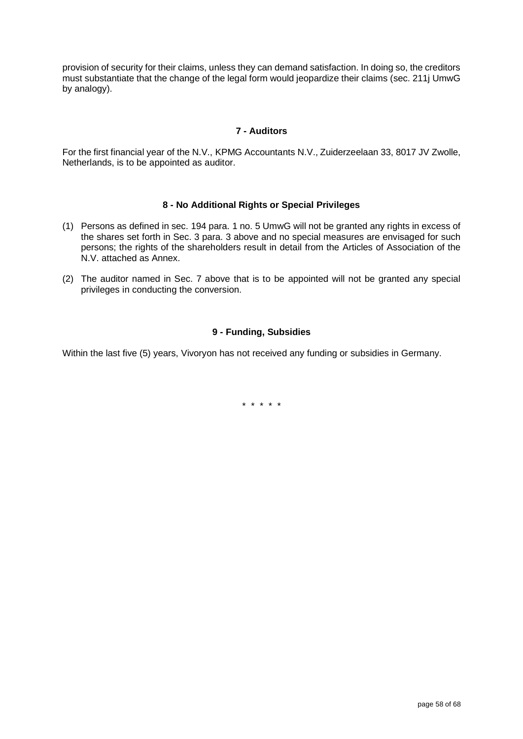provision of security for their claims, unless they can demand satisfaction. In doing so, the creditors must substantiate that the change of the legal form would jeopardize their claims (sec. 211j UmwG by analogy).

### 7 - Auditors

For the first financial year of the N.V., KPMG Accountants N.V., Zuiderzeelaan 33, 8017 JV Zwolle, Netherlands, is to be appointed as auditor.

### 8 - No Additional Rights or Special Privileges

(1) Persons as defined in sec. 194 para. 1 no. 5 UmwG will not be granted any rights in excess of the shares set forth in Sec. 3 para. 3 above and no special measures are envisaged for such persons; the rights of the shareholders result in detail from the Articles of Association of the N.V. attached as Annex.

(2) The auditor named in Sec. 7 above that is to be appointed will not be granted any special privileges in conducting the conversion.

### 9 - Funding, Subsidies

Within the last five (5) years, Vivoryon has not received any funding or subsidies in Germany.

\* \* \* \* \*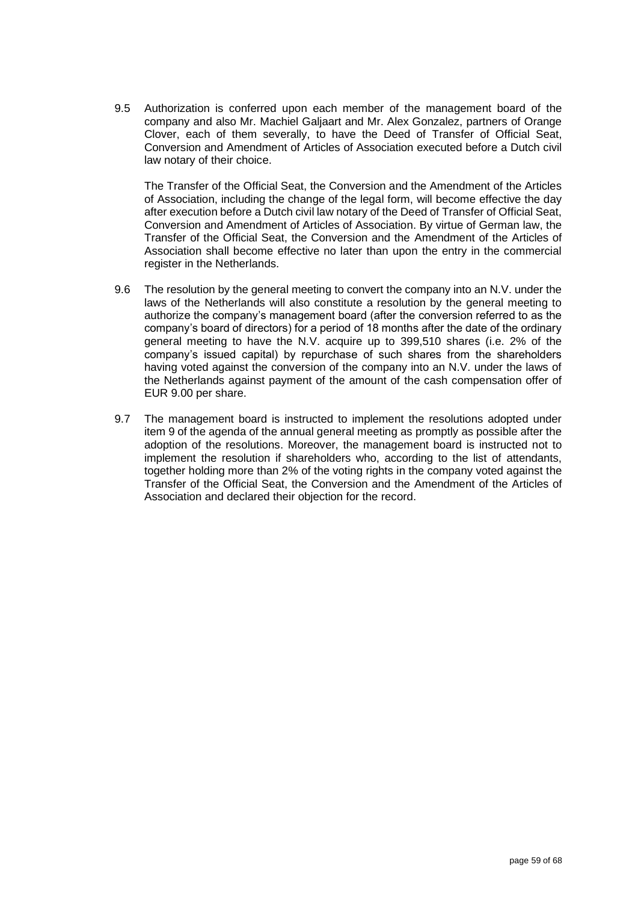9.5 Authorization is conferred upon each member of the management board of the company and also Mr. Machiel Galjaart and Mr. Alex Gonzalez, partners of Orange Clover, each of them severally, to have the Deed of Transfer of Official Seat, Conversion and Amendment of Articles of Association executed before a Dutch civil law notary of their choice.

The Transfer of the Official Seat, the Conversion and the Amendment of the Articles of Association, including the change of the legal form, will become effective the day after execution before a Dutch civil law notary of the Deed of Transfer of Official Seat, Conversion and Amendment of Articles of Association. By virtue of German law, the Transfer of the Official Seat, the Conversion and the Amendment of the Articles of Association shall become effective no later than upon the entry in the commercial register in the Netherlands.

9.6 The resolution by the general meeting to convert the company into an N.V. under the laws of the Netherlands will also constitute a resolution by the general meeting to authorize the company's management board (after the conversion referred to as the company's board of directors) for a period of 18 months after the date of the ordinary general meeting to have the N.V. acquire up to 399,510 shares (i.e. 2% of the company's issued capital) by repurchase of such shares from the shareholders having voted against the conversion of the company into an N.V. under the laws of the Netherlands against payment of the amount of the cash compensation offer of EUR 9.00 per share.

9.7 The management board is instructed to implement the resolutions adopted under item 9 of the agenda of the annual general meeting as promptly as possible after the adoption of the resolutions. Moreover, the management board is instructed not to implement the resolution if shareholders who, according to the list of attendants, together holding more than 2% of the voting rights in the company voted against the Transfer of the Official Seat, the Conversion and the Amendment of the Articles of Association and declared their objection for the record.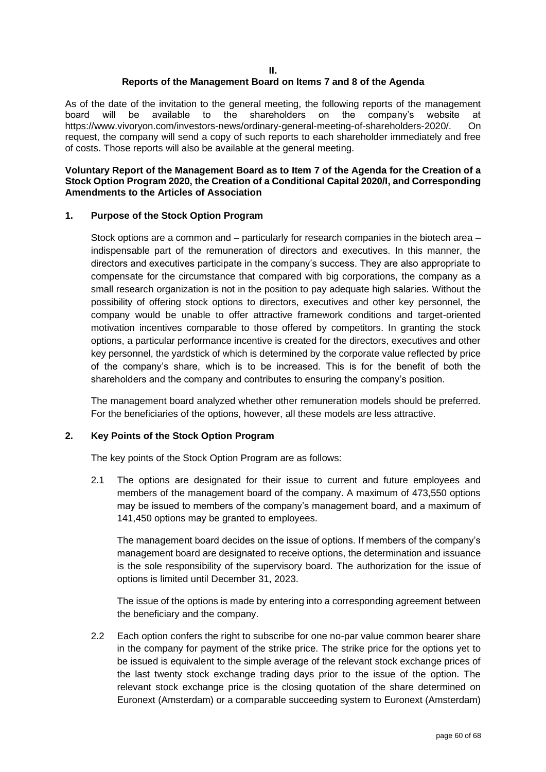## II.
## Reports of the Management Board on Items 7 and 8 of the Agenda

As of the date of the invitation to the general meeting, the following reports of the management board will be available to the shareholders on the company's website at https://www.vivoryon.com/investors-news/ordinary-general-meeting-of-shareholders-2020/. On request, the company will send a copy of such reports to each shareholder immediately and free of costs. Those reports will also be available at the general meeting.

### Voluntary Report of the Management Board as to Item 7 of the Agenda for the Creation of a Stock Option Program 2020, the Creation of a Conditional Capital 2020/I, and Corresponding Amendments to the Articles of Association

#### 1. Purpose of the Stock Option Program

Stock options are a common and – particularly for research companies in the biotech area – indispensable part of the remuneration of directors and executives. In this manner, the directors and executives participate in the company's success. They are also appropriate to compensate for the circumstance that compared with big corporations, the company as a small research organization is not in the position to pay adequate high salaries. Without the possibility of offering stock options to directors, executives and other key personnel, the company would be unable to offer attractive framework conditions and target-oriented motivation incentives comparable to those offered by competitors. In granting the stock options, a particular performance incentive is created for the directors, executives and other key personnel, the yardstick of which is determined by the corporate value reflected by price of the company's share, which is to be increased. This is for the benefit of both the shareholders and the company and contributes to ensuring the company's position.

The management board analyzed whether other remuneration models should be preferred. For the beneficiaries of the options, however, all these models are less attractive.

#### 2. Key Points of the Stock Option Program

The key points of the Stock Option Program are as follows:

2.1 The options are designated for their issue to current and future employees and members of the management board of the company. A maximum of 473,550 options may be issued to members of the company's management board, and a maximum of 141,450 options may be granted to employees.

The management board decides on the issue of options. If members of the company's management board are designated to receive options, the determination and issuance is the sole responsibility of the supervisory board. The authorization for the issue of options is limited until December 31, 2023.

The issue of the options is made by entering into a corresponding agreement between the beneficiary and the company.

2.2 Each option confers the right to subscribe for one no-par value common bearer share in the company for payment of the strike price. The strike price for the options yet to be issued is equivalent to the simple average of the relevant stock exchange prices of the last twenty stock exchange trading days prior to the issue of the option. The relevant stock exchange price is the closing quotation of the share determined on Euronext (Amsterdam) or a comparable succeeding system to Euronext (Amsterdam)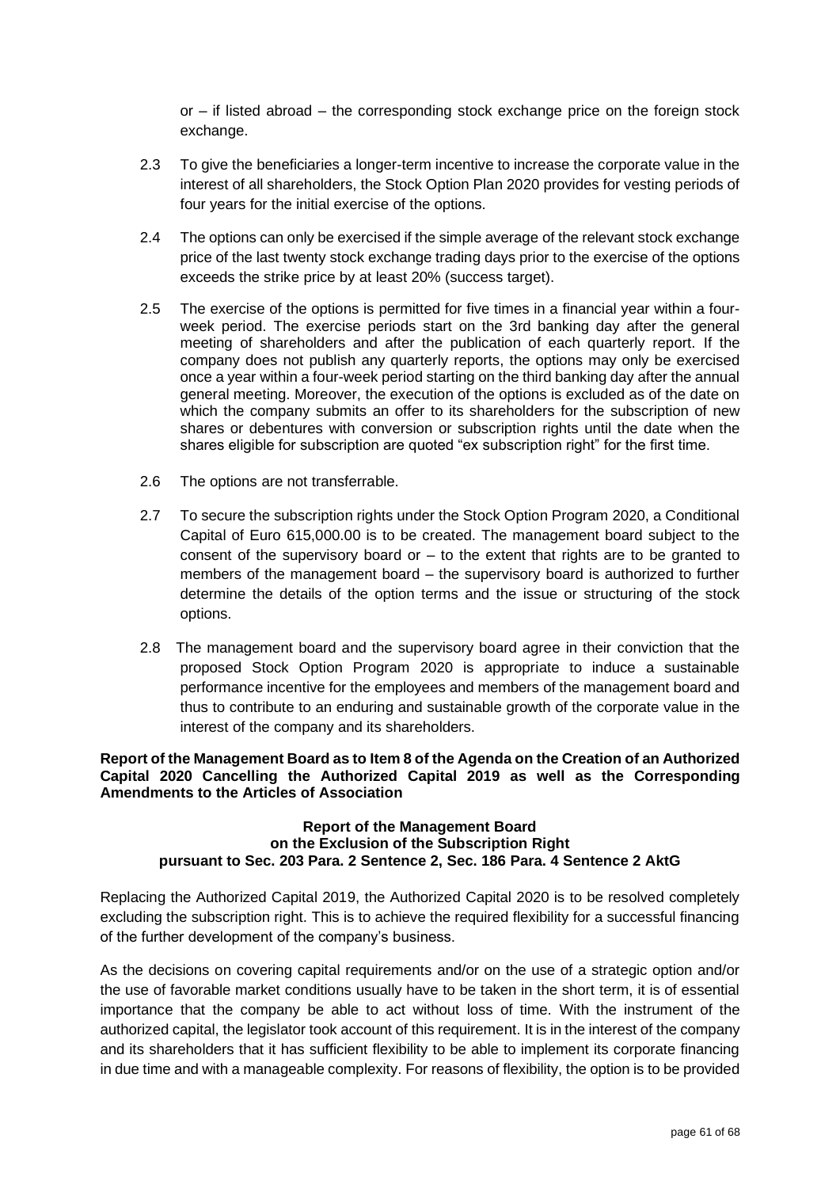or – if listed abroad – the corresponding stock exchange price on the foreign stock exchange.

2.3 To give the beneficiaries a longer-term incentive to increase the corporate value in the interest of all shareholders, the Stock Option Plan 2020 provides for vesting periods of four years for the initial exercise of the options.

2.4 The options can only be exercised if the simple average of the relevant stock exchange price of the last twenty stock exchange trading days prior to the exercise of the options exceeds the strike price by at least 20% (success target).

2.5 The exercise of the options is permitted for five times in a financial year within a four-week period. The exercise periods start on the 3rd banking day after the general meeting of shareholders and after the publication of each quarterly report. If the company does not publish any quarterly reports, the options may only be exercised once a year within a four-week period starting on the third banking day after the annual general meeting. Moreover, the execution of the options is excluded as of the date on which the company submits an offer to its shareholders for the subscription of new shares or debentures with conversion or subscription rights until the date when the shares eligible for subscription are quoted "ex subscription right" for the first time.

2.6 The options are not transferrable.

2.7 To secure the subscription rights under the Stock Option Program 2020, a Conditional Capital of Euro 615,000.00 is to be created. The management board subject to the consent of the supervisory board or – to the extent that rights are to be granted to members of the management board – the supervisory board is authorized to further determine the details of the option terms and the issue or structuring of the stock options.

2.8 The management board and the supervisory board agree in their conviction that the proposed Stock Option Program 2020 is appropriate to induce a sustainable performance incentive for the employees and members of the management board and thus to contribute to an enduring and sustainable growth of the corporate value in the interest of the company and its shareholders.

**Report of the Management Board as to Item 8 of the Agenda on the Creation of an Authorized Capital 2020 Cancelling the Authorized Capital 2019 as well as the Corresponding Amendments to the Articles of Association**

**Report of the Management Board on the Exclusion of the Subscription Right pursuant to Sec. 203 Para. 2 Sentence 2, Sec. 186 Para. 4 Sentence 2 AktG**

Replacing the Authorized Capital 2019, the Authorized Capital 2020 is to be resolved completely excluding the subscription right. This is to achieve the required flexibility for a successful financing of the further development of the company's business.

As the decisions on covering capital requirements and/or on the use of a strategic option and/or the use of favorable market conditions usually have to be taken in the short term, it is of essential importance that the company be able to act without loss of time. With the instrument of the authorized capital, the legislator took account of this requirement. It is in the interest of the company and its shareholders that it has sufficient flexibility to be able to implement its corporate financing in due time and with a manageable complexity. For reasons of flexibility, the option is to be provided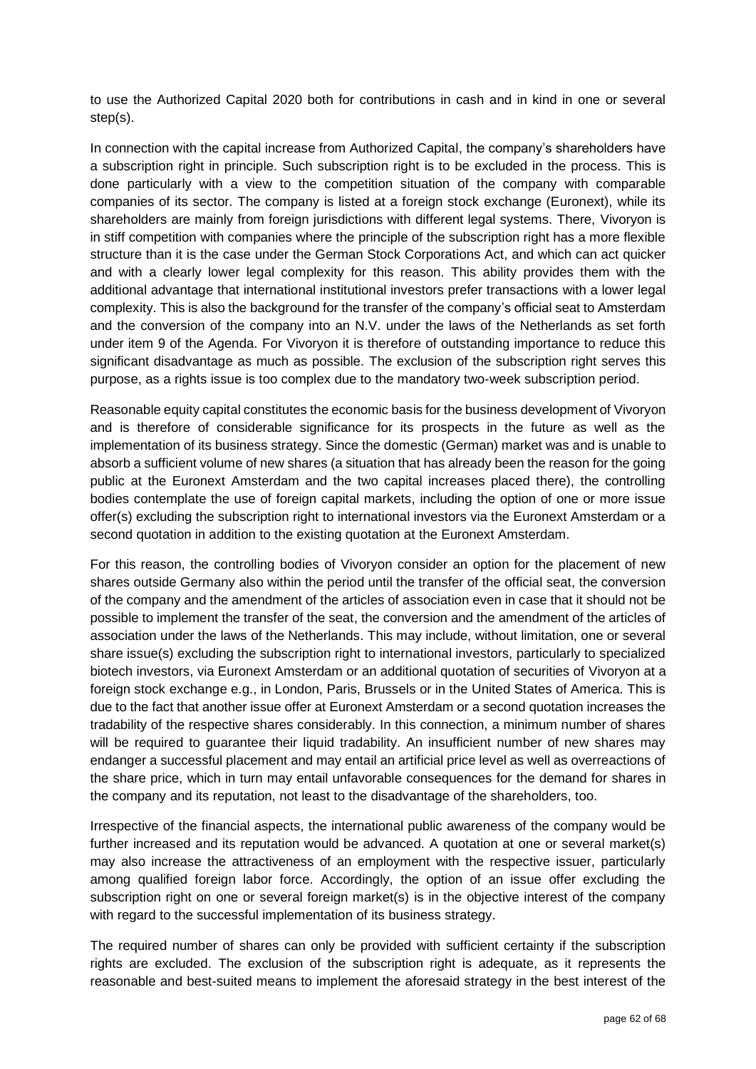to use the Authorized Capital 2020 both for contributions in cash and in kind in one or several step(s).

In connection with the capital increase from Authorized Capital, the company's shareholders have a subscription right in principle. Such subscription right is to be excluded in the process. This is done particularly with a view to the competition situation of the company with comparable companies of its sector. The company is listed at a foreign stock exchange (Euronext), while its shareholders are mainly from foreign jurisdictions with different legal systems. There, Vivoryon is in stiff competition with companies where the principle of the subscription right has a more flexible structure than it is the case under the German Stock Corporations Act, and which can act quicker and with a clearly lower legal complexity for this reason. This ability provides them with the additional advantage that international institutional investors prefer transactions with a lower legal complexity. This is also the background for the transfer of the company's official seat to Amsterdam and the conversion of the company into an N.V. under the laws of the Netherlands as set forth under item 9 of the Agenda. For Vivoryon it is therefore of outstanding importance to reduce this significant disadvantage as much as possible. The exclusion of the subscription right serves this purpose, as a rights issue is too complex due to the mandatory two-week subscription period.

Reasonable equity capital constitutes the economic basis for the business development of Vivoryon and is therefore of considerable significance for its prospects in the future as well as the implementation of its business strategy. Since the domestic (German) market was and is unable to absorb a sufficient volume of new shares (a situation that has already been the reason for the going public at the Euronext Amsterdam and the two capital increases placed there), the controlling bodies contemplate the use of foreign capital markets, including the option of one or more issue offer(s) excluding the subscription right to international investors via the Euronext Amsterdam or a second quotation in addition to the existing quotation at the Euronext Amsterdam.

For this reason, the controlling bodies of Vivoryon consider an option for the placement of new shares outside Germany also within the period until the transfer of the official seat, the conversion of the company and the amendment of the articles of association even in case that it should not be possible to implement the transfer of the seat, the conversion and the amendment of the articles of association under the laws of the Netherlands. This may include, without limitation, one or several share issue(s) excluding the subscription right to international investors, particularly to specialized biotech investors, via Euronext Amsterdam or an additional quotation of securities of Vivoryon at a foreign stock exchange e.g., in London, Paris, Brussels or in the United States of America. This is due to the fact that another issue offer at Euronext Amsterdam or a second quotation increases the tradability of the respective shares considerably. In this connection, a minimum number of shares will be required to guarantee their liquid tradability. An insufficient number of new shares may endanger a successful placement and may entail an artificial price level as well as overreactions of the share price, which in turn may entail unfavorable consequences for the demand for shares in the company and its reputation, not least to the disadvantage of the shareholders, too.

Irrespective of the financial aspects, the international public awareness of the company would be further increased and its reputation would be advanced. A quotation at one or several market(s) may also increase the attractiveness of an employment with the respective issuer, particularly among qualified foreign labor force. Accordingly, the option of an issue offer excluding the subscription right on one or several foreign market(s) is in the objective interest of the company with regard to the successful implementation of its business strategy.

The required number of shares can only be provided with sufficient certainty if the subscription rights are excluded. The exclusion of the subscription right is adequate, as it represents the reasonable and best-suited means to implement the aforesaid strategy in the best interest of the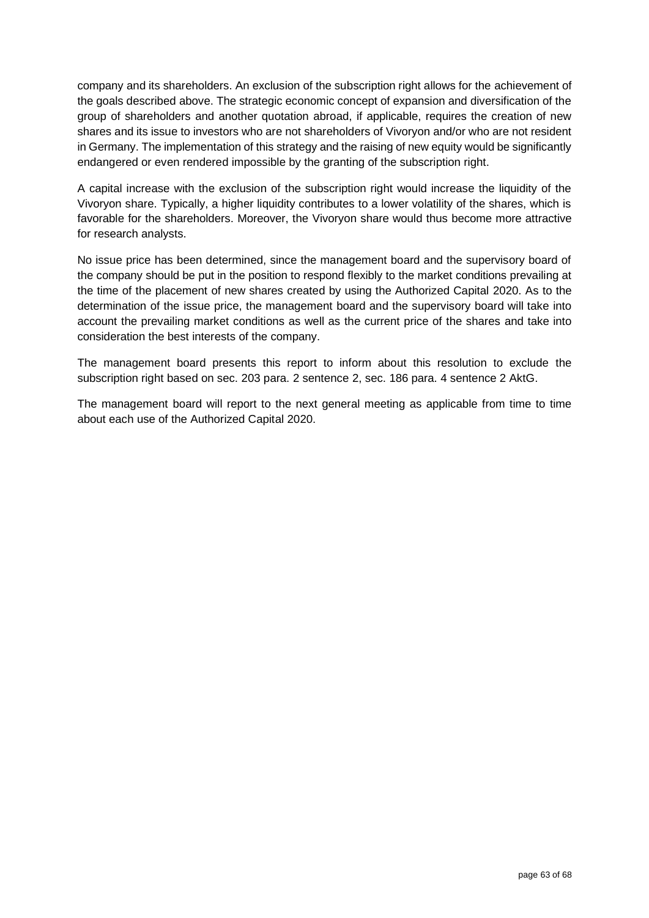company and its shareholders. An exclusion of the subscription right allows for the achievement of the goals described above. The strategic economic concept of expansion and diversification of the group of shareholders and another quotation abroad, if applicable, requires the creation of new shares and its issue to investors who are not shareholders of Vivoryon and/or who are not resident in Germany. The implementation of this strategy and the raising of new equity would be significantly endangered or even rendered impossible by the granting of the subscription right.

A capital increase with the exclusion of the subscription right would increase the liquidity of the Vivoryon share. Typically, a higher liquidity contributes to a lower volatility of the shares, which is favorable for the shareholders. Moreover, the Vivoryon share would thus become more attractive for research analysts.

No issue price has been determined, since the management board and the supervisory board of the company should be put in the position to respond flexibly to the market conditions prevailing at the time of the placement of new shares created by using the Authorized Capital 2020. As to the determination of the issue price, the management board and the supervisory board will take into account the prevailing market conditions as well as the current price of the shares and take into consideration the best interests of the company.

The management board presents this report to inform about this resolution to exclude the subscription right based on sec. 203 para. 2 sentence 2, sec. 186 para. 4 sentence 2 AktG.

The management board will report to the next general meeting as applicable from time to time about each use of the Authorized Capital 2020.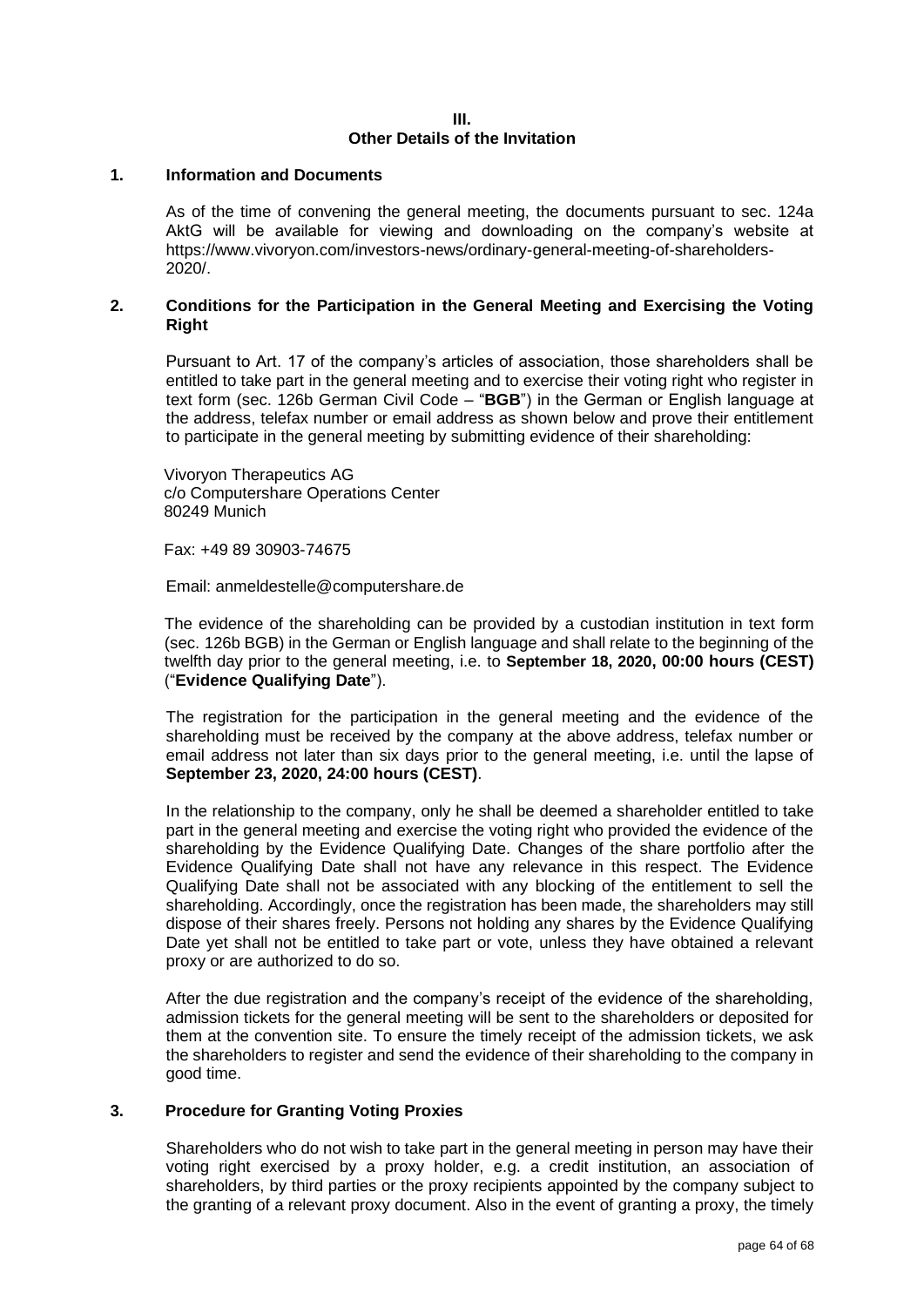## III.
## Other Details of the Invitation

### 1. Information and Documents

As of the time of convening the general meeting, the documents pursuant to sec. 124a AktG will be available for viewing and downloading on the company's website at https://www.vivoryon.com/investors-news/ordinary-general-meeting-of-shareholders-2020/.

### 2. Conditions for the Participation in the General Meeting and Exercising the Voting Right

Pursuant to Art. 17 of the company's articles of association, those shareholders shall be entitled to take part in the general meeting and to exercise their voting right who register in text form (sec. 126b German Civil Code – "**BGB**") in the German or English language at the address, telefax number or email address as shown below and prove their entitlement to participate in the general meeting by submitting evidence of their shareholding:

Vivoryon Therapeutics AG
c/o Computershare Operations Center
80249 Munich

Fax: +49 89 30903-74675

Email: anmeldestelle@computershare.de

The evidence of the shareholding can be provided by a custodian institution in text form (sec. 126b BGB) in the German or English language and shall relate to the beginning of the twelfth day prior to the general meeting, i.e. to **September 18, 2020, 00:00 hours (CEST)** ("**Evidence Qualifying Date**").

The registration for the participation in the general meeting and the evidence of the shareholding must be received by the company at the above address, telefax number or email address not later than six days prior to the general meeting, i.e. until the lapse of **September 23, 2020, 24:00 hours (CEST)**.

In the relationship to the company, only he shall be deemed a shareholder entitled to take part in the general meeting and exercise the voting right who provided the evidence of the shareholding by the Evidence Qualifying Date. Changes of the share portfolio after the Evidence Qualifying Date shall not have any relevance in this respect. The Evidence Qualifying Date shall not be associated with any blocking of the entitlement to sell the shareholding. Accordingly, once the registration has been made, the shareholders may still dispose of their shares freely. Persons not holding any shares by the Evidence Qualifying Date yet shall not be entitled to take part or vote, unless they have obtained a relevant proxy or are authorized to do so.

After the due registration and the company's receipt of the evidence of the shareholding, admission tickets for the general meeting will be sent to the shareholders or deposited for them at the convention site. To ensure the timely receipt of the admission tickets, we ask the shareholders to register and send the evidence of their shareholding to the company in good time.

### 3. Procedure for Granting Voting Proxies

Shareholders who do not wish to take part in the general meeting in person may have their voting right exercised by a proxy holder, e.g. a credit institution, an association of shareholders, by third parties or the proxy recipients appointed by the company subject to the granting of a relevant proxy document. Also in the event of granting a proxy, the timely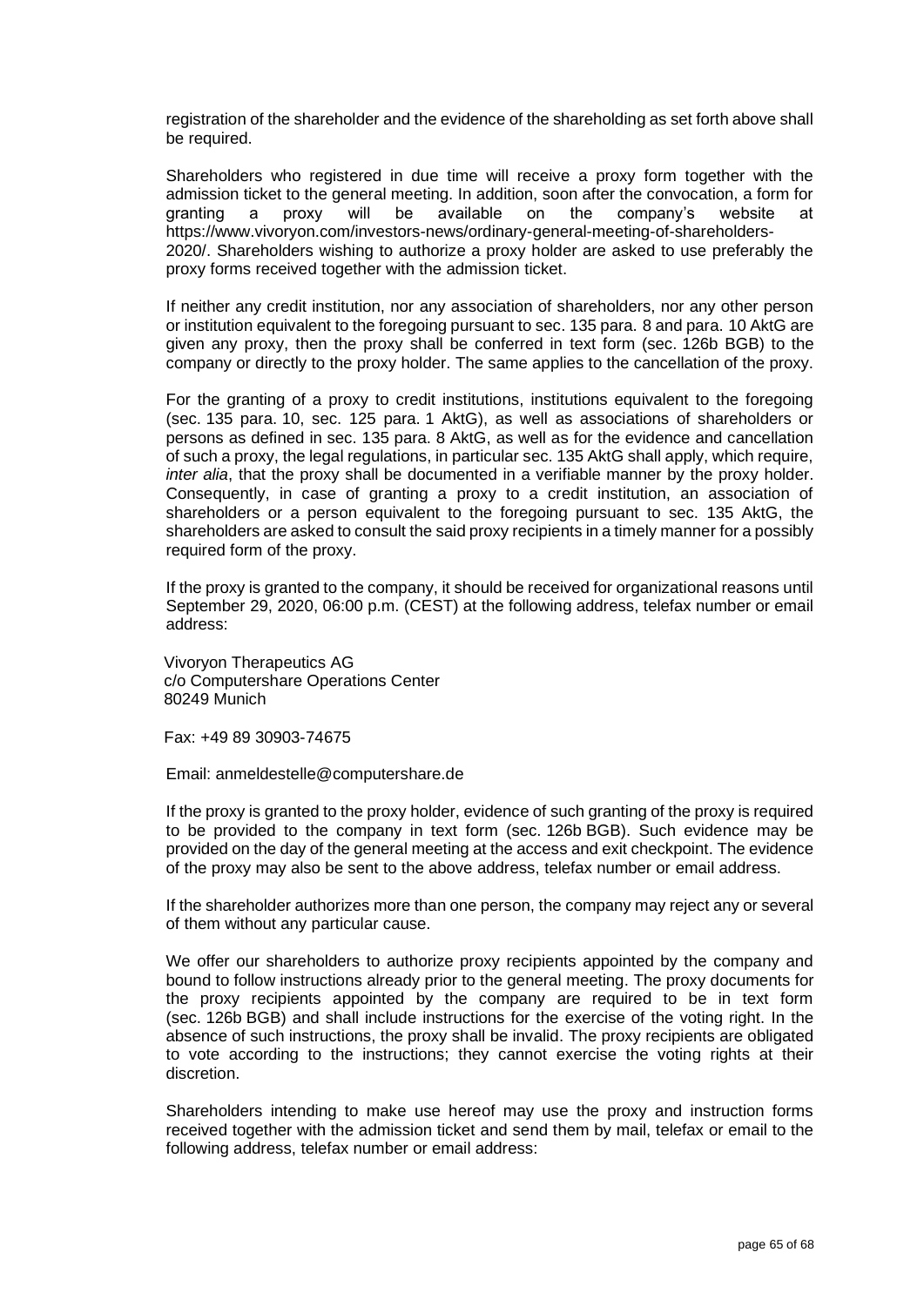registration of the shareholder and the evidence of the shareholding as set forth above shall be required.

Shareholders who registered in due time will receive a proxy form together with the admission ticket to the general meeting. In addition, soon after the convocation, a form for granting a proxy will be available on the company's website at https://www.vivoryon.com/investors-news/ordinary-general-meeting-of-shareholders-2020/. Shareholders wishing to authorize a proxy holder are asked to use preferably the proxy forms received together with the admission ticket.

If neither any credit institution, nor any association of shareholders, nor any other person or institution equivalent to the foregoing pursuant to sec. 135 para. 8 and para. 10 AktG are given any proxy, then the proxy shall be conferred in text form (sec. 126b BGB) to the company or directly to the proxy holder. The same applies to the cancellation of the proxy.

For the granting of a proxy to credit institutions, institutions equivalent to the foregoing (sec. 135 para. 10, sec. 125 para. 1 AktG), as well as associations of shareholders or persons as defined in sec. 135 para. 8 AktG, as well as for the evidence and cancellation of such a proxy, the legal regulations, in particular sec. 135 AktG shall apply, which require, *inter alia*, that the proxy shall be documented in a verifiable manner by the proxy holder. Consequently, in case of granting a proxy to a credit institution, an association of shareholders or a person equivalent to the foregoing pursuant to sec. 135 AktG, the shareholders are asked to consult the said proxy recipients in a timely manner for a possibly required form of the proxy.

If the proxy is granted to the company, it should be received for organizational reasons until September 29, 2020, 06:00 p.m. (CEST) at the following address, telefax number or email address:

Vivoryon Therapeutics AG
c/o Computershare Operations Center
80249 Munich

Fax: +49 89 30903-74675

Email: anmeldestelle@computershare.de

If the proxy is granted to the proxy holder, evidence of such granting of the proxy is required to be provided to the company in text form (sec. 126b BGB). Such evidence may be provided on the day of the general meeting at the access and exit checkpoint. The evidence of the proxy may also be sent to the above address, telefax number or email address.

If the shareholder authorizes more than one person, the company may reject any or several of them without any particular cause.

We offer our shareholders to authorize proxy recipients appointed by the company and bound to follow instructions already prior to the general meeting. The proxy documents for the proxy recipients appointed by the company are required to be in text form (sec. 126b BGB) and shall include instructions for the exercise of the voting right. In the absence of such instructions, the proxy shall be invalid. The proxy recipients are obligated to vote according to the instructions; they cannot exercise the voting rights at their discretion.

Shareholders intending to make use hereof may use the proxy and instruction forms received together with the admission ticket and send them by mail, telefax or email to the following address, telefax number or email address: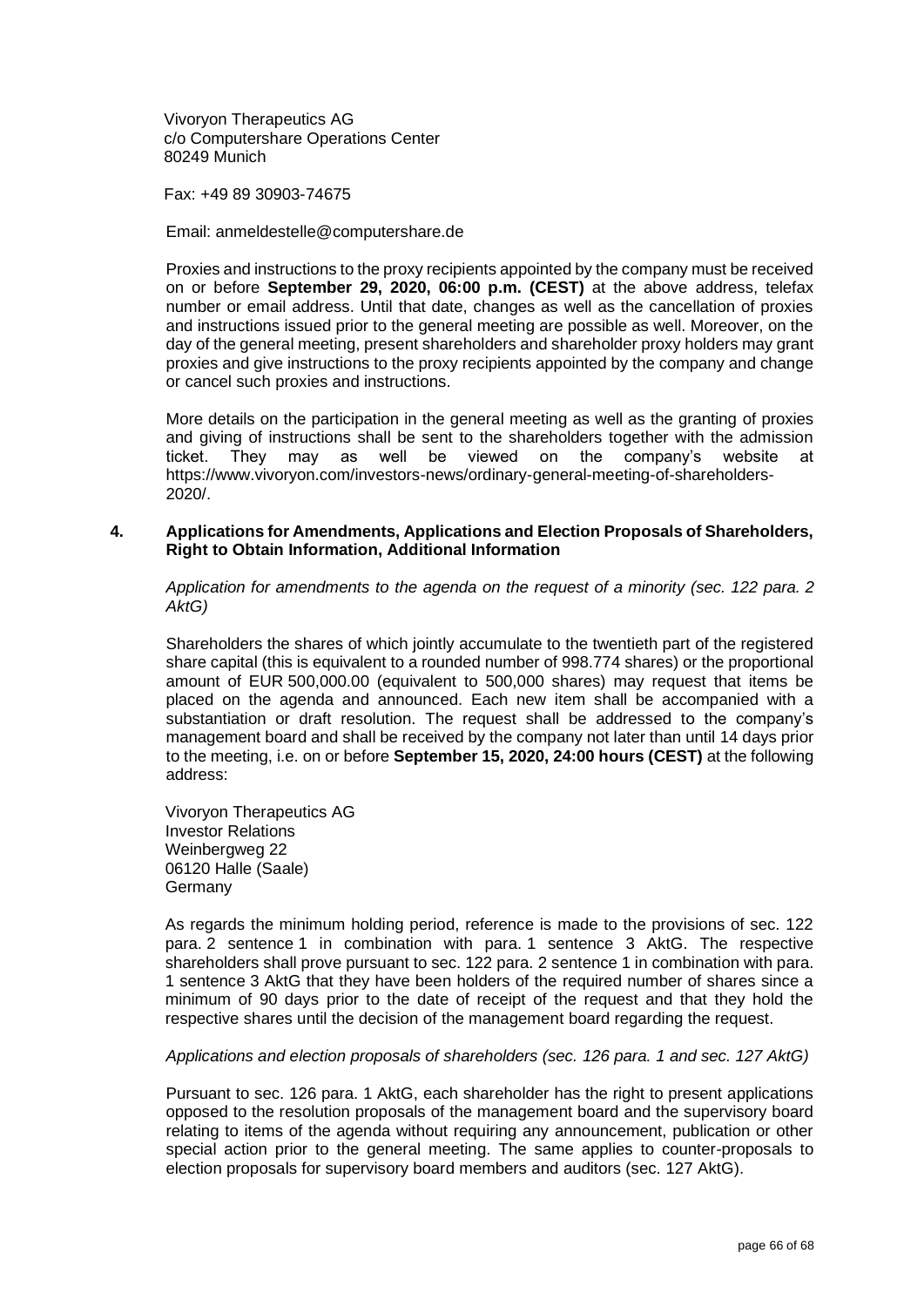Vivoryon Therapeutics AG
c/o Computershare Operations Center
80249 Munich

Fax: +49 89 30903-74675

Email: anmeldestelle@computershare.de

Proxies and instructions to the proxy recipients appointed by the company must be received on or before **September 29, 2020, 06:00 p.m. (CEST)** at the above address, telefax number or email address. Until that date, changes as well as the cancellation of proxies and instructions issued prior to the general meeting are possible as well. Moreover, on the day of the general meeting, present shareholders and shareholder proxy holders may grant proxies and give instructions to the proxy recipients appointed by the company and change or cancel such proxies and instructions.

More details on the participation in the general meeting as well as the granting of proxies and giving of instructions shall be sent to the shareholders together with the admission ticket. They may as well be viewed on the company's website at https://www.vivoryon.com/investors-news/ordinary-general-meeting-of-shareholders-2020/.

## 4. Applications for Amendments, Applications and Election Proposals of Shareholders, Right to Obtain Information, Additional Information

*Application for amendments to the agenda on the request of a minority (sec. 122 para. 2 AktG)*

Shareholders the shares of which jointly accumulate to the twentieth part of the registered share capital (this is equivalent to a rounded number of 998.774 shares) or the proportional amount of EUR 500,000.00 (equivalent to 500,000 shares) may request that items be placed on the agenda and announced. Each new item shall be accompanied with a substantiation or draft resolution. The request shall be addressed to the company's management board and shall be received by the company not later than until 14 days prior to the meeting, i.e. on or before **September 15, 2020, 24:00 hours (CEST)** at the following address:

Vivoryon Therapeutics AG
Investor Relations
Weinbergweg 22
06120 Halle (Saale)
Germany

As regards the minimum holding period, reference is made to the provisions of sec. 122 para. 2 sentence 1 in combination with para. 1 sentence 3 AktG. The respective shareholders shall prove pursuant to sec. 122 para. 2 sentence 1 in combination with para. 1 sentence 3 AktG that they have been holders of the required number of shares since a minimum of 90 days prior to the date of receipt of the request and that they hold the respective shares until the decision of the management board regarding the request.

*Applications and election proposals of shareholders (sec. 126 para. 1 and sec. 127 AktG)*

Pursuant to sec. 126 para. 1 AktG, each shareholder has the right to present applications opposed to the resolution proposals of the management board and the supervisory board relating to items of the agenda without requiring any announcement, publication or other special action prior to the general meeting. The same applies to counter-proposals to election proposals for supervisory board members and auditors (sec. 127 AktG).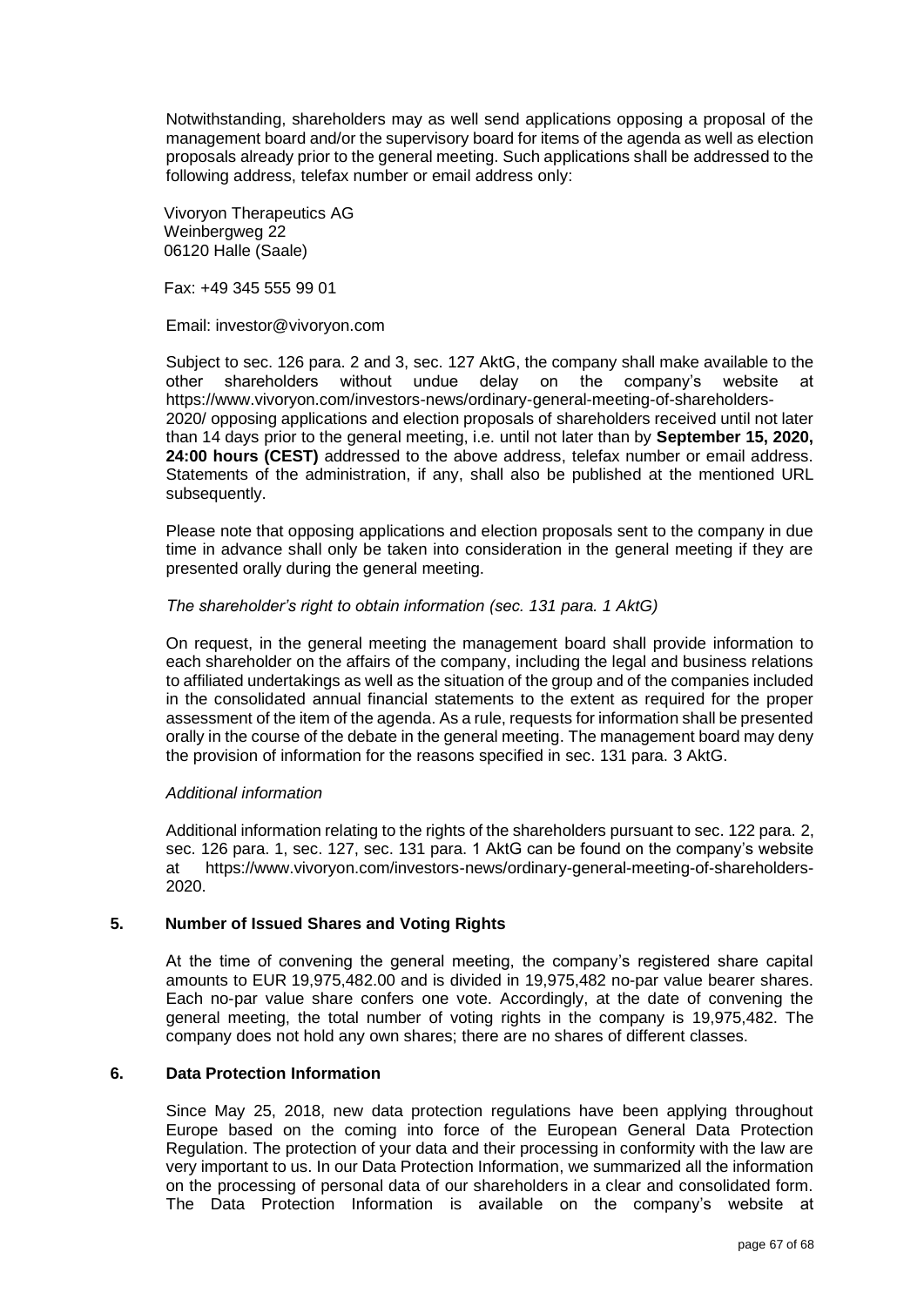Notwithstanding, shareholders may as well send applications opposing a proposal of the management board and/or the supervisory board for items of the agenda as well as election proposals already prior to the general meeting. Such applications shall be addressed to the following address, telefax number or email address only:

Vivoryon Therapeutics AG
Weinbergweg 22
06120 Halle (Saale)

Fax: +49 345 555 99 01

Email: investor@vivoryon.com

Subject to sec. 126 para. 2 and 3, sec. 127 AktG, the company shall make available to the other shareholders without undue delay on the company's website at https://www.vivoryon.com/investors-news/ordinary-general-meeting-of-shareholders-2020/ opposing applications and election proposals of shareholders received until not later than 14 days prior to the general meeting, i.e. until not later than by **September 15, 2020, 24:00 hours (CEST)** addressed to the above address, telefax number or email address. Statements of the administration, if any, shall also be published at the mentioned URL subsequently.

Please note that opposing applications and election proposals sent to the company in due time in advance shall only be taken into consideration in the general meeting if they are presented orally during the general meeting.

*The shareholder's right to obtain information (sec. 131 para. 1 AktG)*

On request, in the general meeting the management board shall provide information to each shareholder on the affairs of the company, including the legal and business relations to affiliated undertakings as well as the situation of the group and of the companies included in the consolidated annual financial statements to the extent as required for the proper assessment of the item of the agenda. As a rule, requests for information shall be presented orally in the course of the debate in the general meeting. The management board may deny the provision of information for the reasons specified in sec. 131 para. 3 AktG.

*Additional information*

Additional information relating to the rights of the shareholders pursuant to sec. 122 para. 2, sec. 126 para. 1, sec. 127, sec. 131 para. 1 AktG can be found on the company's website at https://www.vivoryon.com/investors-news/ordinary-general-meeting-of-shareholders-2020.

## 5. Number of Issued Shares and Voting Rights

At the time of convening the general meeting, the company's registered share capital amounts to EUR 19,975,482.00 and is divided in 19,975,482 no-par value bearer shares. Each no-par value share confers one vote. Accordingly, at the date of convening the general meeting, the total number of voting rights in the company is 19,975,482. The company does not hold any own shares; there are no shares of different classes.

## 6. Data Protection Information

Since May 25, 2018, new data protection regulations have been applying throughout Europe based on the coming into force of the European General Data Protection Regulation. The protection of your data and their processing in conformity with the law are very important to us. In our Data Protection Information, we summarized all the information on the processing of personal data of our shareholders in a clear and consolidated form. The Data Protection Information is available on the company's website at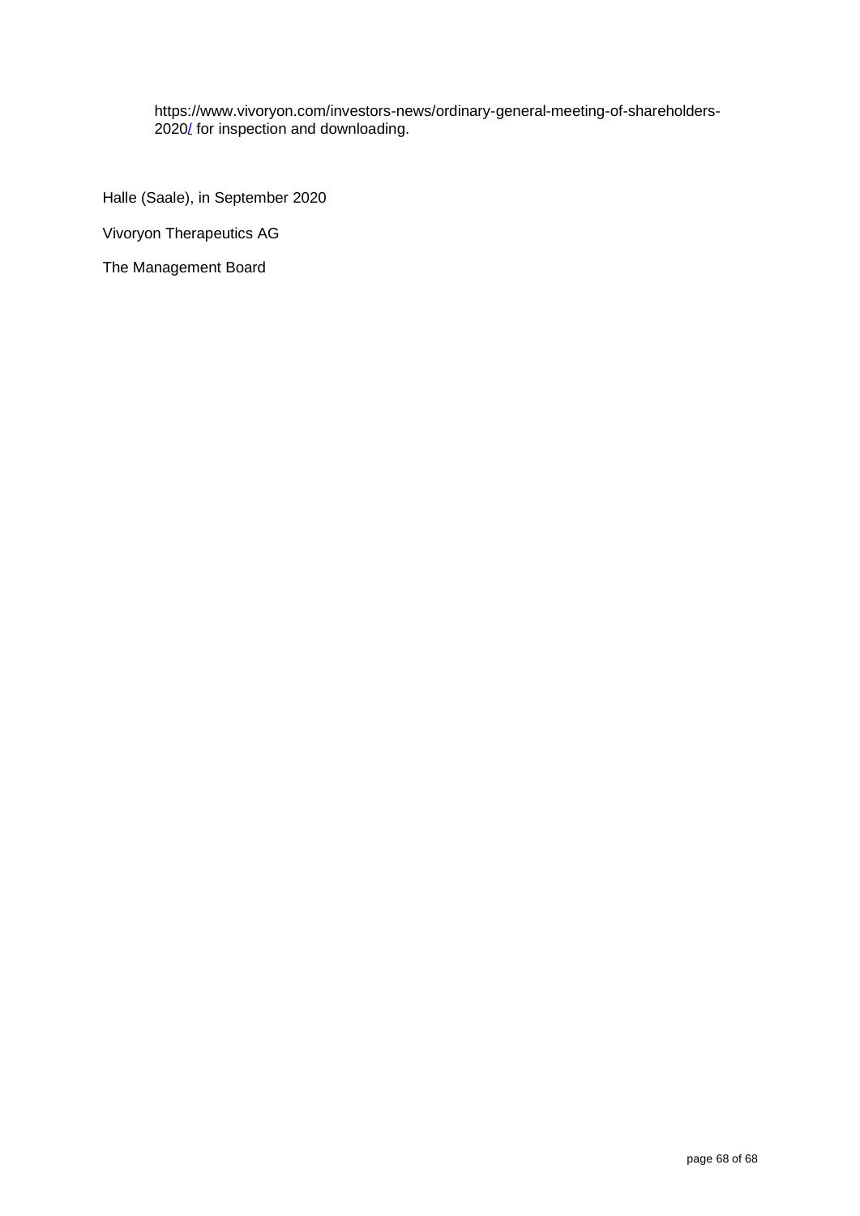https://www.vivoryon.com/investors-news/ordinary-general-meeting-of-shareholders-2020/ for inspection and downloading.

Halle (Saale), in September 2020

Vivoryon Therapeutics AG

The Management Board